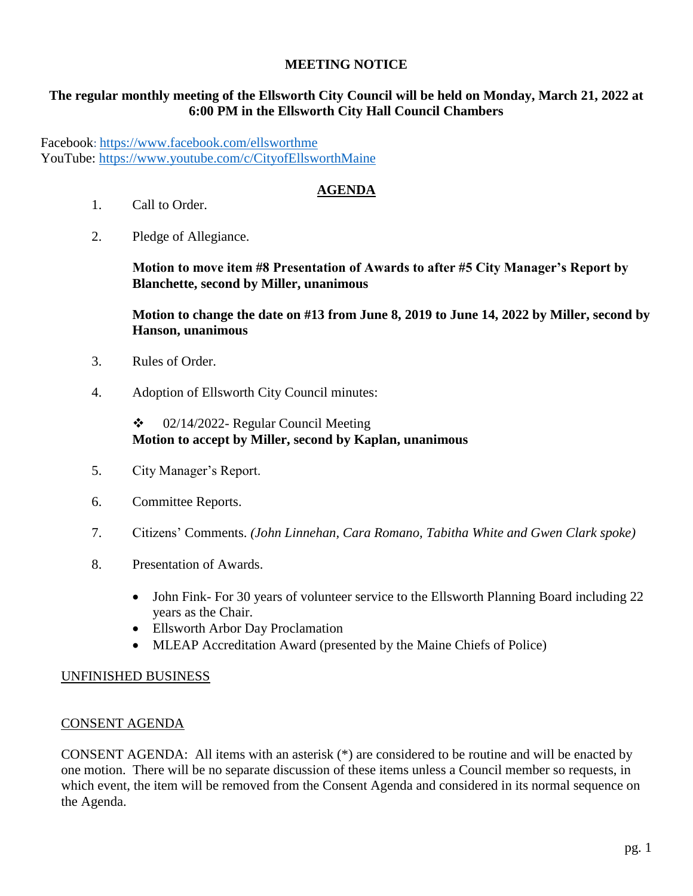# MEETING NOTICE

**The regular monthly meeting of the Ellsworth City Council will be held on Monday, March 21, 2022 at 6:00 PM in the Ellsworth City Hall Council Chambers**

Facebook: https://www.facebook.com/ellsworthme
YouTube: https://www.youtube.com/c/CityofEllsworthMaine

## AGENDA

1. Call to Order.

2. Pledge of Allegiance.

   **Motion to move item #8 Presentation of Awards to after #5 City Manager's Report by Blanchette, second by Miller, unanimous**

   **Motion to change the date on #13 from June 8, 2019 to June 14, 2022 by Miller, second by Hanson, unanimous**

3. Rules of Order.

4. Adoption of Ellsworth City Council minutes:

   ❖ 02/14/2022- Regular Council Meeting
   **Motion to accept by Miller, second by Kaplan, unanimous**

5. City Manager's Report.

6. Committee Reports.

7. Citizens' Comments. *(John Linnehan, Cara Romano, Tabitha White and Gwen Clark spoke)*

8. Presentation of Awards.

   - John Fink- For 30 years of volunteer service to the Ellsworth Planning Board including 22 years as the Chair.
   - Ellsworth Arbor Day Proclamation
   - MLEAP Accreditation Award (presented by the Maine Chiefs of Police)

UNFINISHED BUSINESS

CONSENT AGENDA

CONSENT AGENDA: All items with an asterisk (*) are considered to be routine and will be enacted by one motion. There will be no separate discussion of these items unless a Council member so requests, in which event, the item will be removed from the Consent Agenda and considered in its normal sequence on the Agenda.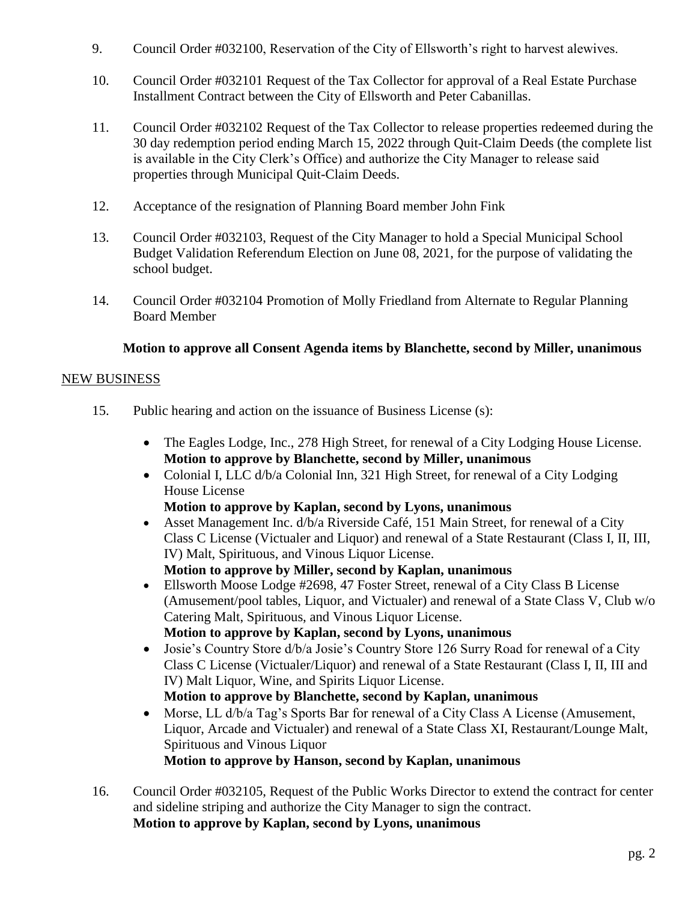9. Council Order #032100, Reservation of the City of Ellsworth's right to harvest alewives.

10. Council Order #032101 Request of the Tax Collector for approval of a Real Estate Purchase Installment Contract between the City of Ellsworth and Peter Cabanillas.

11. Council Order #032102 Request of the Tax Collector to release properties redeemed during the 30 day redemption period ending March 15, 2022 through Quit-Claim Deeds (the complete list is available in the City Clerk's Office) and authorize the City Manager to release said properties through Municipal Quit-Claim Deeds.

12. Acceptance of the resignation of Planning Board member John Fink

13. Council Order #032103, Request of the City Manager to hold a Special Municipal School Budget Validation Referendum Election on June 08, 2021, for the purpose of validating the school budget.

14. Council Order #032104 Promotion of Molly Friedland from Alternate to Regular Planning Board Member

**Motion to approve all Consent Agenda items by Blanchette, second by Miller, unanimous**

## NEW BUSINESS

15. Public hearing and action on the issuance of Business License (s):

    - The Eagles Lodge, Inc., 278 High Street, for renewal of a City Lodging House License.
      **Motion to approve by Blanchette, second by Miller, unanimous**
    - Colonial I, LLC d/b/a Colonial Inn, 321 High Street, for renewal of a City Lodging House License
      **Motion to approve by Kaplan, second by Lyons, unanimous**
    - Asset Management Inc. d/b/a Riverside Café, 151 Main Street, for renewal of a City Class C License (Victualer and Liquor) and renewal of a State Restaurant (Class I, II, III, IV) Malt, Spirituous, and Vinous Liquor License.
      **Motion to approve by Miller, second by Kaplan, unanimous**
    - Ellsworth Moose Lodge #2698, 47 Foster Street, renewal of a City Class B License (Amusement/pool tables, Liquor, and Victualer) and renewal of a State Class V, Club w/o Catering Malt, Spirituous, and Vinous Liquor License.
      **Motion to approve by Kaplan, second by Lyons, unanimous**
    - Josie's Country Store d/b/a Josie's Country Store 126 Surry Road for renewal of a City Class C License (Victualer/Liquor) and renewal of a State Restaurant (Class I, II, III and IV) Malt Liquor, Wine, and Spirits Liquor License.
      **Motion to approve by Blanchette, second by Kaplan, unanimous**
    - Morse, LL d/b/a Tag's Sports Bar for renewal of a City Class A License (Amusement, Liquor, Arcade and Victualer) and renewal of a State Class XI, Restaurant/Lounge Malt, Spirituous and Vinous Liquor
      **Motion to approve by Hanson, second by Kaplan, unanimous**

16. Council Order #032105, Request of the Public Works Director to extend the contract for center and sideline striping and authorize the City Manager to sign the contract.
    **Motion to approve by Kaplan, second by Lyons, unanimous**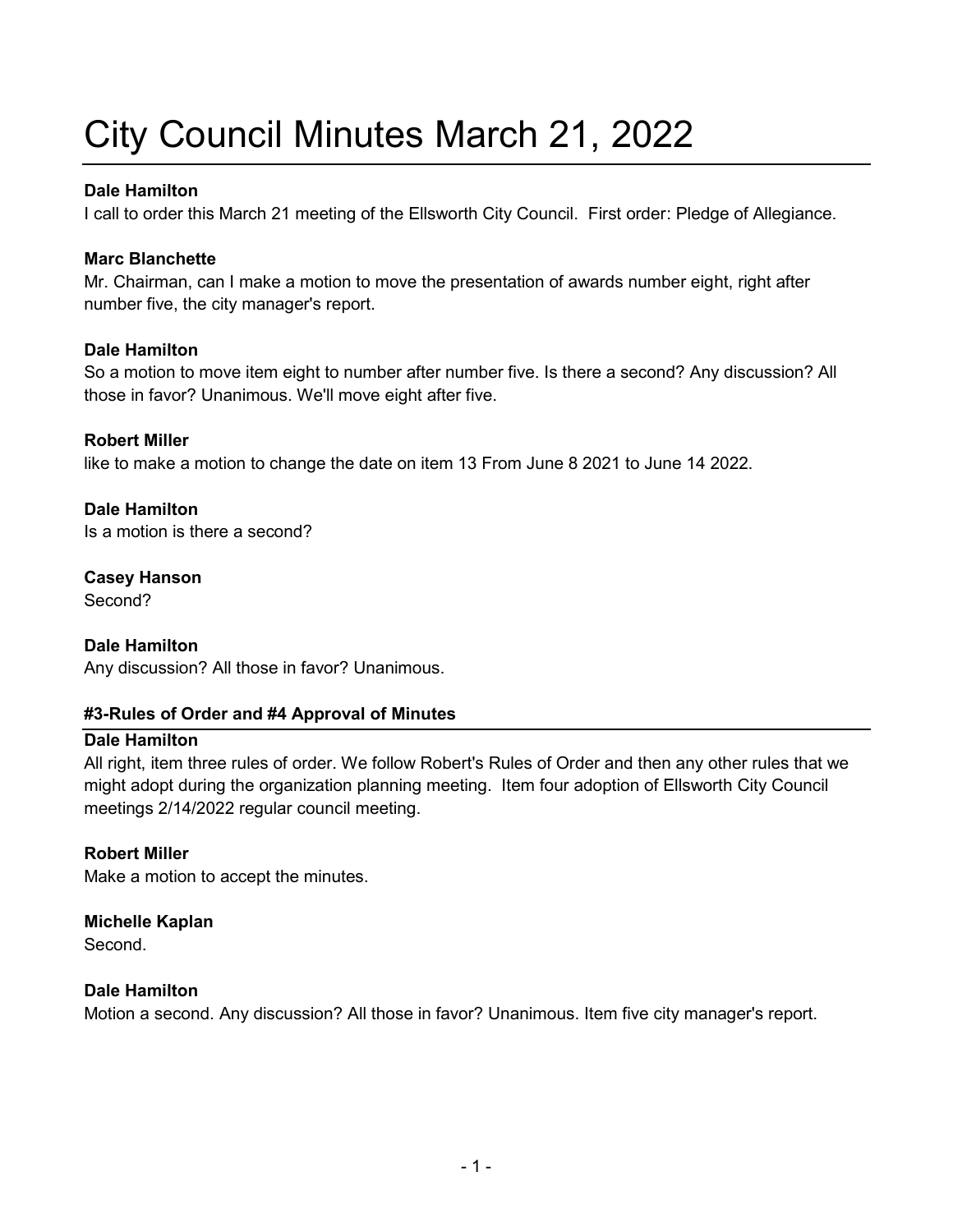# City Council Minutes March 21, 2022

**Dale Hamilton**
I call to order this March 21 meeting of the Ellsworth City Council.  First order: Pledge of Allegiance.

**Marc Blanchette**
Mr. Chairman, can I make a motion to move the presentation of awards number eight, right after number five, the city manager's report.

**Dale Hamilton**
So a motion to move item eight to number after number five. Is there a second? Any discussion? All those in favor? Unanimous. We'll move eight after five.

**Robert Miller**
like to make a motion to change the date on item 13 From June 8 2021 to June 14 2022.

**Dale Hamilton**
Is a motion is there a second?

**Casey Hanson**
Second?

**Dale Hamilton**
Any discussion? All those in favor? Unanimous.

### #3-Rules of Order and #4 Approval of Minutes

**Dale Hamilton**
All right, item three rules of order. We follow Robert's Rules of Order and then any other rules that we might adopt during the organization planning meeting.  Item four adoption of Ellsworth City Council meetings 2/14/2022 regular council meeting.

**Robert Miller**
Make a motion to accept the minutes.

**Michelle Kaplan**
Second.

**Dale Hamilton**
Motion a second. Any discussion? All those in favor? Unanimous. Item five city manager's report.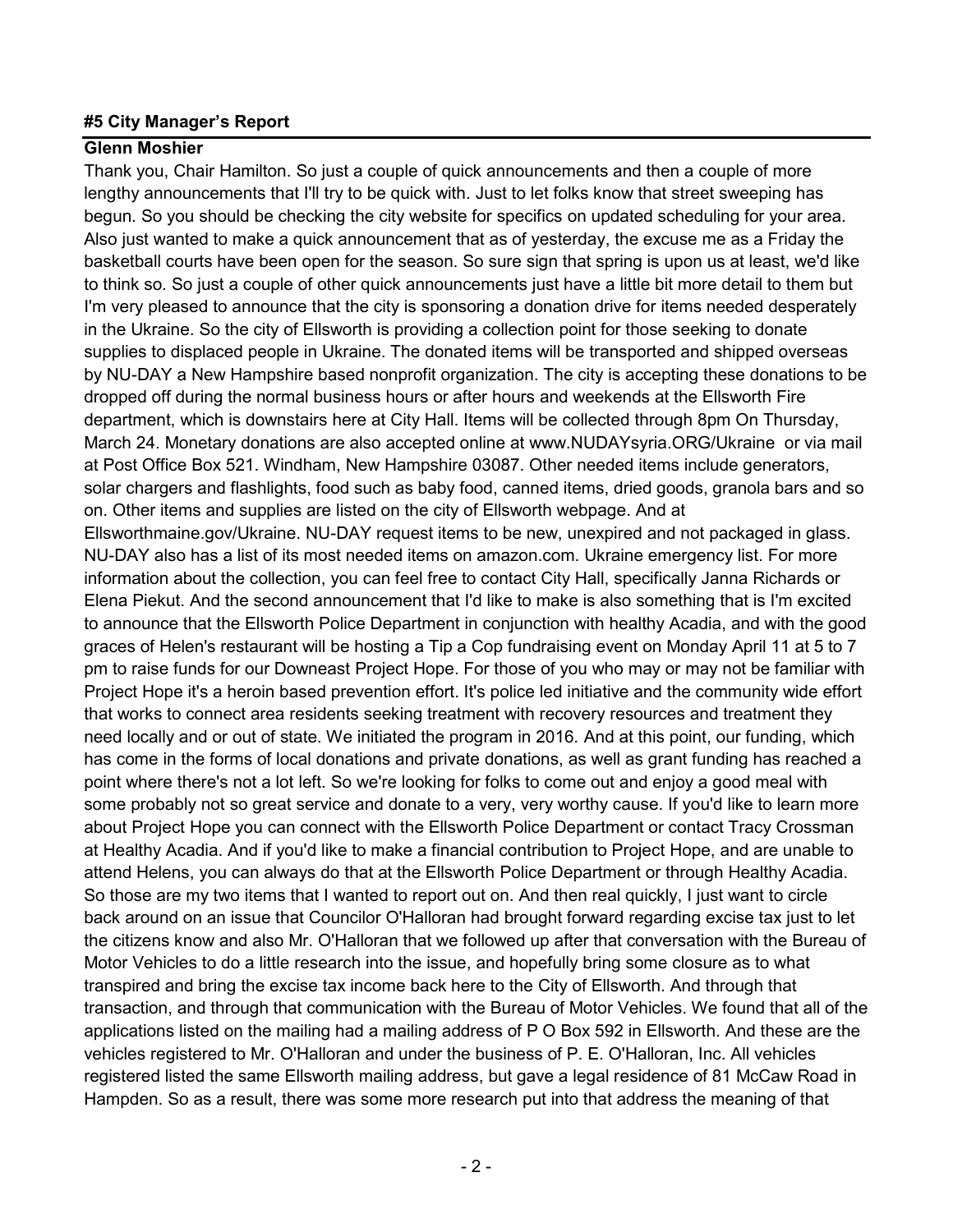#### #5 City Manager's Report

**Glenn Moshier**

Thank you, Chair Hamilton. So just a couple of quick announcements and then a couple of more lengthy announcements that I'll try to be quick with. Just to let folks know that street sweeping has begun. So you should be checking the city website for specifics on updated scheduling for your area. Also just wanted to make a quick announcement that as of yesterday, the excuse me as a Friday the basketball courts have been open for the season. So sure sign that spring is upon us at least, we'd like to think so. So just a couple of other quick announcements just have a little bit more detail to them but I'm very pleased to announce that the city is sponsoring a donation drive for items needed desperately in the Ukraine. So the city of Ellsworth is providing a collection point for those seeking to donate supplies to displaced people in Ukraine. The donated items will be transported and shipped overseas by NU-DAY a New Hampshire based nonprofit organization. The city is accepting these donations to be dropped off during the normal business hours or after hours and weekends at the Ellsworth Fire department, which is downstairs here at City Hall. Items will be collected through 8pm On Thursday, March 24. Monetary donations are also accepted online at www.NUDAYsyria.ORG/Ukraine or via mail at Post Office Box 521. Windham, New Hampshire 03087. Other needed items include generators, solar chargers and flashlights, food such as baby food, canned items, dried goods, granola bars and so on. Other items and supplies are listed on the city of Ellsworth webpage. And at Ellsworthmaine.gov/Ukraine. NU-DAY request items to be new, unexpired and not packaged in glass. NU-DAY also has a list of its most needed items on amazon.com. Ukraine emergency list. For more information about the collection, you can feel free to contact City Hall, specifically Janna Richards or Elena Piekut. And the second announcement that I'd like to make is also something that is I'm excited to announce that the Ellsworth Police Department in conjunction with healthy Acadia, and with the good graces of Helen's restaurant will be hosting a Tip a Cop fundraising event on Monday April 11 at 5 to 7 pm to raise funds for our Downeast Project Hope. For those of you who may or may not be familiar with Project Hope it's a heroin based prevention effort. It's police led initiative and the community wide effort that works to connect area residents seeking treatment with recovery resources and treatment they need locally and or out of state. We initiated the program in 2016. And at this point, our funding, which has come in the forms of local donations and private donations, as well as grant funding has reached a point where there's not a lot left. So we're looking for folks to come out and enjoy a good meal with some probably not so great service and donate to a very, very worthy cause. If you'd like to learn more about Project Hope you can connect with the Ellsworth Police Department or contact Tracy Crossman at Healthy Acadia. And if you'd like to make a financial contribution to Project Hope, and are unable to attend Helens, you can always do that at the Ellsworth Police Department or through Healthy Acadia. So those are my two items that I wanted to report out on. And then real quickly, I just want to circle back around on an issue that Councilor O'Halloran had brought forward regarding excise tax just to let the citizens know and also Mr. O'Halloran that we followed up after that conversation with the Bureau of Motor Vehicles to do a little research into the issue, and hopefully bring some closure as to what transpired and bring the excise tax income back here to the City of Ellsworth. And through that transaction, and through that communication with the Bureau of Motor Vehicles. We found that all of the applications listed on the mailing had a mailing address of P O Box 592 in Ellsworth. And these are the vehicles registered to Mr. O'Halloran and under the business of P. E. O'Halloran, Inc. All vehicles registered listed the same Ellsworth mailing address, but gave a legal residence of 81 McCaw Road in Hampden. So as a result, there was some more research put into that address the meaning of that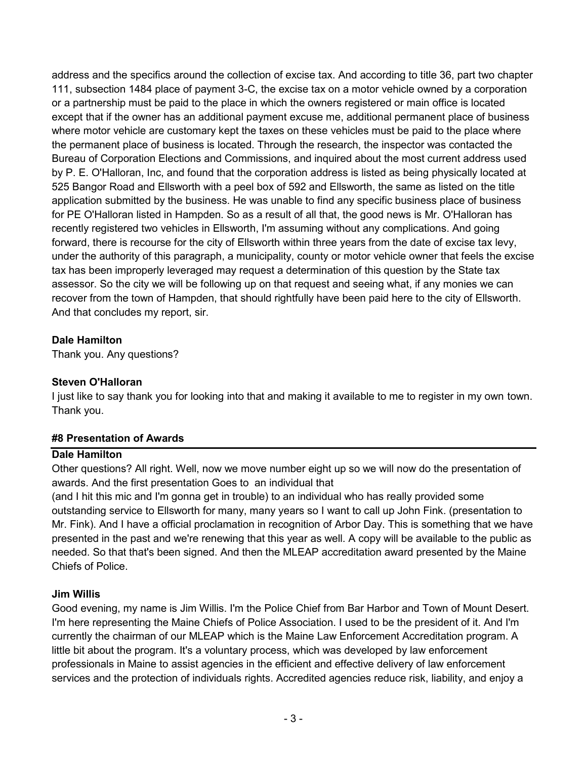address and the specifics around the collection of excise tax. And according to title 36, part two chapter 111, subsection 1484 place of payment 3-C, the excise tax on a motor vehicle owned by a corporation or a partnership must be paid to the place in which the owners registered or main office is located except that if the owner has an additional payment excuse me, additional permanent place of business where motor vehicle are customary kept the taxes on these vehicles must be paid to the place where the permanent place of business is located. Through the research, the inspector was contacted the Bureau of Corporation Elections and Commissions, and inquired about the most current address used by P. E. O'Halloran, Inc, and found that the corporation address is listed as being physically located at 525 Bangor Road and Ellsworth with a peel box of 592 and Ellsworth, the same as listed on the title application submitted by the business. He was unable to find any specific business place of business for PE O'Halloran listed in Hampden. So as a result of all that, the good news is Mr. O'Halloran has recently registered two vehicles in Ellsworth, I'm assuming without any complications. And going forward, there is recourse for the city of Ellsworth within three years from the date of excise tax levy, under the authority of this paragraph, a municipality, county or motor vehicle owner that feels the excise tax has been improperly leveraged may request a determination of this question by the State tax assessor. So the city we will be following up on that request and seeing what, if any monies we can recover from the town of Hampden, that should rightfully have been paid here to the city of Ellsworth. And that concludes my report, sir.

**Dale Hamilton**
Thank you. Any questions?

**Steven O'Halloran**
I just like to say thank you for looking into that and making it available to me to register in my own town. Thank you.

## #8 Presentation of Awards

**Dale Hamilton**
Other questions? All right. Well, now we move number eight up so we will now do the presentation of awards. And the first presentation Goes to an individual that
(and I hit this mic and I'm gonna get in trouble) to an individual who has really provided some outstanding service to Ellsworth for many, many years so I want to call up John Fink. (presentation to Mr. Fink). And I have a official proclamation in recognition of Arbor Day. This is something that we have presented in the past and we're renewing that this year as well. A copy will be available to the public as needed. So that that's been signed. And then the MLEAP accreditation award presented by the Maine Chiefs of Police.

**Jim Willis**
Good evening, my name is Jim Willis. I'm the Police Chief from Bar Harbor and Town of Mount Desert. I'm here representing the Maine Chiefs of Police Association. I used to be the president of it. And I'm currently the chairman of our MLEAP which is the Maine Law Enforcement Accreditation program. A little bit about the program. It's a voluntary process, which was developed by law enforcement professionals in Maine to assist agencies in the efficient and effective delivery of law enforcement services and the protection of individuals rights. Accredited agencies reduce risk, liability, and enjoy a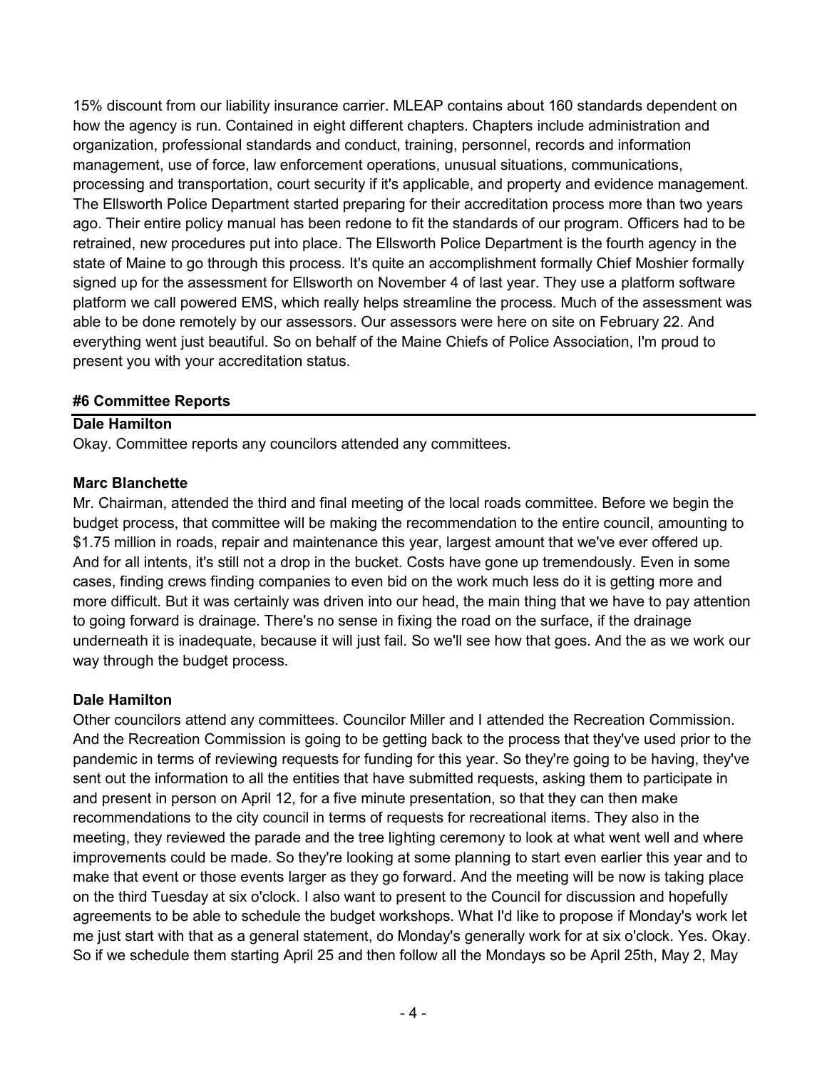15% discount from our liability insurance carrier. MLEAP contains about 160 standards dependent on how the agency is run. Contained in eight different chapters. Chapters include administration and organization, professional standards and conduct, training, personnel, records and information management, use of force, law enforcement operations, unusual situations, communications, processing and transportation, court security if it's applicable, and property and evidence management. The Ellsworth Police Department started preparing for their accreditation process more than two years ago. Their entire policy manual has been redone to fit the standards of our program. Officers had to be retrained, new procedures put into place. The Ellsworth Police Department is the fourth agency in the state of Maine to go through this process. It's quite an accomplishment formally Chief Moshier formally signed up for the assessment for Ellsworth on November 4 of last year. They use a platform software platform we call powered EMS, which really helps streamline the process. Much of the assessment was able to be done remotely by our assessors. Our assessors were here on site on February 22. And everything went just beautiful. So on behalf of the Maine Chiefs of Police Association, I'm proud to present you with your accreditation status.

## #6 Committee Reports

**Dale Hamilton**
Okay. Committee reports any councilors attended any committees.

**Marc Blanchette**
Mr. Chairman, attended the third and final meeting of the local roads committee. Before we begin the budget process, that committee will be making the recommendation to the entire council, amounting to $1.75 million in roads, repair and maintenance this year, largest amount that we've ever offered up. And for all intents, it's still not a drop in the bucket. Costs have gone up tremendously. Even in some cases, finding crews finding companies to even bid on the work much less do it is getting more and more difficult. But it was certainly was driven into our head, the main thing that we have to pay attention to going forward is drainage. There's no sense in fixing the road on the surface, if the drainage underneath it is inadequate, because it will just fail. So we'll see how that goes. And the as we work our way through the budget process.

**Dale Hamilton**
Other councilors attend any committees. Councilor Miller and I attended the Recreation Commission. And the Recreation Commission is going to be getting back to the process that they've used prior to the pandemic in terms of reviewing requests for funding for this year. So they're going to be having, they've sent out the information to all the entities that have submitted requests, asking them to participate in and present in person on April 12, for a five minute presentation, so that they can then make recommendations to the city council in terms of requests for recreational items. They also in the meeting, they reviewed the parade and the tree lighting ceremony to look at what went well and where improvements could be made. So they're looking at some planning to start even earlier this year and to make that event or those events larger as they go forward. And the meeting will be now is taking place on the third Tuesday at six o'clock. I also want to present to the Council for discussion and hopefully agreements to be able to schedule the budget workshops. What I'd like to propose if Monday's work let me just start with that as a general statement, do Monday's generally work for at six o'clock. Yes. Okay. So if we schedule them starting April 25 and then follow all the Mondays so be April 25th, May 2, May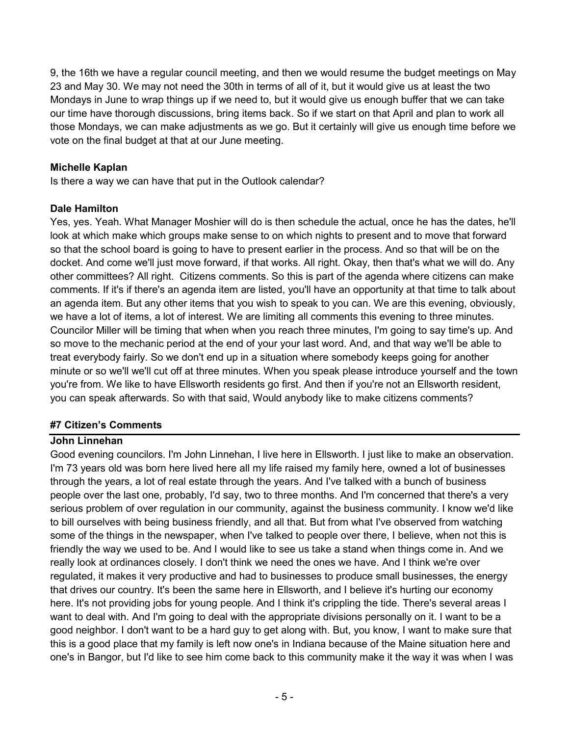9, the 16th we have a regular council meeting, and then we would resume the budget meetings on May 23 and May 30. We may not need the 30th in terms of all of it, but it would give us at least the two Mondays in June to wrap things up if we need to, but it would give us enough buffer that we can take our time have thorough discussions, bring items back. So if we start on that April and plan to work all those Mondays, we can make adjustments as we go. But it certainly will give us enough time before we vote on the final budget at that at our June meeting.

**Michelle Kaplan**
Is there a way we can have that put in the Outlook calendar?

**Dale Hamilton**
Yes, yes. Yeah. What Manager Moshier will do is then schedule the actual, once he has the dates, he'll look at which make which groups make sense to on which nights to present and to move that forward so that the school board is going to have to present earlier in the process. And so that will be on the docket. And come we'll just move forward, if that works. All right. Okay, then that's what we will do. Any other committees? All right. Citizens comments. So this is part of the agenda where citizens can make comments. If it's if there's an agenda item are listed, you'll have an opportunity at that time to talk about an agenda item. But any other items that you wish to speak to you can. We are this evening, obviously, we have a lot of items, a lot of interest. We are limiting all comments this evening to three minutes. Councilor Miller will be timing that when when you reach three minutes, I'm going to say time's up. And so move to the mechanic period at the end of your your last word. And, and that way we'll be able to treat everybody fairly. So we don't end up in a situation where somebody keeps going for another minute or so we'll we'll cut off at three minutes. When you speak please introduce yourself and the town you're from. We like to have Ellsworth residents go first. And then if you're not an Ellsworth resident, you can speak afterwards. So with that said, Would anybody like to make citizens comments?

## #7 Citizen's Comments

**John Linnehan**
Good evening councilors. I'm John Linnehan, I live here in Ellsworth. I just like to make an observation. I'm 73 years old was born here lived here all my life raised my family here, owned a lot of businesses through the years, a lot of real estate through the years. And I've talked with a bunch of business people over the last one, probably, I'd say, two to three months. And I'm concerned that there's a very serious problem of over regulation in our community, against the business community. I know we'd like to bill ourselves with being business friendly, and all that. But from what I've observed from watching some of the things in the newspaper, when I've talked to people over there, I believe, when not this is friendly the way we used to be. And I would like to see us take a stand when things come in. And we really look at ordinances closely. I don't think we need the ones we have. And I think we're over regulated, it makes it very productive and had to businesses to produce small businesses, the energy that drives our country. It's been the same here in Ellsworth, and I believe it's hurting our economy here. It's not providing jobs for young people. And I think it's crippling the tide. There's several areas I want to deal with. And I'm going to deal with the appropriate divisions personally on it. I want to be a good neighbor. I don't want to be a hard guy to get along with. But, you know, I want to make sure that this is a good place that my family is left now one's in Indiana because of the Maine situation here and one's in Bangor, but I'd like to see him come back to this community make it the way it was when I was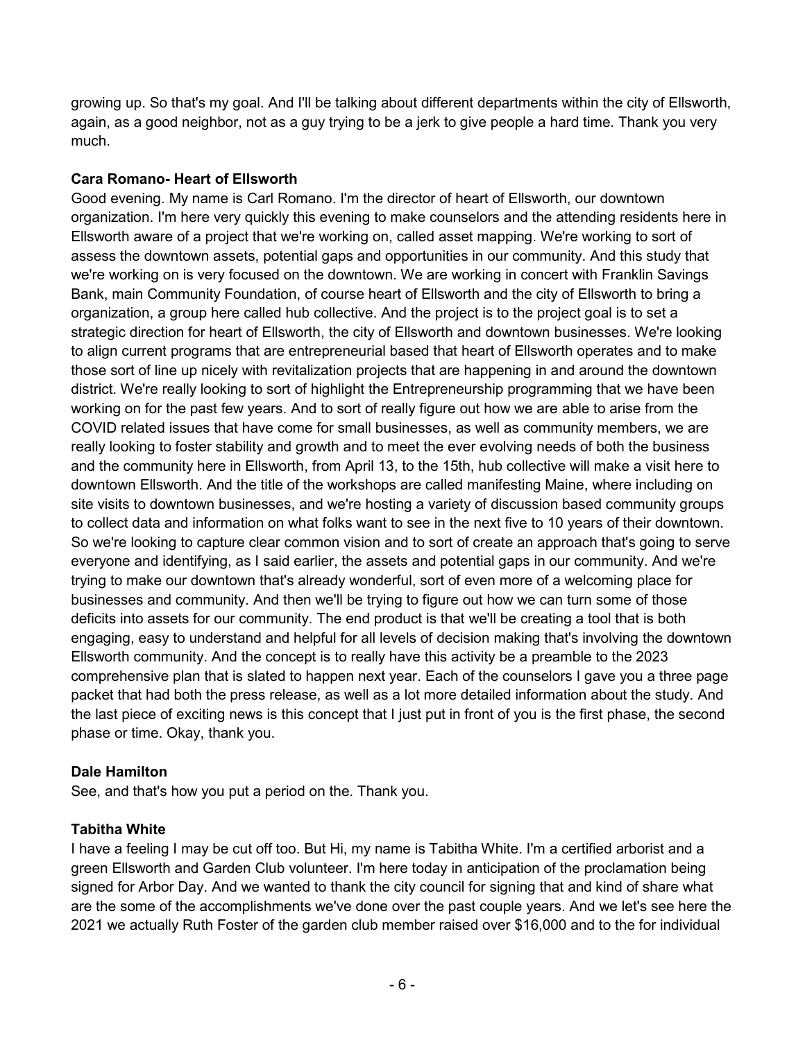growing up. So that's my goal. And I'll be talking about different departments within the city of Ellsworth, again, as a good neighbor, not as a guy trying to be a jerk to give people a hard time. Thank you very much.

**Cara Romano- Heart of Ellsworth**

Good evening. My name is Carl Romano. I'm the director of heart of Ellsworth, our downtown organization. I'm here very quickly this evening to make counselors and the attending residents here in Ellsworth aware of a project that we're working on, called asset mapping. We're working to sort of assess the downtown assets, potential gaps and opportunities in our community. And this study that we're working on is very focused on the downtown. We are working in concert with Franklin Savings Bank, main Community Foundation, of course heart of Ellsworth and the city of Ellsworth to bring a organization, a group here called hub collective. And the project is to the project goal is to set a strategic direction for heart of Ellsworth, the city of Ellsworth and downtown businesses. We're looking to align current programs that are entrepreneurial based that heart of Ellsworth operates and to make those sort of line up nicely with revitalization projects that are happening in and around the downtown district. We're really looking to sort of highlight the Entrepreneurship programming that we have been working on for the past few years. And to sort of really figure out how we are able to arise from the COVID related issues that have come for small businesses, as well as community members, we are really looking to foster stability and growth and to meet the ever evolving needs of both the business and the community here in Ellsworth, from April 13, to the 15th, hub collective will make a visit here to downtown Ellsworth. And the title of the workshops are called manifesting Maine, where including on site visits to downtown businesses, and we're hosting a variety of discussion based community groups to collect data and information on what folks want to see in the next five to 10 years of their downtown. So we're looking to capture clear common vision and to sort of create an approach that's going to serve everyone and identifying, as I said earlier, the assets and potential gaps in our community. And we're trying to make our downtown that's already wonderful, sort of even more of a welcoming place for businesses and community. And then we'll be trying to figure out how we can turn some of those deficits into assets for our community. The end product is that we'll be creating a tool that is both engaging, easy to understand and helpful for all levels of decision making that's involving the downtown Ellsworth community. And the concept is to really have this activity be a preamble to the 2023 comprehensive plan that is slated to happen next year. Each of the counselors I gave you a three page packet that had both the press release, as well as a lot more detailed information about the study. And the last piece of exciting news is this concept that I just put in front of you is the first phase, the second phase or time. Okay, thank you.

**Dale Hamilton**

See, and that's how you put a period on the. Thank you.

**Tabitha White**

I have a feeling I may be cut off too. But Hi, my name is Tabitha White. I'm a certified arborist and a green Ellsworth and Garden Club volunteer. I'm here today in anticipation of the proclamation being signed for Arbor Day. And we wanted to thank the city council for signing that and kind of share what are the some of the accomplishments we've done over the past couple years. And we let's see here the 2021 we actually Ruth Foster of the garden club member raised over $16,000 and to the for individual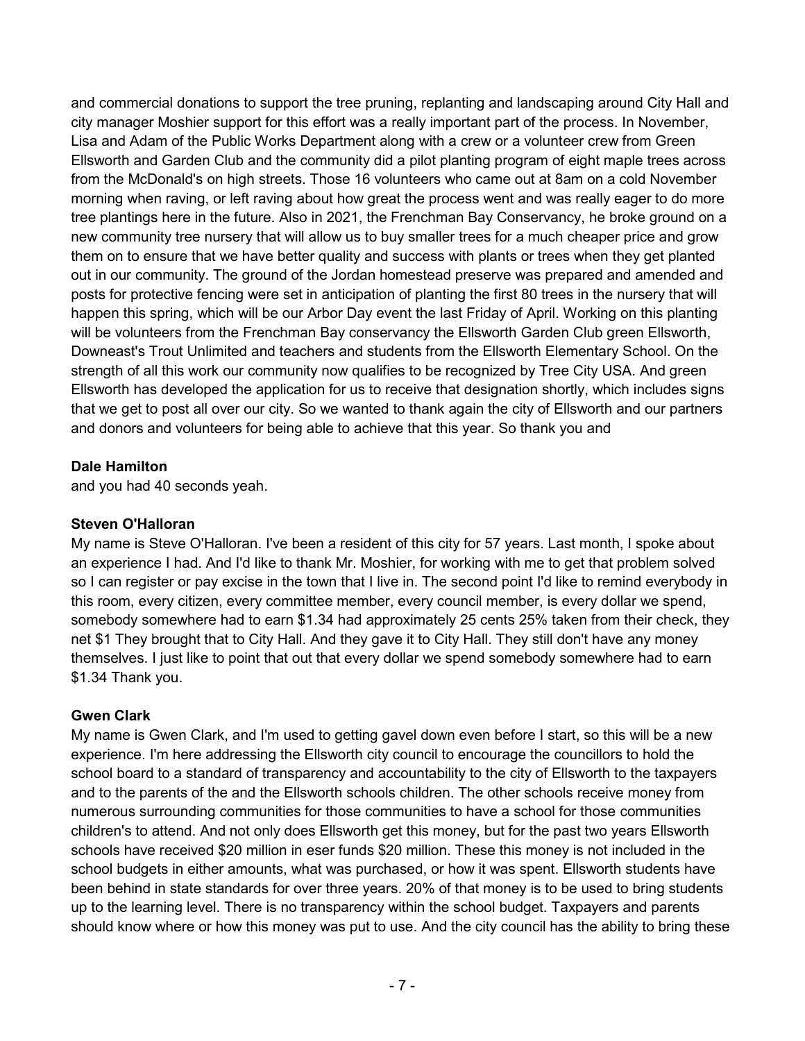and commercial donations to support the tree pruning, replanting and landscaping around City Hall and city manager Moshier support for this effort was a really important part of the process. In November, Lisa and Adam of the Public Works Department along with a crew or a volunteer crew from Green Ellsworth and Garden Club and the community did a pilot planting program of eight maple trees across from the McDonald's on high streets. Those 16 volunteers who came out at 8am on a cold November morning when raving, or left raving about how great the process went and was really eager to do more tree plantings here in the future. Also in 2021, the Frenchman Bay Conservancy, he broke ground on a new community tree nursery that will allow us to buy smaller trees for a much cheaper price and grow them on to ensure that we have better quality and success with plants or trees when they get planted out in our community. The ground of the Jordan homestead preserve was prepared and amended and posts for protective fencing were set in anticipation of planting the first 80 trees in the nursery that will happen this spring, which will be our Arbor Day event the last Friday of April. Working on this planting will be volunteers from the Frenchman Bay conservancy the Ellsworth Garden Club green Ellsworth, Downeast's Trout Unlimited and teachers and students from the Ellsworth Elementary School. On the strength of all this work our community now qualifies to be recognized by Tree City USA. And green Ellsworth has developed the application for us to receive that designation shortly, which includes signs that we get to post all over our city. So we wanted to thank again the city of Ellsworth and our partners and donors and volunteers for being able to achieve that this year. So thank you and

**Dale Hamilton**
and you had 40 seconds yeah.

**Steven O'Halloran**
My name is Steve O'Halloran. I've been a resident of this city for 57 years. Last month, I spoke about an experience I had. And I'd like to thank Mr. Moshier, for working with me to get that problem solved so I can register or pay excise in the town that I live in. The second point I'd like to remind everybody in this room, every citizen, every committee member, every council member, is every dollar we spend, somebody somewhere had to earn $1.34 had approximately 25 cents 25% taken from their check, they net $1 They brought that to City Hall. And they gave it to City Hall. They still don't have any money themselves. I just like to point that out that every dollar we spend somebody somewhere had to earn $1.34 Thank you.

**Gwen Clark**
My name is Gwen Clark, and I'm used to getting gavel down even before I start, so this will be a new experience. I'm here addressing the Ellsworth city council to encourage the councillors to hold the school board to a standard of transparency and accountability to the city of Ellsworth to the taxpayers and to the parents of the and the Ellsworth schools children. The other schools receive money from numerous surrounding communities for those communities to have a school for those communities children's to attend. And not only does Ellsworth get this money, but for the past two years Ellsworth schools have received $20 million in eser funds $20 million. These this money is not included in the school budgets in either amounts, what was purchased, or how it was spent. Ellsworth students have been behind in state standards for over three years. 20% of that money is to be used to bring students up to the learning level. There is no transparency within the school budget. Taxpayers and parents should know where or how this money was put to use. And the city council has the ability to bring these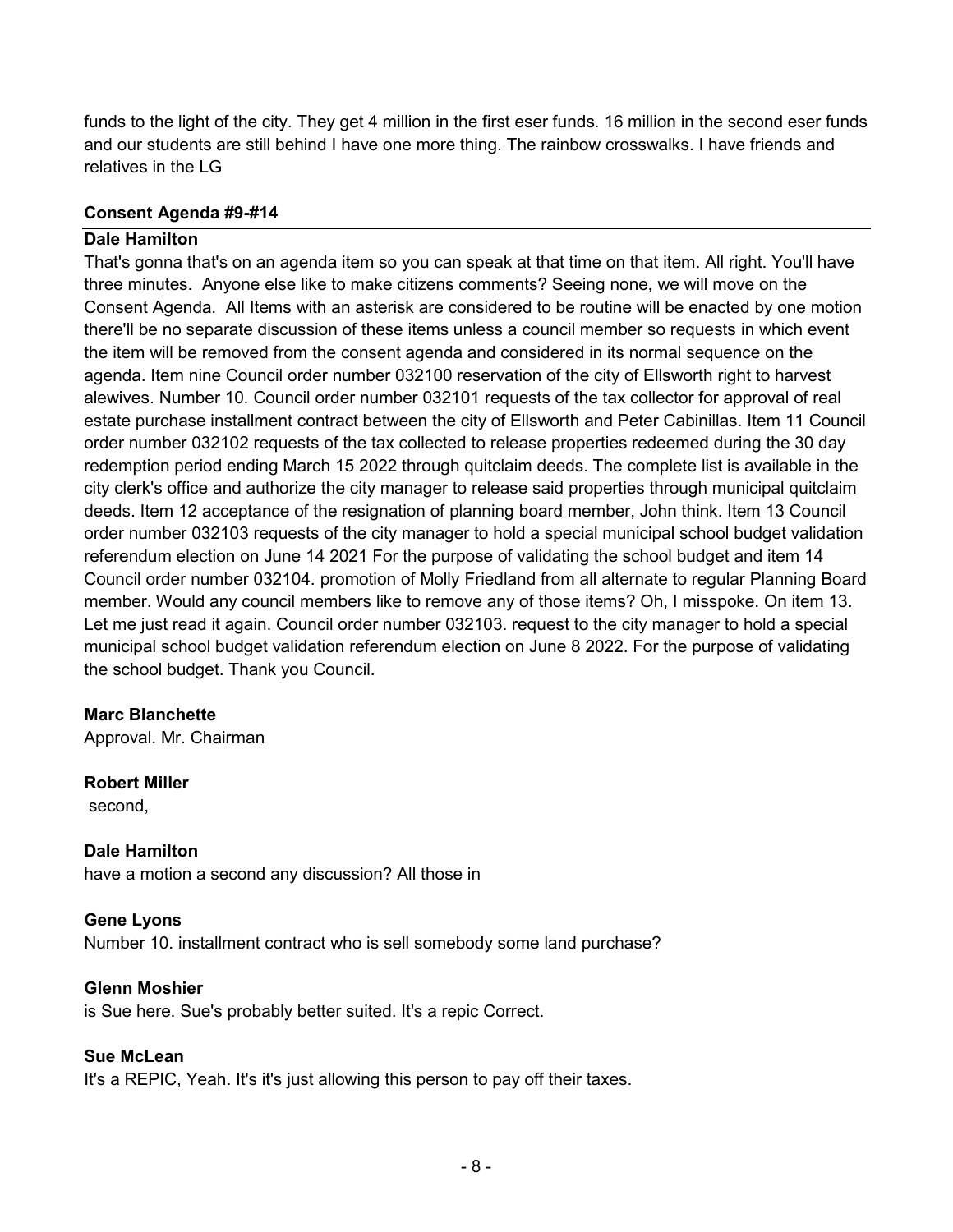funds to the light of the city. They get 4 million in the first eser funds. 16 million in the second eser funds and our students are still behind I have one more thing. The rainbow crosswalks. I have friends and relatives in the LG

### Consent Agenda #9-#14

**Dale Hamilton**

That's gonna that's on an agenda item so you can speak at that time on that item. All right. You'll have three minutes. Anyone else like to make citizens comments? Seeing none, we will move on the Consent Agenda. All Items with an asterisk are considered to be routine will be enacted by one motion there'll be no separate discussion of these items unless a council member so requests in which event the item will be removed from the consent agenda and considered in its normal sequence on the agenda. Item nine Council order number 032100 reservation of the city of Ellsworth right to harvest alewives. Number 10. Council order number 032101 requests of the tax collector for approval of real estate purchase installment contract between the city of Ellsworth and Peter Cabinillas. Item 11 Council order number 032102 requests of the tax collected to release properties redeemed during the 30 day redemption period ending March 15 2022 through quitclaim deeds. The complete list is available in the city clerk's office and authorize the city manager to release said properties through municipal quitclaim deeds. Item 12 acceptance of the resignation of planning board member, John think. Item 13 Council order number 032103 requests of the city manager to hold a special municipal school budget validation referendum election on June 14 2021 For the purpose of validating the school budget and item 14 Council order number 032104. promotion of Molly Friedland from all alternate to regular Planning Board member. Would any council members like to remove any of those items? Oh, I misspoke. On item 13. Let me just read it again. Council order number 032103. request to the city manager to hold a special municipal school budget validation referendum election on June 8 2022. For the purpose of validating the school budget. Thank you Council.

**Marc Blanchette**

Approval. Mr. Chairman

**Robert Miller**

second,

**Dale Hamilton**

have a motion a second any discussion? All those in

**Gene Lyons**

Number 10. installment contract who is sell somebody some land purchase?

**Glenn Moshier**

is Sue here. Sue's probably better suited. It's a repic Correct.

**Sue McLean**

It's a REPIC, Yeah. It's it's just allowing this person to pay off their taxes.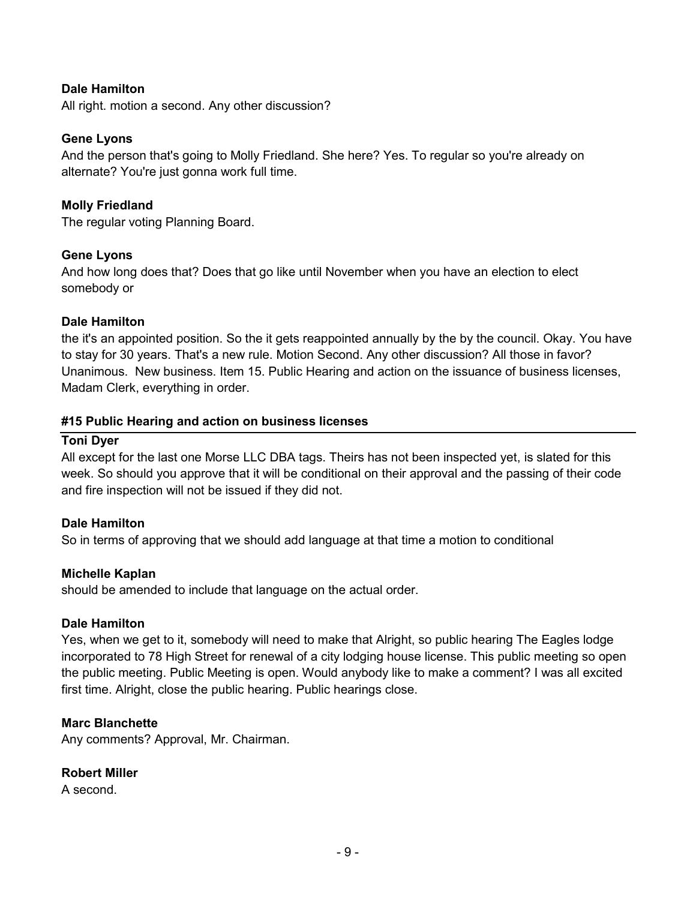**Dale Hamilton**
All right. motion a second. Any other discussion?

**Gene Lyons**
And the person that's going to Molly Friedland. She here? Yes. To regular so you're already on alternate? You're just gonna work full time.

**Molly Friedland**
The regular voting Planning Board.

**Gene Lyons**
And how long does that? Does that go like until November when you have an election to elect somebody or

**Dale Hamilton**
the it's an appointed position. So the it gets reappointed annually by the by the council. Okay. You have to stay for 30 years. That's a new rule. Motion Second. Any other discussion? All those in favor? Unanimous. New business. Item 15. Public Hearing and action on the issuance of business licenses, Madam Clerk, everything in order.

### #15 Public Hearing and action on business licenses

**Toni Dyer**
All except for the last one Morse LLC DBA tags. Theirs has not been inspected yet, is slated for this week. So should you approve that it will be conditional on their approval and the passing of their code and fire inspection will not be issued if they did not.

**Dale Hamilton**
So in terms of approving that we should add language at that time a motion to conditional

**Michelle Kaplan**
should be amended to include that language on the actual order.

**Dale Hamilton**
Yes, when we get to it, somebody will need to make that Alright, so public hearing The Eagles lodge incorporated to 78 High Street for renewal of a city lodging house license. This public meeting so open the public meeting. Public Meeting is open. Would anybody like to make a comment? I was all excited first time. Alright, close the public hearing. Public hearings close.

**Marc Blanchette**
Any comments? Approval, Mr. Chairman.

**Robert Miller**
A second.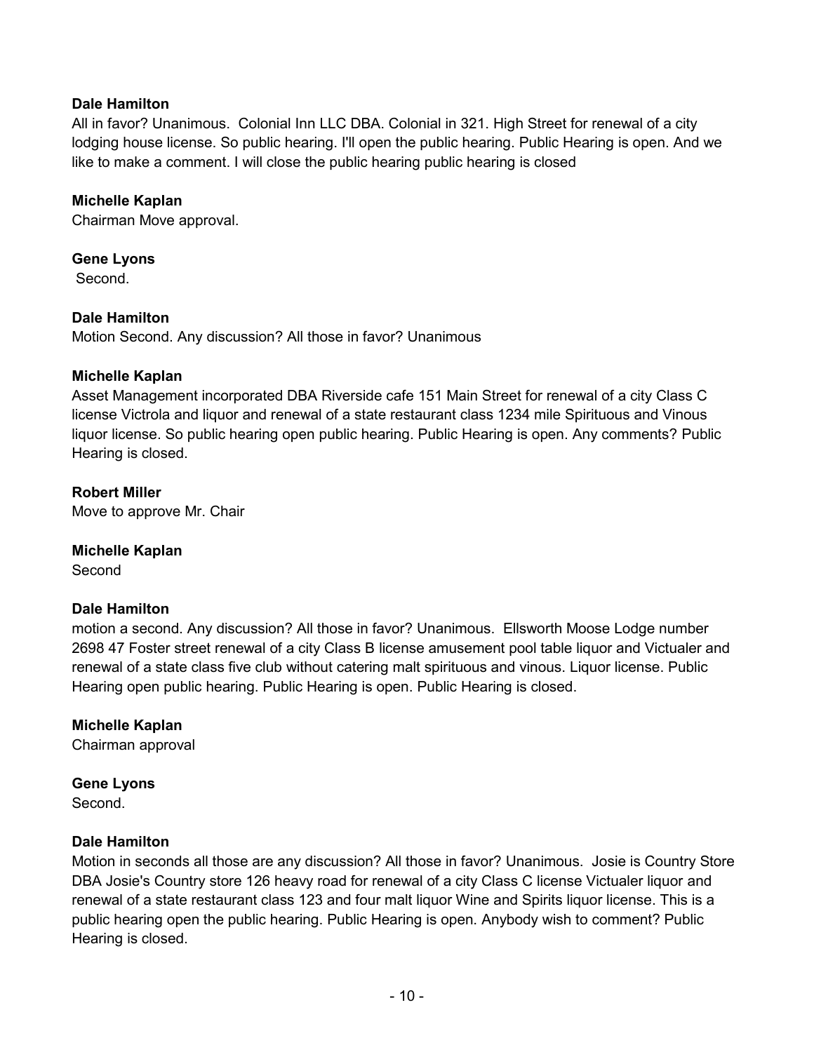**Dale Hamilton**

All in favor? Unanimous. Colonial Inn LLC DBA. Colonial in 321. High Street for renewal of a city lodging house license. So public hearing. I'll open the public hearing. Public Hearing is open. And we like to make a comment. I will close the public hearing public hearing is closed

**Michelle Kaplan**

Chairman Move approval.

**Gene Lyons**

Second.

**Dale Hamilton**

Motion Second. Any discussion? All those in favor? Unanimous

**Michelle Kaplan**

Asset Management incorporated DBA Riverside cafe 151 Main Street for renewal of a city Class C license Victrola and liquor and renewal of a state restaurant class 1234 mile Spirituous and Vinous liquor license. So public hearing open public hearing. Public Hearing is open. Any comments? Public Hearing is closed.

**Robert Miller**

Move to approve Mr. Chair

**Michelle Kaplan**

Second

**Dale Hamilton**

motion a second. Any discussion? All those in favor? Unanimous. Ellsworth Moose Lodge number 2698 47 Foster street renewal of a city Class B license amusement pool table liquor and Victualer and renewal of a state class five club without catering malt spirituous and vinous. Liquor license. Public Hearing open public hearing. Public Hearing is open. Public Hearing is closed.

**Michelle Kaplan**

Chairman approval

**Gene Lyons**

Second.

**Dale Hamilton**

Motion in seconds all those are any discussion? All those in favor? Unanimous. Josie is Country Store DBA Josie's Country store 126 heavy road for renewal of a city Class C license Victualer liquor and renewal of a state restaurant class 123 and four malt liquor Wine and Spirits liquor license. This is a public hearing open the public hearing. Public Hearing is open. Anybody wish to comment? Public Hearing is closed.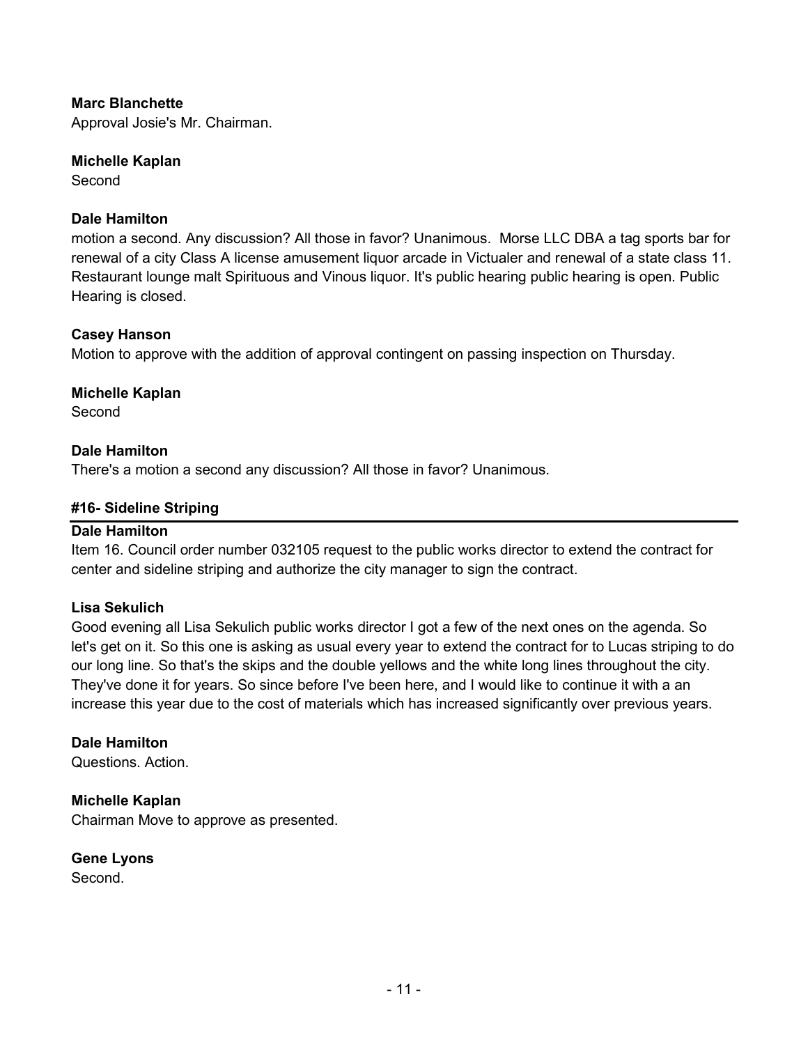**Marc Blanchette**
Approval Josie's Mr. Chairman.

**Michelle Kaplan**
Second

**Dale Hamilton**
motion a second. Any discussion? All those in favor? Unanimous.  Morse LLC DBA a tag sports bar for renewal of a city Class A license amusement liquor arcade in Victualer and renewal of a state class 11. Restaurant lounge malt Spirituous and Vinous liquor. It's public hearing public hearing is open. Public Hearing is closed.

**Casey Hanson**
Motion to approve with the addition of approval contingent on passing inspection on Thursday.

**Michelle Kaplan**
Second

**Dale Hamilton**
There's a motion a second any discussion? All those in favor? Unanimous.

#### #16- Sideline Striping

**Dale Hamilton**
Item 16. Council order number 032105 request to the public works director to extend the contract for center and sideline striping and authorize the city manager to sign the contract.

**Lisa Sekulich**
Good evening all Lisa Sekulich public works director I got a few of the next ones on the agenda. So let's get on it. So this one is asking as usual every year to extend the contract for to Lucas striping to do our long line. So that's the skips and the double yellows and the white long lines throughout the city. They've done it for years. So since before I've been here, and I would like to continue it with a an increase this year due to the cost of materials which has increased significantly over previous years.

**Dale Hamilton**
Questions. Action.

**Michelle Kaplan**
Chairman Move to approve as presented.

**Gene Lyons**
Second.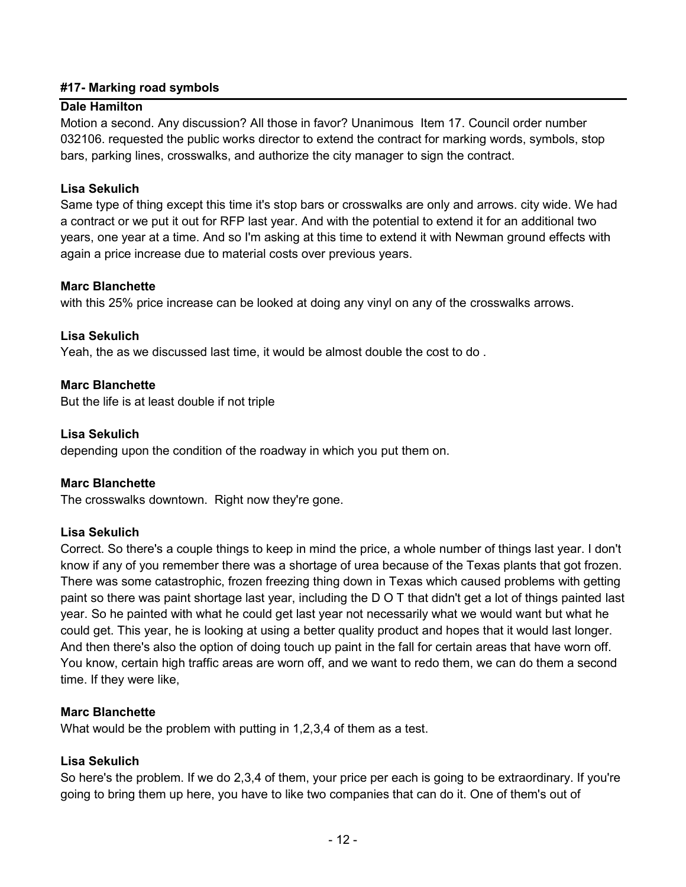#### #17- Marking road symbols

**Dale Hamilton**
Motion a second. Any discussion? All those in favor? Unanimous Item 17. Council order number 032106. requested the public works director to extend the contract for marking words, symbols, stop bars, parking lines, crosswalks, and authorize the city manager to sign the contract.

**Lisa Sekulich**
Same type of thing except this time it's stop bars or crosswalks are only and arrows. city wide. We had a contract or we put it out for RFP last year. And with the potential to extend it for an additional two years, one year at a time. And so I'm asking at this time to extend it with Newman ground effects with again a price increase due to material costs over previous years.

**Marc Blanchette**
with this 25% price increase can be looked at doing any vinyl on any of the crosswalks arrows.

**Lisa Sekulich**
Yeah, the as we discussed last time, it would be almost double the cost to do .

**Marc Blanchette**
But the life is at least double if not triple

**Lisa Sekulich**
depending upon the condition of the roadway in which you put them on.

**Marc Blanchette**
The crosswalks downtown. Right now they're gone.

**Lisa Sekulich**
Correct. So there's a couple things to keep in mind the price, a whole number of things last year. I don't know if any of you remember there was a shortage of urea because of the Texas plants that got frozen. There was some catastrophic, frozen freezing thing down in Texas which caused problems with getting paint so there was paint shortage last year, including the D O T that didn't get a lot of things painted last year. So he painted with what he could get last year not necessarily what we would want but what he could get. This year, he is looking at using a better quality product and hopes that it would last longer. And then there's also the option of doing touch up paint in the fall for certain areas that have worn off. You know, certain high traffic areas are worn off, and we want to redo them, we can do them a second time. If they were like,

**Marc Blanchette**
What would be the problem with putting in 1,2,3,4 of them as a test.

**Lisa Sekulich**
So here's the problem. If we do 2,3,4 of them, your price per each is going to be extraordinary. If you're going to bring them up here, you have to like two companies that can do it. One of them's out of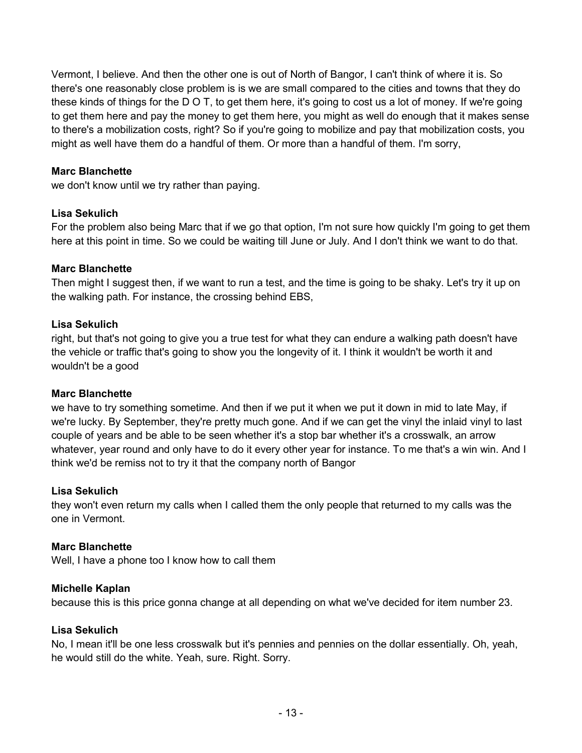Vermont, I believe. And then the other one is out of North of Bangor, I can't think of where it is. So there's one reasonably close problem is is we are small compared to the cities and towns that they do these kinds of things for the D O T, to get them here, it's going to cost us a lot of money. If we're going to get them here and pay the money to get them here, you might as well do enough that it makes sense to there's a mobilization costs, right? So if you're going to mobilize and pay that mobilization costs, you might as well have them do a handful of them. Or more than a handful of them. I'm sorry,

**Marc Blanchette**
we don't know until we try rather than paying.

**Lisa Sekulich**
For the problem also being Marc that if we go that option, I'm not sure how quickly I'm going to get them here at this point in time. So we could be waiting till June or July. And I don't think we want to do that.

**Marc Blanchette**
Then might I suggest then, if we want to run a test, and the time is going to be shaky. Let's try it up on the walking path. For instance, the crossing behind EBS,

**Lisa Sekulich**
right, but that's not going to give you a true test for what they can endure a walking path doesn't have the vehicle or traffic that's going to show you the longevity of it. I think it wouldn't be worth it and wouldn't be a good

**Marc Blanchette**
we have to try something sometime. And then if we put it when we put it down in mid to late May, if we're lucky. By September, they're pretty much gone. And if we can get the vinyl the inlaid vinyl to last couple of years and be able to be seen whether it's a stop bar whether it's a crosswalk, an arrow whatever, year round and only have to do it every other year for instance. To me that's a win win. And I think we'd be remiss not to try it that the company north of Bangor

**Lisa Sekulich**
they won't even return my calls when I called them the only people that returned to my calls was the one in Vermont.

**Marc Blanchette**
Well, I have a phone too I know how to call them

**Michelle Kaplan**
because this is this price gonna change at all depending on what we've decided for item number 23.

**Lisa Sekulich**
No, I mean it'll be one less crosswalk but it's pennies and pennies on the dollar essentially. Oh, yeah, he would still do the white. Yeah, sure. Right. Sorry.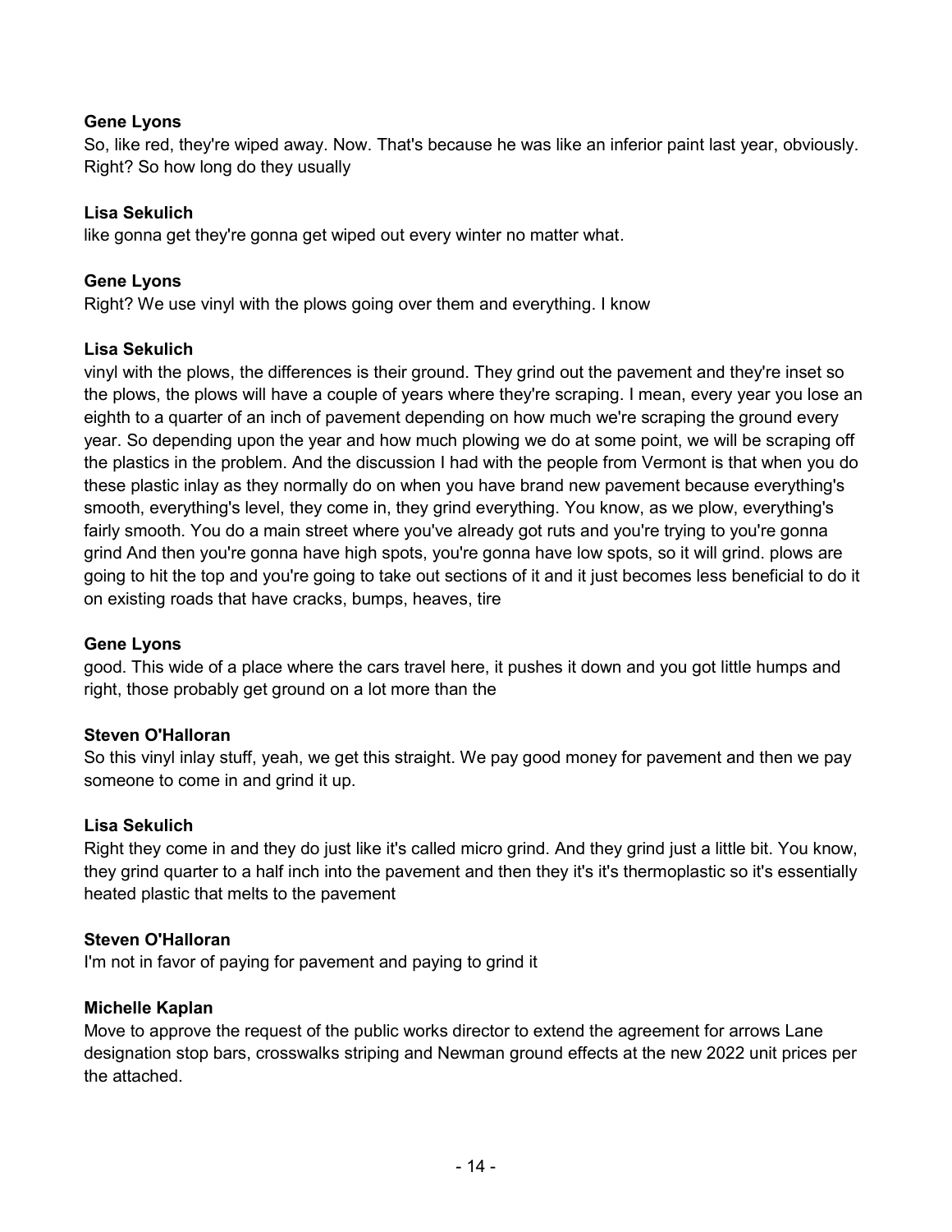**Gene Lyons**

So, like red, they're wiped away. Now. That's because he was like an inferior paint last year, obviously. Right? So how long do they usually

**Lisa Sekulich**

like gonna get they're gonna get wiped out every winter no matter what.

**Gene Lyons**

Right? We use vinyl with the plows going over them and everything. I know

**Lisa Sekulich**

vinyl with the plows, the differences is their ground. They grind out the pavement and they're inset so the plows, the plows will have a couple of years where they're scraping. I mean, every year you lose an eighth to a quarter of an inch of pavement depending on how much we're scraping the ground every year. So depending upon the year and how much plowing we do at some point, we will be scraping off the plastics in the problem. And the discussion I had with the people from Vermont is that when you do these plastic inlay as they normally do on when you have brand new pavement because everything's smooth, everything's level, they come in, they grind everything. You know, as we plow, everything's fairly smooth. You do a main street where you've already got ruts and you're trying to you're gonna grind And then you're gonna have high spots, you're gonna have low spots, so it will grind. plows are going to hit the top and you're going to take out sections of it and it just becomes less beneficial to do it on existing roads that have cracks, bumps, heaves, tire

**Gene Lyons**

good. This wide of a place where the cars travel here, it pushes it down and you got little humps and right, those probably get ground on a lot more than the

**Steven O'Halloran**

So this vinyl inlay stuff, yeah, we get this straight. We pay good money for pavement and then we pay someone to come in and grind it up.

**Lisa Sekulich**

Right they come in and they do just like it's called micro grind. And they grind just a little bit. You know, they grind quarter to a half inch into the pavement and then they it's it's thermoplastic so it's essentially heated plastic that melts to the pavement

**Steven O'Halloran**

I'm not in favor of paying for pavement and paying to grind it

**Michelle Kaplan**

Move to approve the request of the public works director to extend the agreement for arrows Lane designation stop bars, crosswalks striping and Newman ground effects at the new 2022 unit prices per the attached.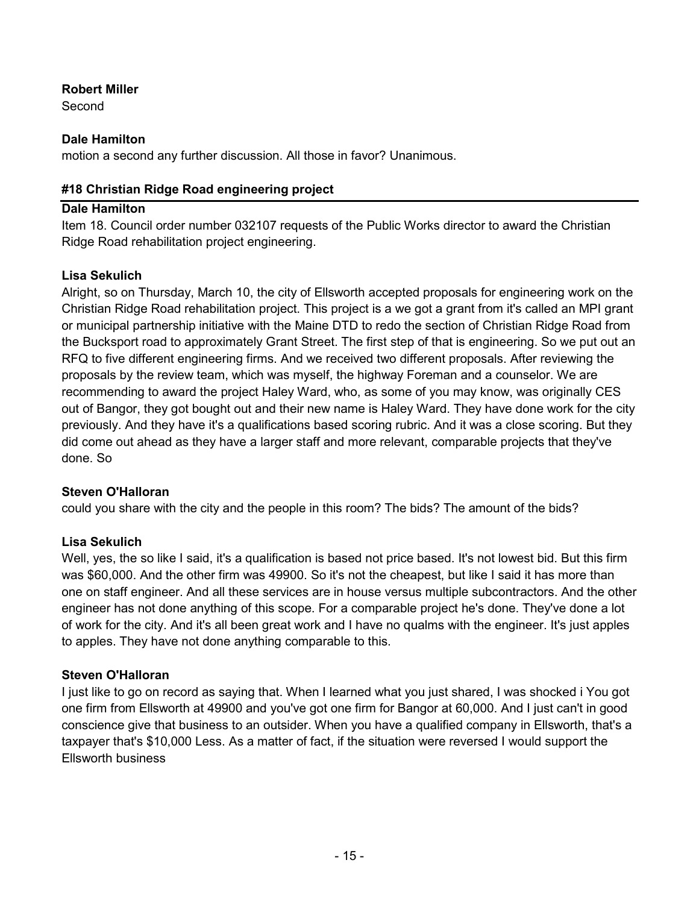**Robert Miller**
Second

**Dale Hamilton**
motion a second any further discussion. All those in favor? Unanimous.

### #18 Christian Ridge Road engineering project

**Dale Hamilton**
Item 18. Council order number 032107 requests of the Public Works director to award the Christian Ridge Road rehabilitation project engineering.

**Lisa Sekulich**
Alright, so on Thursday, March 10, the city of Ellsworth accepted proposals for engineering work on the Christian Ridge Road rehabilitation project. This project is a we got a grant from it's called an MPI grant or municipal partnership initiative with the Maine DTD to redo the section of Christian Ridge Road from the Bucksport road to approximately Grant Street. The first step of that is engineering. So we put out an RFQ to five different engineering firms. And we received two different proposals. After reviewing the proposals by the review team, which was myself, the highway Foreman and a counselor. We are recommending to award the project Haley Ward, who, as some of you may know, was originally CES out of Bangor, they got bought out and their new name is Haley Ward. They have done work for the city previously. And they have it's a qualifications based scoring rubric. And it was a close scoring. But they did come out ahead as they have a larger staff and more relevant, comparable projects that they've done. So

**Steven O'Halloran**
could you share with the city and the people in this room? The bids? The amount of the bids?

**Lisa Sekulich**
Well, yes, the so like I said, it's a qualification is based not price based. It's not lowest bid. But this firm was $60,000. And the other firm was 49900. So it's not the cheapest, but like I said it has more than one on staff engineer. And all these services are in house versus multiple subcontractors. And the other engineer has not done anything of this scope. For a comparable project he's done. They've done a lot of work for the city. And it's all been great work and I have no qualms with the engineer. It's just apples to apples. They have not done anything comparable to this.

**Steven O'Halloran**
I just like to go on record as saying that. When I learned what you just shared, I was shocked i You got one firm from Ellsworth at 49900 and you've got one firm for Bangor at 60,000. And I just can't in good conscience give that business to an outsider. When you have a qualified company in Ellsworth, that's a taxpayer that's $10,000 Less. As a matter of fact, if the situation were reversed I would support the Ellsworth business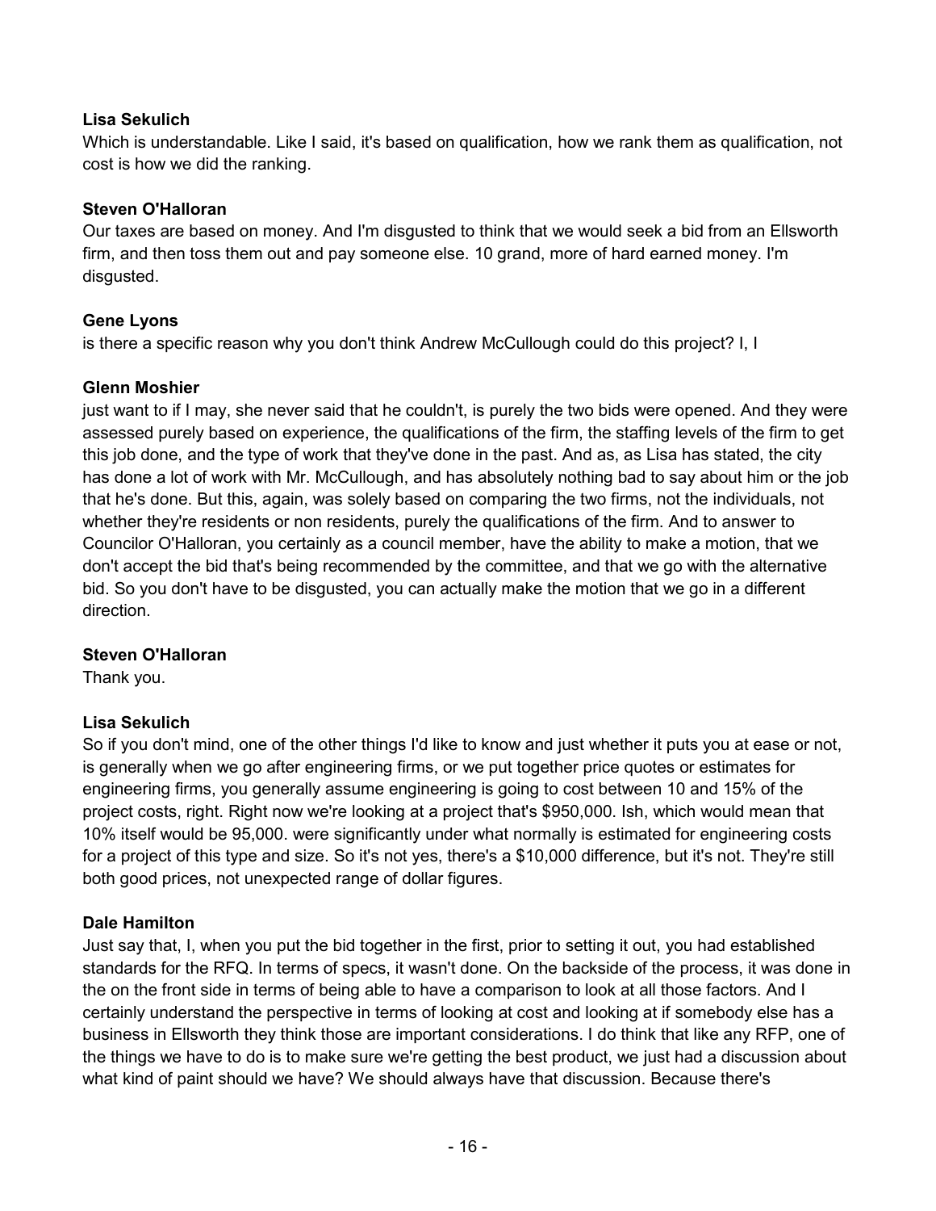**Lisa Sekulich**
Which is understandable. Like I said, it's based on qualification, how we rank them as qualification, not cost is how we did the ranking.

**Steven O'Halloran**
Our taxes are based on money. And I'm disgusted to think that we would seek a bid from an Ellsworth firm, and then toss them out and pay someone else. 10 grand, more of hard earned money. I'm disgusted.

**Gene Lyons**
is there a specific reason why you don't think Andrew McCullough could do this project? I, I

**Glenn Moshier**
just want to if I may, she never said that he couldn't, is purely the two bids were opened. And they were assessed purely based on experience, the qualifications of the firm, the staffing levels of the firm to get this job done, and the type of work that they've done in the past. And as, as Lisa has stated, the city has done a lot of work with Mr. McCullough, and has absolutely nothing bad to say about him or the job that he's done. But this, again, was solely based on comparing the two firms, not the individuals, not whether they're residents or non residents, purely the qualifications of the firm. And to answer to Councilor O'Halloran, you certainly as a council member, have the ability to make a motion, that we don't accept the bid that's being recommended by the committee, and that we go with the alternative bid. So you don't have to be disgusted, you can actually make the motion that we go in a different direction.

**Steven O'Halloran**
Thank you.

**Lisa Sekulich**
So if you don't mind, one of the other things I'd like to know and just whether it puts you at ease or not, is generally when we go after engineering firms, or we put together price quotes or estimates for engineering firms, you generally assume engineering is going to cost between 10 and 15% of the project costs, right. Right now we're looking at a project that's $950,000. Ish, which would mean that 10% itself would be 95,000. were significantly under what normally is estimated for engineering costs for a project of this type and size. So it's not yes, there's a $10,000 difference, but it's not. They're still both good prices, not unexpected range of dollar figures.

**Dale Hamilton**
Just say that, I, when you put the bid together in the first, prior to setting it out, you had established standards for the RFQ. In terms of specs, it wasn't done. On the backside of the process, it was done in the on the front side in terms of being able to have a comparison to look at all those factors. And I certainly understand the perspective in terms of looking at cost and looking at if somebody else has a business in Ellsworth they think those are important considerations. I do think that like any RFP, one of the things we have to do is to make sure we're getting the best product, we just had a discussion about what kind of paint should we have? We should always have that discussion. Because there's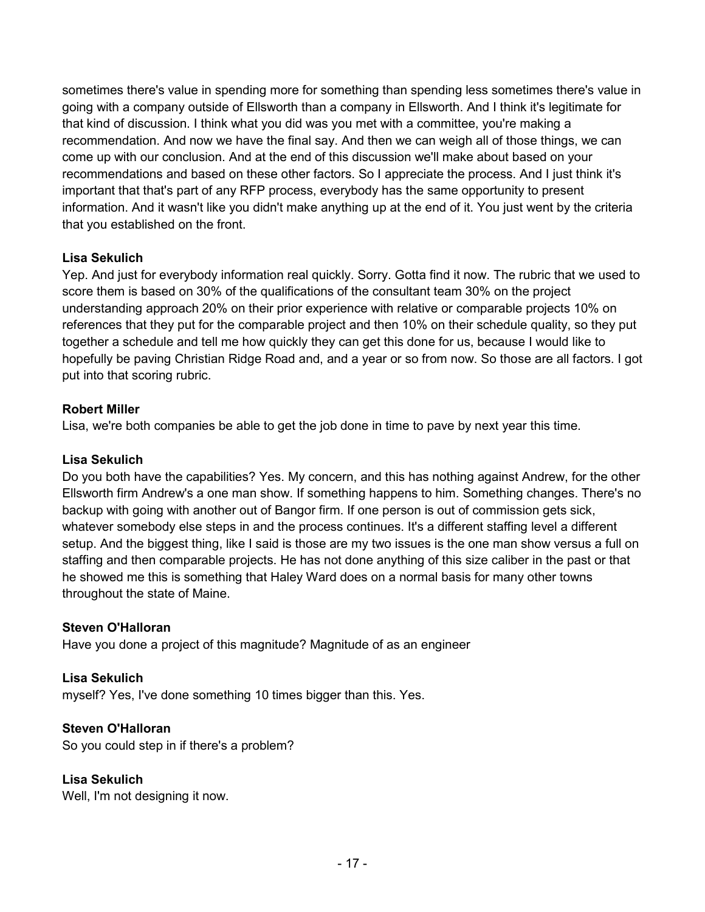sometimes there's value in spending more for something than spending less sometimes there's value in going with a company outside of Ellsworth than a company in Ellsworth. And I think it's legitimate for that kind of discussion. I think what you did was you met with a committee, you're making a recommendation. And now we have the final say. And then we can weigh all of those things, we can come up with our conclusion. And at the end of this discussion we'll make about based on your recommendations and based on these other factors. So I appreciate the process. And I just think it's important that that's part of any RFP process, everybody has the same opportunity to present information. And it wasn't like you didn't make anything up at the end of it. You just went by the criteria that you established on the front.

**Lisa Sekulich**
Yep. And just for everybody information real quickly. Sorry. Gotta find it now. The rubric that we used to score them is based on 30% of the qualifications of the consultant team 30% on the project understanding approach 20% on their prior experience with relative or comparable projects 10% on references that they put for the comparable project and then 10% on their schedule quality, so they put together a schedule and tell me how quickly they can get this done for us, because I would like to hopefully be paving Christian Ridge Road and, and a year or so from now. So those are all factors. I got put into that scoring rubric.

**Robert Miller**
Lisa, we're both companies be able to get the job done in time to pave by next year this time.

**Lisa Sekulich**
Do you both have the capabilities? Yes. My concern, and this has nothing against Andrew, for the other Ellsworth firm Andrew's a one man show. If something happens to him. Something changes. There's no backup with going with another out of Bangor firm. If one person is out of commission gets sick, whatever somebody else steps in and the process continues. It's a different staffing level a different setup. And the biggest thing, like I said is those are my two issues is the one man show versus a full on staffing and then comparable projects. He has not done anything of this size caliber in the past or that he showed me this is something that Haley Ward does on a normal basis for many other towns throughout the state of Maine.

**Steven O'Halloran**
Have you done a project of this magnitude? Magnitude of as an engineer

**Lisa Sekulich**
myself? Yes, I've done something 10 times bigger than this. Yes.

**Steven O'Halloran**
So you could step in if there's a problem?

**Lisa Sekulich**
Well, I'm not designing it now.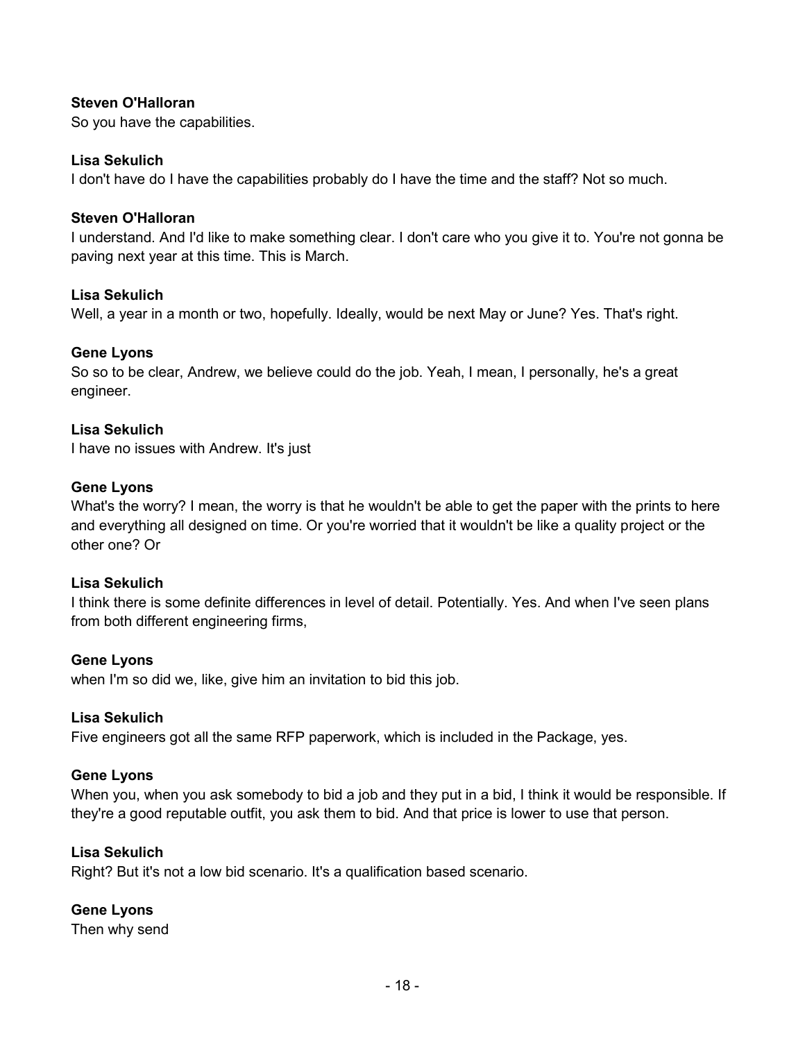**Steven O'Halloran**
So you have the capabilities.

**Lisa Sekulich**
I don't have do I have the capabilities probably do I have the time and the staff? Not so much.

**Steven O'Halloran**
I understand. And I'd like to make something clear. I don't care who you give it to. You're not gonna be paving next year at this time. This is March.

**Lisa Sekulich**
Well, a year in a month or two, hopefully. Ideally, would be next May or June? Yes. That's right.

**Gene Lyons**
So so to be clear, Andrew, we believe could do the job. Yeah, I mean, I personally, he's a great engineer.

**Lisa Sekulich**
I have no issues with Andrew. It's just

**Gene Lyons**
What's the worry? I mean, the worry is that he wouldn't be able to get the paper with the prints to here and everything all designed on time. Or you're worried that it wouldn't be like a quality project or the other one? Or

**Lisa Sekulich**
I think there is some definite differences in level of detail. Potentially. Yes. And when I've seen plans from both different engineering firms,

**Gene Lyons**
when I'm so did we, like, give him an invitation to bid this job.

**Lisa Sekulich**
Five engineers got all the same RFP paperwork, which is included in the Package, yes.

**Gene Lyons**
When you, when you ask somebody to bid a job and they put in a bid, I think it would be responsible. If they're a good reputable outfit, you ask them to bid. And that price is lower to use that person.

**Lisa Sekulich**
Right? But it's not a low bid scenario. It's a qualification based scenario.

**Gene Lyons**
Then why send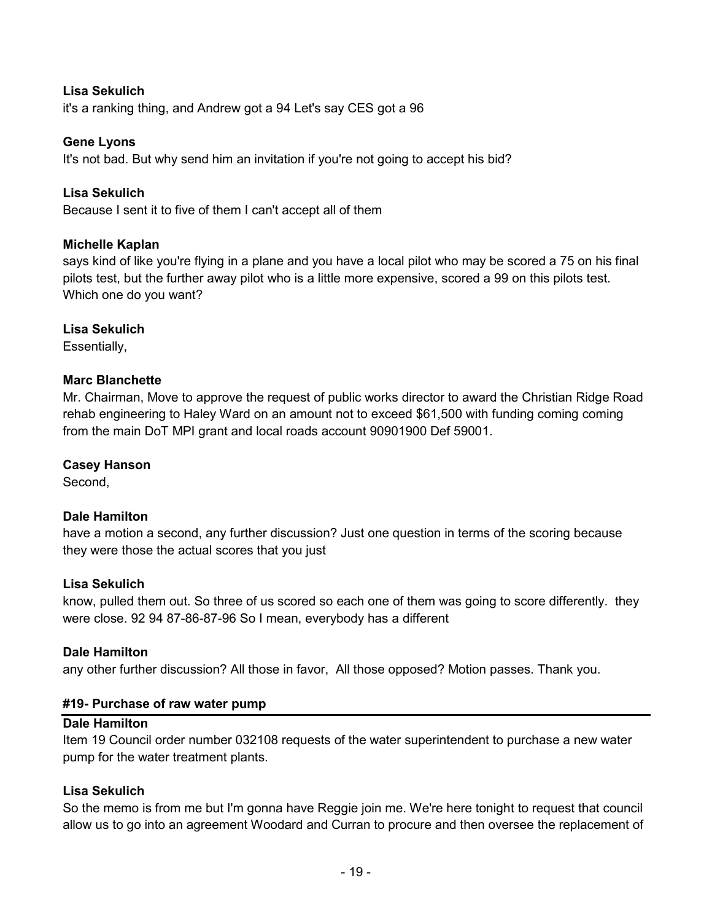**Lisa Sekulich**
it's a ranking thing, and Andrew got a 94 Let's say CES got a 96

**Gene Lyons**
It's not bad. But why send him an invitation if you're not going to accept his bid?

**Lisa Sekulich**
Because I sent it to five of them I can't accept all of them

**Michelle Kaplan**
says kind of like you're flying in a plane and you have a local pilot who may be scored a 75 on his final pilots test, but the further away pilot who is a little more expensive, scored a 99 on this pilots test. Which one do you want?

**Lisa Sekulich**
Essentially,

**Marc Blanchette**
Mr. Chairman, Move to approve the request of public works director to award the Christian Ridge Road rehab engineering to Haley Ward on an amount not to exceed $61,500 with funding coming coming from the main DoT MPI grant and local roads account 90901900 Def 59001.

**Casey Hanson**
Second,

**Dale Hamilton**
have a motion a second, any further discussion? Just one question in terms of the scoring because they were those the actual scores that you just

**Lisa Sekulich**
know, pulled them out. So three of us scored so each one of them was going to score differently. they were close. 92 94 87-86-87-96 So I mean, everybody has a different

**Dale Hamilton**
any other further discussion? All those in favor, All those opposed? Motion passes. Thank you.

### #19- Purchase of raw water pump

**Dale Hamilton**
Item 19 Council order number 032108 requests of the water superintendent to purchase a new water pump for the water treatment plants.

**Lisa Sekulich**
So the memo is from me but I'm gonna have Reggie join me. We're here tonight to request that council allow us to go into an agreement Woodard and Curran to procure and then oversee the replacement of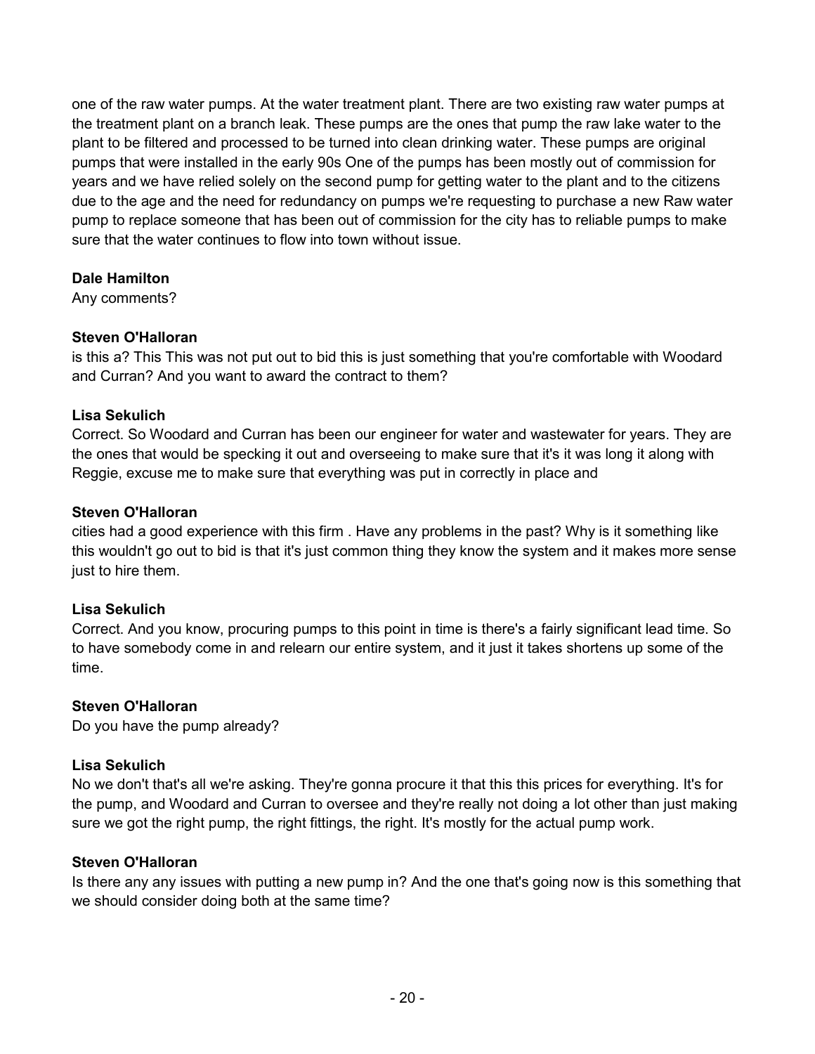one of the raw water pumps. At the water treatment plant. There are two existing raw water pumps at the treatment plant on a branch leak. These pumps are the ones that pump the raw lake water to the plant to be filtered and processed to be turned into clean drinking water. These pumps are original pumps that were installed in the early 90s One of the pumps has been mostly out of commission for years and we have relied solely on the second pump for getting water to the plant and to the citizens due to the age and the need for redundancy on pumps we're requesting to purchase a new Raw water pump to replace someone that has been out of commission for the city has to reliable pumps to make sure that the water continues to flow into town without issue.

**Dale Hamilton**
Any comments?

**Steven O'Halloran**
is this a? This This was not put out to bid this is just something that you're comfortable with Woodard and Curran? And you want to award the contract to them?

**Lisa Sekulich**
Correct. So Woodard and Curran has been our engineer for water and wastewater for years. They are the ones that would be specking it out and overseeing to make sure that it's it was long it along with Reggie, excuse me to make sure that everything was put in correctly in place and

**Steven O'Halloran**
cities had a good experience with this firm . Have any problems in the past? Why is it something like this wouldn't go out to bid is that it's just common thing they know the system and it makes more sense just to hire them.

**Lisa Sekulich**
Correct. And you know, procuring pumps to this point in time is there's a fairly significant lead time. So to have somebody come in and relearn our entire system, and it just it takes shortens up some of the time.

**Steven O'Halloran**
Do you have the pump already?

**Lisa Sekulich**
No we don't that's all we're asking. They're gonna procure it that this this prices for everything. It's for the pump, and Woodard and Curran to oversee and they're really not doing a lot other than just making sure we got the right pump, the right fittings, the right. It's mostly for the actual pump work.

**Steven O'Halloran**
Is there any any issues with putting a new pump in? And the one that's going now is this something that we should consider doing both at the same time?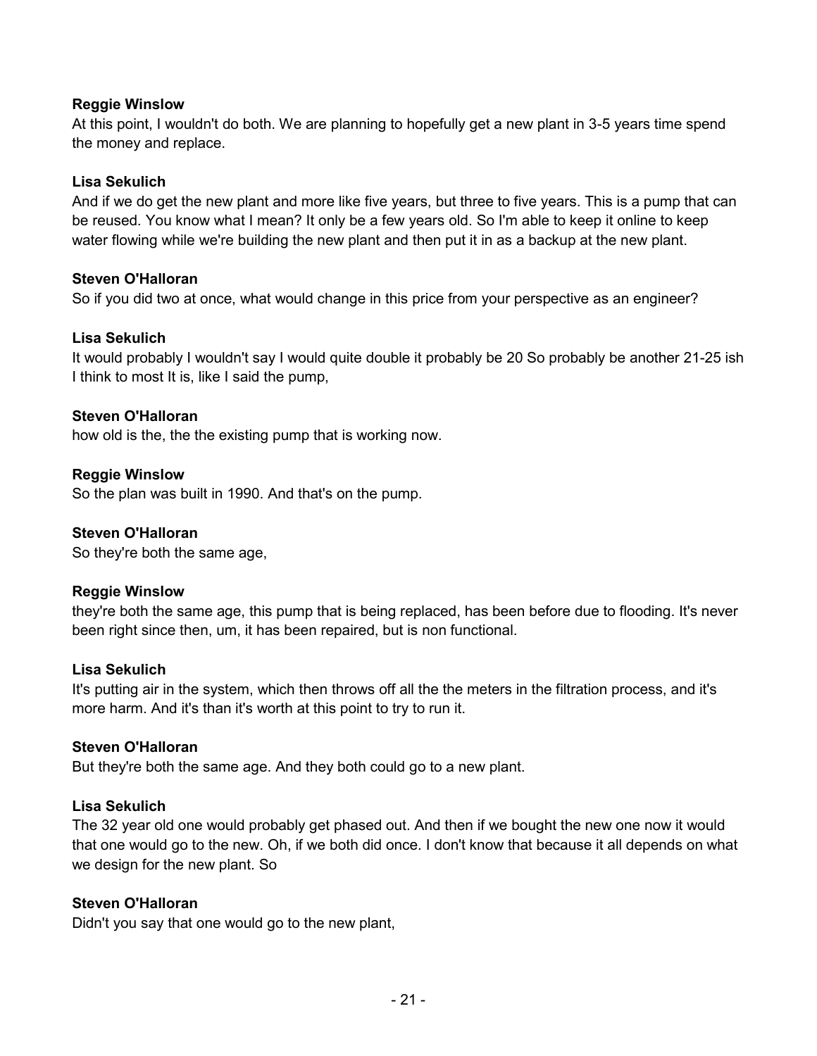**Reggie Winslow**
At this point, I wouldn't do both. We are planning to hopefully get a new plant in 3-5 years time spend the money and replace.

**Lisa Sekulich**
And if we do get the new plant and more like five years, but three to five years. This is a pump that can be reused. You know what I mean? It only be a few years old. So I'm able to keep it online to keep water flowing while we're building the new plant and then put it in as a backup at the new plant.

**Steven O'Halloran**
So if you did two at once, what would change in this price from your perspective as an engineer?

**Lisa Sekulich**
It would probably I wouldn't say I would quite double it probably be 20 So probably be another 21-25 ish I think to most It is, like I said the pump,

**Steven O'Halloran**
how old is the, the the existing pump that is working now.

**Reggie Winslow**
So the plan was built in 1990. And that's on the pump.

**Steven O'Halloran**
So they're both the same age,

**Reggie Winslow**
they're both the same age, this pump that is being replaced, has been before due to flooding. It's never been right since then, um, it has been repaired, but is non functional.

**Lisa Sekulich**
It's putting air in the system, which then throws off all the the meters in the filtration process, and it's more harm. And it's than it's worth at this point to try to run it.

**Steven O'Halloran**
But they're both the same age. And they both could go to a new plant.

**Lisa Sekulich**
The 32 year old one would probably get phased out. And then if we bought the new one now it would that one would go to the new. Oh, if we both did once. I don't know that because it all depends on what we design for the new plant. So

**Steven O'Halloran**
Didn't you say that one would go to the new plant,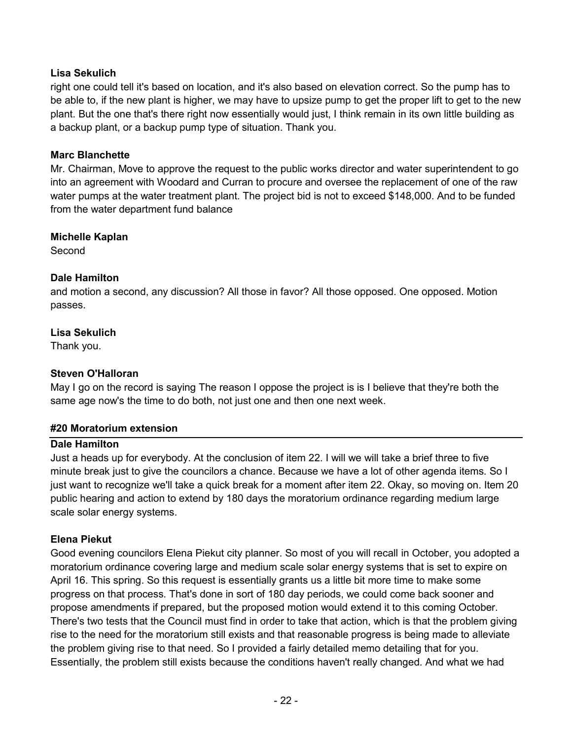**Lisa Sekulich**

right one could tell it's based on location, and it's also based on elevation correct. So the pump has to be able to, if the new plant is higher, we may have to upsize pump to get the proper lift to get to the new plant. But the one that's there right now essentially would just, I think remain in its own little building as a backup plant, or a backup pump type of situation. Thank you.

**Marc Blanchette**

Mr. Chairman, Move to approve the request to the public works director and water superintendent to go into an agreement with Woodard and Curran to procure and oversee the replacement of one of the raw water pumps at the water treatment plant. The project bid is not to exceed $148,000. And to be funded from the water department fund balance

**Michelle Kaplan**

Second

**Dale Hamilton**

and motion a second, any discussion? All those in favor? All those opposed. One opposed. Motion passes.

**Lisa Sekulich**

Thank you.

**Steven O'Halloran**

May I go on the record is saying The reason I oppose the project is is I believe that they're both the same age now's the time to do both, not just one and then one next week.

## #20 Moratorium extension

**Dale Hamilton**

Just a heads up for everybody. At the conclusion of item 22. I will we will take a brief three to five minute break just to give the councilors a chance. Because we have a lot of other agenda items. So I just want to recognize we'll take a quick break for a moment after item 22. Okay, so moving on. Item 20 public hearing and action to extend by 180 days the moratorium ordinance regarding medium large scale solar energy systems.

**Elena Piekut**

Good evening councilors Elena Piekut city planner. So most of you will recall in October, you adopted a moratorium ordinance covering large and medium scale solar energy systems that is set to expire on April 16. This spring. So this request is essentially grants us a little bit more time to make some progress on that process. That's done in sort of 180 day periods, we could come back sooner and propose amendments if prepared, but the proposed motion would extend it to this coming October. There's two tests that the Council must find in order to take that action, which is that the problem giving rise to the need for the moratorium still exists and that reasonable progress is being made to alleviate the problem giving rise to that need. So I provided a fairly detailed memo detailing that for you. Essentially, the problem still exists because the conditions haven't really changed. And what we had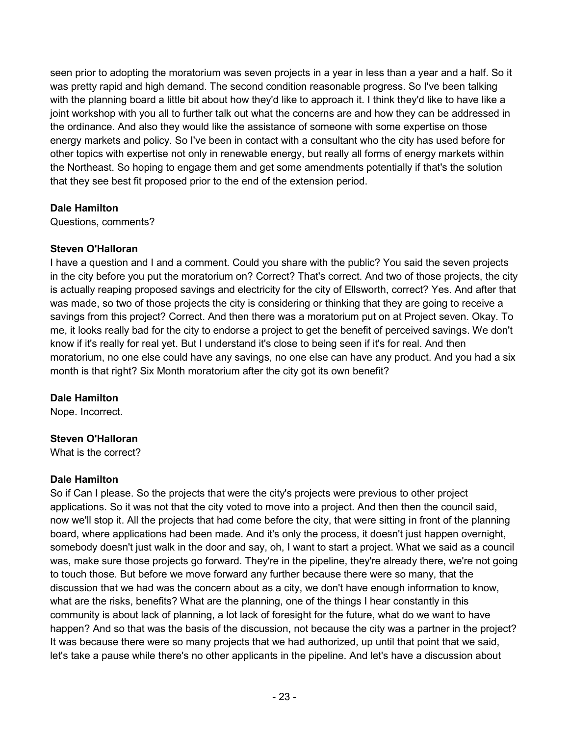seen prior to adopting the moratorium was seven projects in a year in less than a year and a half. So it was pretty rapid and high demand. The second condition reasonable progress. So I've been talking with the planning board a little bit about how they'd like to approach it. I think they'd like to have like a joint workshop with you all to further talk out what the concerns are and how they can be addressed in the ordinance. And also they would like the assistance of someone with some expertise on those energy markets and policy. So I've been in contact with a consultant who the city has used before for other topics with expertise not only in renewable energy, but really all forms of energy markets within the Northeast. So hoping to engage them and get some amendments potentially if that's the solution that they see best fit proposed prior to the end of the extension period.

**Dale Hamilton**
Questions, comments?

**Steven O'Halloran**
I have a question and I and a comment. Could you share with the public? You said the seven projects in the city before you put the moratorium on? Correct? That's correct. And two of those projects, the city is actually reaping proposed savings and electricity for the city of Ellsworth, correct? Yes. And after that was made, so two of those projects the city is considering or thinking that they are going to receive a savings from this project? Correct. And then there was a moratorium put on at Project seven. Okay. To me, it looks really bad for the city to endorse a project to get the benefit of perceived savings. We don't know if it's really for real yet. But I understand it's close to being seen if it's for real. And then moratorium, no one else could have any savings, no one else can have any product. And you had a six month is that right? Six Month moratorium after the city got its own benefit?

**Dale Hamilton**
Nope. Incorrect.

**Steven O'Halloran**
What is the correct?

**Dale Hamilton**
So if Can I please. So the projects that were the city's projects were previous to other project applications. So it was not that the city voted to move into a project. And then then the council said, now we'll stop it. All the projects that had come before the city, that were sitting in front of the planning board, where applications had been made. And it's only the process, it doesn't just happen overnight, somebody doesn't just walk in the door and say, oh, I want to start a project. What we said as a council was, make sure those projects go forward. They're in the pipeline, they're already there, we're not going to touch those. But before we move forward any further because there were so many, that the discussion that we had was the concern about as a city, we don't have enough information to know, what are the risks, benefits? What are the planning, one of the things I hear constantly in this community is about lack of planning, a lot lack of foresight for the future, what do we want to have happen? And so that was the basis of the discussion, not because the city was a partner in the project? It was because there were so many projects that we had authorized, up until that point that we said, let's take a pause while there's no other applicants in the pipeline. And let's have a discussion about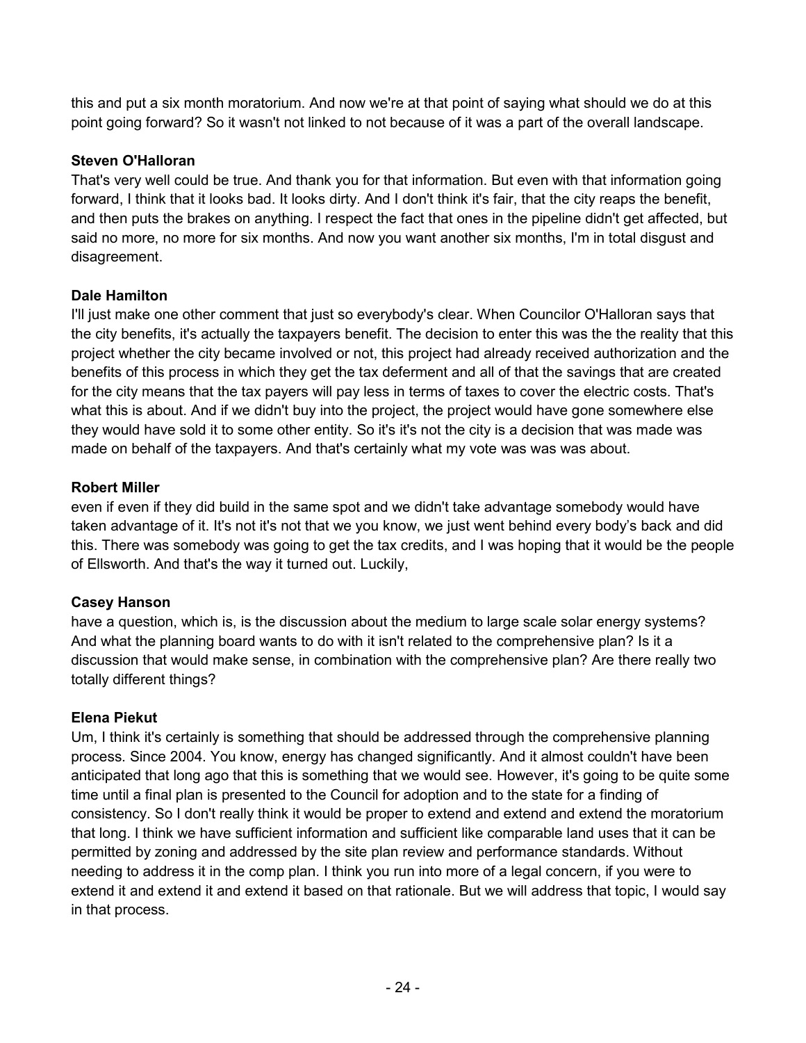this and put a six month moratorium. And now we're at that point of saying what should we do at this point going forward? So it wasn't not linked to not because of it was a part of the overall landscape.

**Steven O'Halloran**

That's very well could be true. And thank you for that information. But even with that information going forward, I think that it looks bad. It looks dirty. And I don't think it's fair, that the city reaps the benefit, and then puts the brakes on anything. I respect the fact that ones in the pipeline didn't get affected, but said no more, no more for six months. And now you want another six months, I'm in total disgust and disagreement.

**Dale Hamilton**

I'll just make one other comment that just so everybody's clear. When Councilor O'Halloran says that the city benefits, it's actually the taxpayers benefit. The decision to enter this was the the reality that this project whether the city became involved or not, this project had already received authorization and the benefits of this process in which they get the tax deferment and all of that the savings that are created for the city means that the tax payers will pay less in terms of taxes to cover the electric costs. That's what this is about. And if we didn't buy into the project, the project would have gone somewhere else they would have sold it to some other entity. So it's it's not the city is a decision that was made was made on behalf of the taxpayers. And that's certainly what my vote was was was about.

**Robert Miller**

even if even if they did build in the same spot and we didn't take advantage somebody would have taken advantage of it. It's not it's not that we you know, we just went behind every body's back and did this. There was somebody was going to get the tax credits, and I was hoping that it would be the people of Ellsworth. And that's the way it turned out. Luckily,

**Casey Hanson**

have a question, which is, is the discussion about the medium to large scale solar energy systems? And what the planning board wants to do with it isn't related to the comprehensive plan? Is it a discussion that would make sense, in combination with the comprehensive plan? Are there really two totally different things?

**Elena Piekut**

Um, I think it's certainly is something that should be addressed through the comprehensive planning process. Since 2004. You know, energy has changed significantly. And it almost couldn't have been anticipated that long ago that this is something that we would see. However, it's going to be quite some time until a final plan is presented to the Council for adoption and to the state for a finding of consistency. So I don't really think it would be proper to extend and extend and extend the moratorium that long. I think we have sufficient information and sufficient like comparable land uses that it can be permitted by zoning and addressed by the site plan review and performance standards. Without needing to address it in the comp plan. I think you run into more of a legal concern, if you were to extend it and extend it and extend it based on that rationale. But we will address that topic, I would say in that process.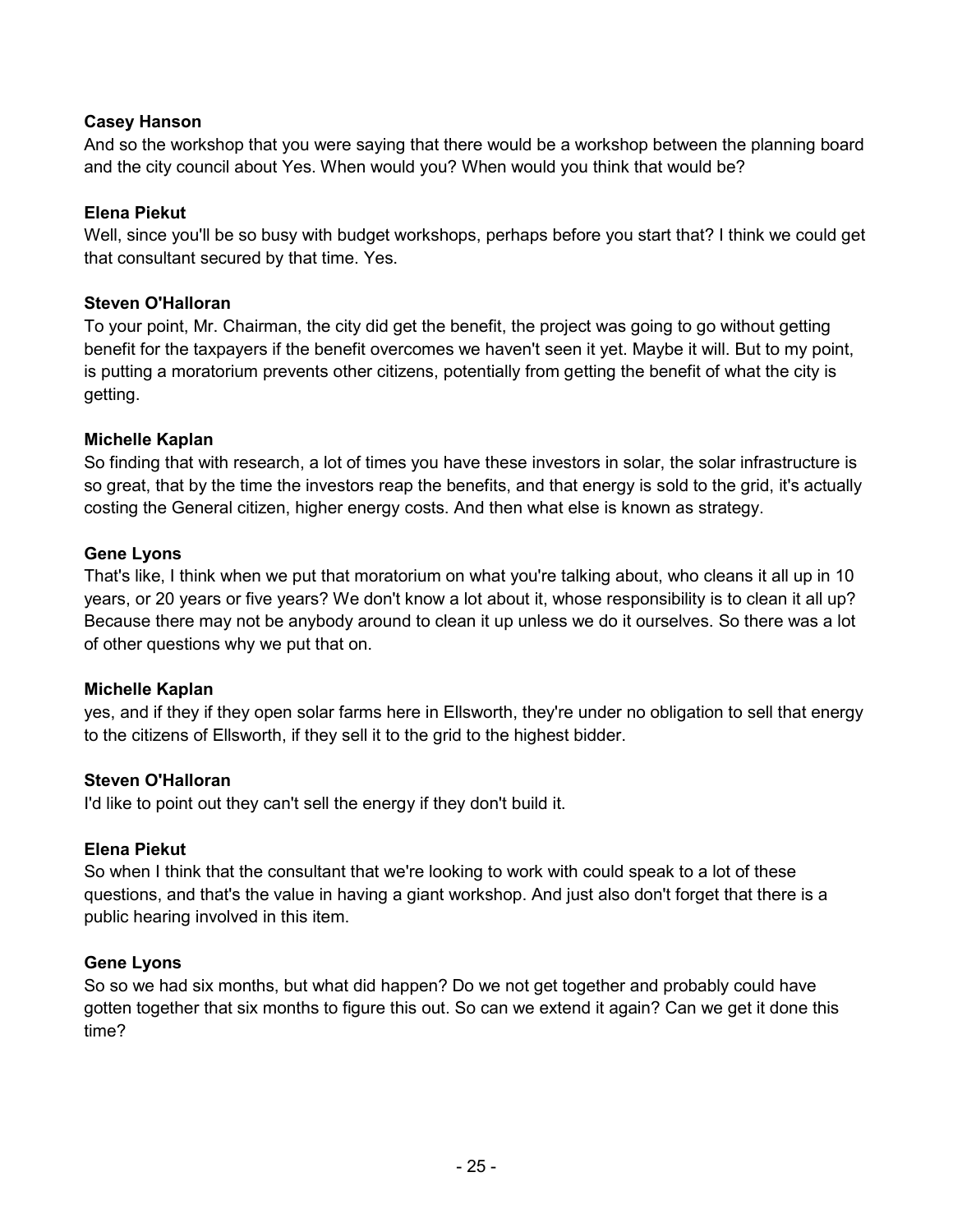**Casey Hanson**

And so the workshop that you were saying that there would be a workshop between the planning board and the city council about Yes. When would you? When would you think that would be?

**Elena Piekut**

Well, since you'll be so busy with budget workshops, perhaps before you start that? I think we could get that consultant secured by that time. Yes.

**Steven O'Halloran**

To your point, Mr. Chairman, the city did get the benefit, the project was going to go without getting benefit for the taxpayers if the benefit overcomes we haven't seen it yet. Maybe it will. But to my point, is putting a moratorium prevents other citizens, potentially from getting the benefit of what the city is getting.

**Michelle Kaplan**

So finding that with research, a lot of times you have these investors in solar, the solar infrastructure is so great, that by the time the investors reap the benefits, and that energy is sold to the grid, it's actually costing the General citizen, higher energy costs. And then what else is known as strategy.

**Gene Lyons**

That's like, I think when we put that moratorium on what you're talking about, who cleans it all up in 10 years, or 20 years or five years? We don't know a lot about it, whose responsibility is to clean it all up? Because there may not be anybody around to clean it up unless we do it ourselves. So there was a lot of other questions why we put that on.

**Michelle Kaplan**

yes, and if they if they open solar farms here in Ellsworth, they're under no obligation to sell that energy to the citizens of Ellsworth, if they sell it to the grid to the highest bidder.

**Steven O'Halloran**

I'd like to point out they can't sell the energy if they don't build it.

**Elena Piekut**

So when I think that the consultant that we're looking to work with could speak to a lot of these questions, and that's the value in having a giant workshop. And just also don't forget that there is a public hearing involved in this item.

**Gene Lyons**

So so we had six months, but what did happen? Do we not get together and probably could have gotten together that six months to figure this out. So can we extend it again? Can we get it done this time?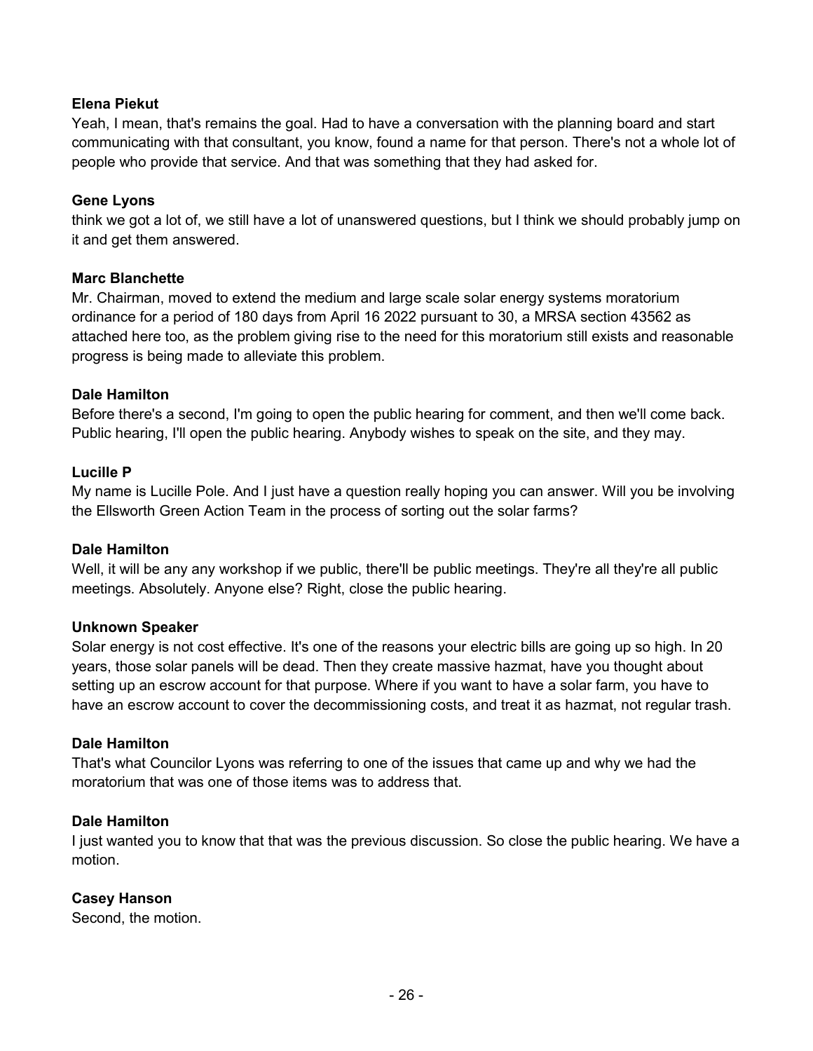**Elena Piekut**
Yeah, I mean, that's remains the goal. Had to have a conversation with the planning board and start communicating with that consultant, you know, found a name for that person. There's not a whole lot of people who provide that service. And that was something that they had asked for.

**Gene Lyons**
think we got a lot of, we still have a lot of unanswered questions, but I think we should probably jump on it and get them answered.

**Marc Blanchette**
Mr. Chairman, moved to extend the medium and large scale solar energy systems moratorium ordinance for a period of 180 days from April 16 2022 pursuant to 30, a MRSA section 43562 as attached here too, as the problem giving rise to the need for this moratorium still exists and reasonable progress is being made to alleviate this problem.

**Dale Hamilton**
Before there's a second, I'm going to open the public hearing for comment, and then we'll come back. Public hearing, I'll open the public hearing. Anybody wishes to speak on the site, and they may.

**Lucille P**
My name is Lucille Pole. And I just have a question really hoping you can answer. Will you be involving the Ellsworth Green Action Team in the process of sorting out the solar farms?

**Dale Hamilton**
Well, it will be any any workshop if we public, there'll be public meetings. They're all they're all public meetings. Absolutely. Anyone else? Right, close the public hearing.

**Unknown Speaker**
Solar energy is not cost effective. It's one of the reasons your electric bills are going up so high. In 20 years, those solar panels will be dead. Then they create massive hazmat, have you thought about setting up an escrow account for that purpose. Where if you want to have a solar farm, you have to have an escrow account to cover the decommissioning costs, and treat it as hazmat, not regular trash.

**Dale Hamilton**
That's what Councilor Lyons was referring to one of the issues that came up and why we had the moratorium that was one of those items was to address that.

**Dale Hamilton**
I just wanted you to know that that was the previous discussion. So close the public hearing. We have a motion.

**Casey Hanson**
Second, the motion.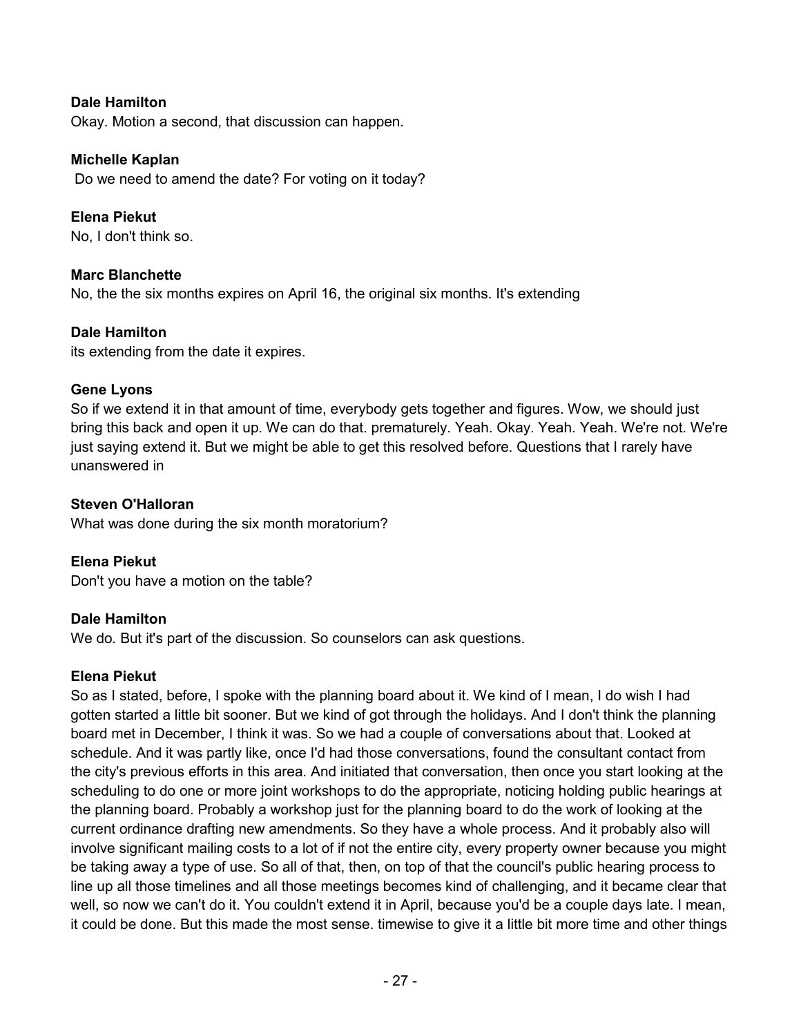**Dale Hamilton**
Okay. Motion a second, that discussion can happen.

**Michelle Kaplan**
Do we need to amend the date? For voting on it today?

**Elena Piekut**
No, I don't think so.

**Marc Blanchette**
No, the the six months expires on April 16, the original six months. It's extending

**Dale Hamilton**
its extending from the date it expires.

**Gene Lyons**
So if we extend it in that amount of time, everybody gets together and figures. Wow, we should just bring this back and open it up. We can do that. prematurely. Yeah. Okay. Yeah. Yeah. We're not. We're just saying extend it. But we might be able to get this resolved before. Questions that I rarely have unanswered in

**Steven O'Halloran**
What was done during the six month moratorium?

**Elena Piekut**
Don't you have a motion on the table?

**Dale Hamilton**
We do. But it's part of the discussion. So counselors can ask questions.

**Elena Piekut**
So as I stated, before, I spoke with the planning board about it. We kind of I mean, I do wish I had gotten started a little bit sooner. But we kind of got through the holidays. And I don't think the planning board met in December, I think it was. So we had a couple of conversations about that. Looked at schedule. And it was partly like, once I'd had those conversations, found the consultant contact from the city's previous efforts in this area. And initiated that conversation, then once you start looking at the scheduling to do one or more joint workshops to do the appropriate, noticing holding public hearings at the planning board. Probably a workshop just for the planning board to do the work of looking at the current ordinance drafting new amendments. So they have a whole process. And it probably also will involve significant mailing costs to a lot of if not the entire city, every property owner because you might be taking away a type of use. So all of that, then, on top of that the council's public hearing process to line up all those timelines and all those meetings becomes kind of challenging, and it became clear that well, so now we can't do it. You couldn't extend it in April, because you'd be a couple days late. I mean, it could be done. But this made the most sense. timewise to give it a little bit more time and other things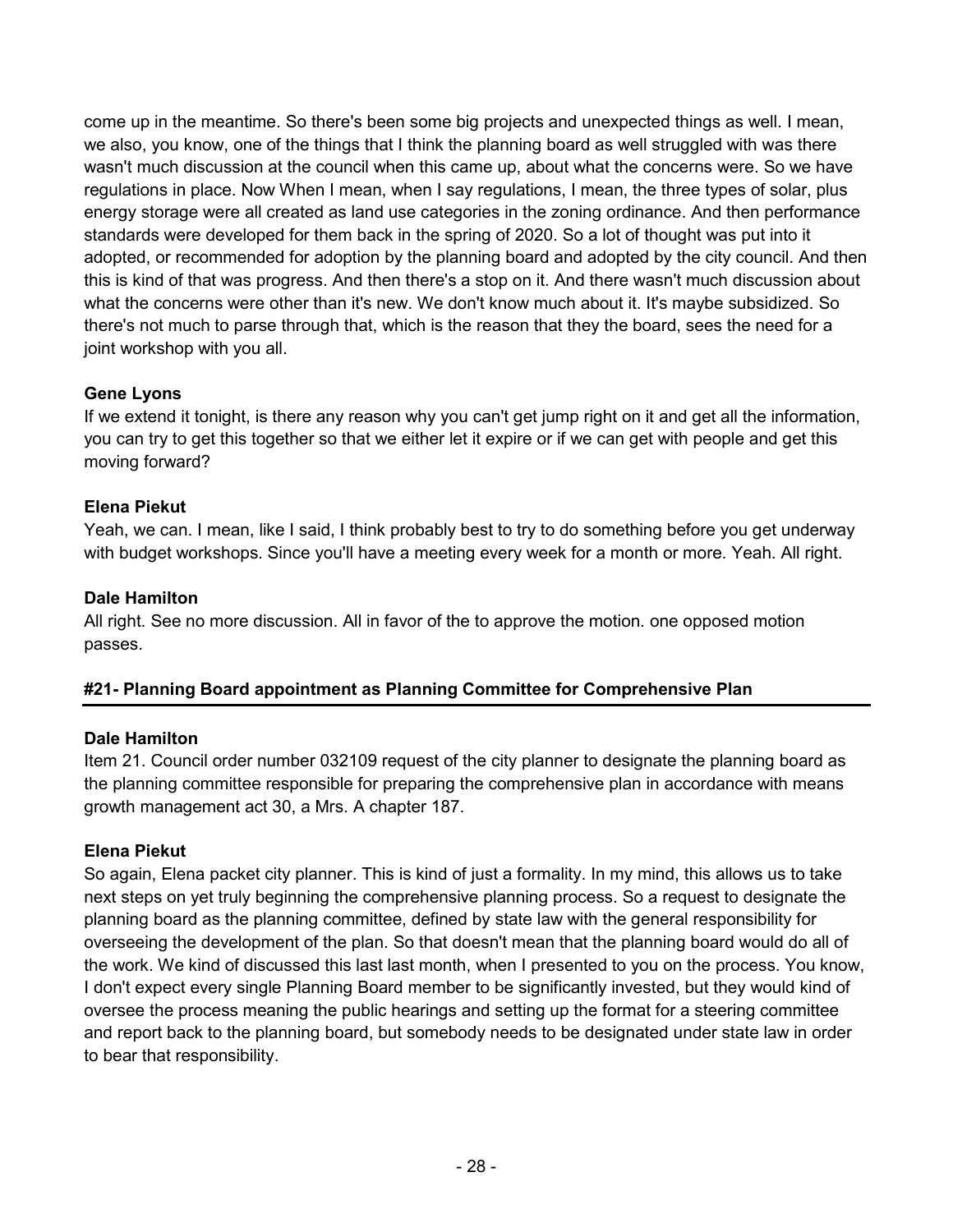come up in the meantime. So there's been some big projects and unexpected things as well. I mean, we also, you know, one of the things that I think the planning board as well struggled with was there wasn't much discussion at the council when this came up, about what the concerns were. So we have regulations in place. Now When I mean, when I say regulations, I mean, the three types of solar, plus energy storage were all created as land use categories in the zoning ordinance. And then performance standards were developed for them back in the spring of 2020. So a lot of thought was put into it adopted, or recommended for adoption by the planning board and adopted by the city council. And then this is kind of that was progress. And then there's a stop on it. And there wasn't much discussion about what the concerns were other than it's new. We don't know much about it. It's maybe subsidized. So there's not much to parse through that, which is the reason that they the board, sees the need for a joint workshop with you all.

**Gene Lyons**
If we extend it tonight, is there any reason why you can't get jump right on it and get all the information, you can try to get this together so that we either let it expire or if we can get with people and get this moving forward?

**Elena Piekut**
Yeah, we can. I mean, like I said, I think probably best to try to do something before you get underway with budget workshops. Since you'll have a meeting every week for a month or more. Yeah. All right.

**Dale Hamilton**
All right. See no more discussion. All in favor of the to approve the motion. one opposed motion passes.

## #21- Planning Board appointment as Planning Committee for Comprehensive Plan

**Dale Hamilton**
Item 21. Council order number 032109 request of the city planner to designate the planning board as the planning committee responsible for preparing the comprehensive plan in accordance with means growth management act 30, a Mrs. A chapter 187.

**Elena Piekut**
So again, Elena packet city planner. This is kind of just a formality. In my mind, this allows us to take next steps on yet truly beginning the comprehensive planning process. So a request to designate the planning board as the planning committee, defined by state law with the general responsibility for overseeing the development of the plan. So that doesn't mean that the planning board would do all of the work. We kind of discussed this last last month, when I presented to you on the process. You know, I don't expect every single Planning Board member to be significantly invested, but they would kind of oversee the process meaning the public hearings and setting up the format for a steering committee and report back to the planning board, but somebody needs to be designated under state law in order to bear that responsibility.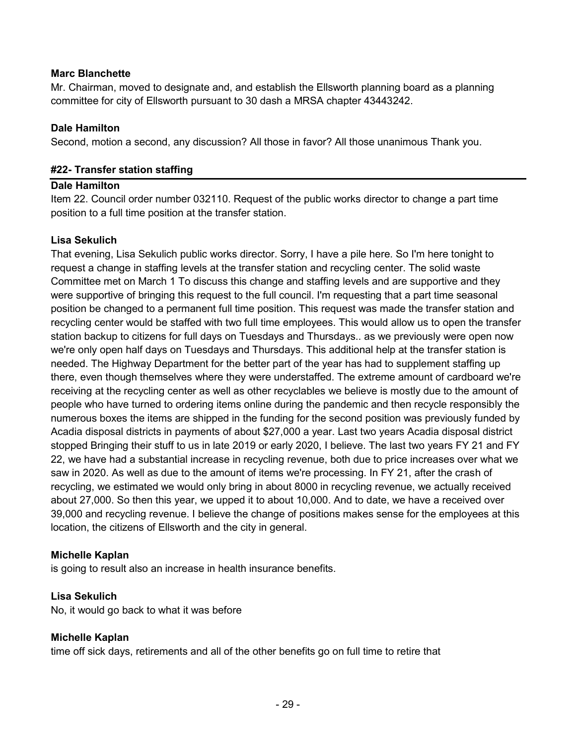**Marc Blanchette**

Mr. Chairman, moved to designate and, and establish the Ellsworth planning board as a planning committee for city of Ellsworth pursuant to 30 dash a MRSA chapter 43443242.

**Dale Hamilton**

Second, motion a second, any discussion? All those in favor? All those unanimous Thank you.

## #22- Transfer station staffing

**Dale Hamilton**

Item 22. Council order number 032110. Request of the public works director to change a part time position to a full time position at the transfer station.

**Lisa Sekulich**

That evening, Lisa Sekulich public works director. Sorry, I have a pile here. So I'm here tonight to request a change in staffing levels at the transfer station and recycling center. The solid waste Committee met on March 1 To discuss this change and staffing levels and are supportive and they were supportive of bringing this request to the full council. I'm requesting that a part time seasonal position be changed to a permanent full time position. This request was made the transfer station and recycling center would be staffed with two full time employees. This would allow us to open the transfer station backup to citizens for full days on Tuesdays and Thursdays.. as we previously were open now we're only open half days on Tuesdays and Thursdays. This additional help at the transfer station is needed. The Highway Department for the better part of the year has had to supplement staffing up there, even though themselves where they were understaffed. The extreme amount of cardboard we're receiving at the recycling center as well as other recyclables we believe is mostly due to the amount of people who have turned to ordering items online during the pandemic and then recycle responsibly the numerous boxes the items are shipped in the funding for the second position was previously funded by Acadia disposal districts in payments of about $27,000 a year. Last two years Acadia disposal district stopped Bringing their stuff to us in late 2019 or early 2020, I believe. The last two years FY 21 and FY 22, we have had a substantial increase in recycling revenue, both due to price increases over what we saw in 2020. As well as due to the amount of items we're processing. In FY 21, after the crash of recycling, we estimated we would only bring in about 8000 in recycling revenue, we actually received about 27,000. So then this year, we upped it to about 10,000. And to date, we have a received over 39,000 and recycling revenue. I believe the change of positions makes sense for the employees at this location, the citizens of Ellsworth and the city in general.

**Michelle Kaplan**

is going to result also an increase in health insurance benefits.

**Lisa Sekulich**

No, it would go back to what it was before

**Michelle Kaplan**

time off sick days, retirements and all of the other benefits go on full time to retire that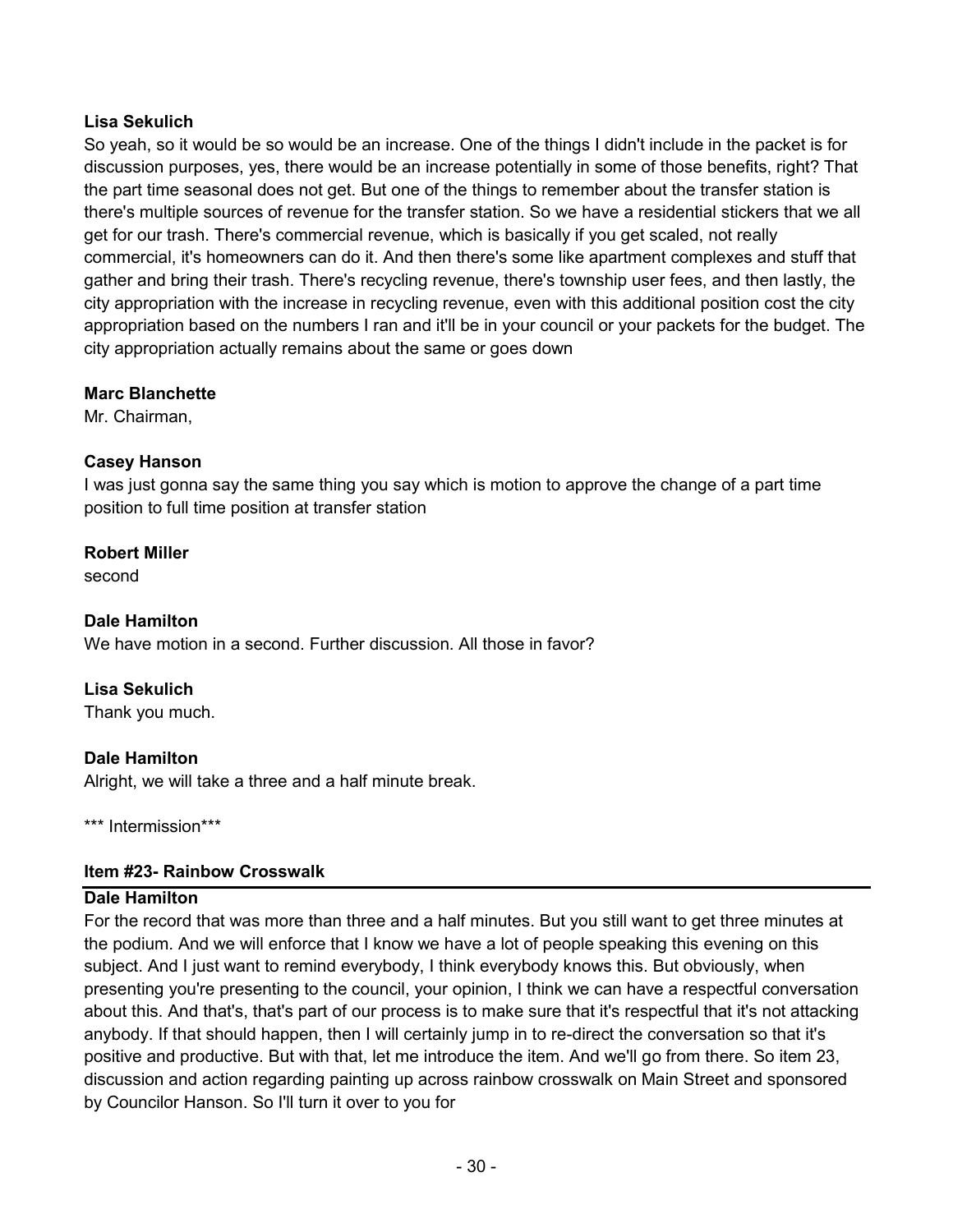**Lisa Sekulich**

So yeah, so it would be so would be an increase. One of the things I didn't include in the packet is for discussion purposes, yes, there would be an increase potentially in some of those benefits, right? That the part time seasonal does not get. But one of the things to remember about the transfer station is there's multiple sources of revenue for the transfer station. So we have a residential stickers that we all get for our trash. There's commercial revenue, which is basically if you get scaled, not really commercial, it's homeowners can do it. And then there's some like apartment complexes and stuff that gather and bring their trash. There's recycling revenue, there's township user fees, and then lastly, the city appropriation with the increase in recycling revenue, even with this additional position cost the city appropriation based on the numbers I ran and it'll be in your council or your packets for the budget. The city appropriation actually remains about the same or goes down

**Marc Blanchette**

Mr. Chairman,

**Casey Hanson**

I was just gonna say the same thing you say which is motion to approve the change of a part time position to full time position at transfer station

**Robert Miller**

second

**Dale Hamilton**

We have motion in a second. Further discussion. All those in favor?

**Lisa Sekulich**

Thank you much.

**Dale Hamilton**

Alright, we will take a three and a half minute break.

*** Intermission***

## Item #23- Rainbow Crosswalk

**Dale Hamilton**

For the record that was more than three and a half minutes. But you still want to get three minutes at the podium. And we will enforce that I know we have a lot of people speaking this evening on this subject. And I just want to remind everybody, I think everybody knows this. But obviously, when presenting you're presenting to the council, your opinion, I think we can have a respectful conversation about this. And that's, that's part of our process is to make sure that it's respectful that it's not attacking anybody. If that should happen, then I will certainly jump in to re-direct the conversation so that it's positive and productive. But with that, let me introduce the item. And we'll go from there. So item 23, discussion and action regarding painting up across rainbow crosswalk on Main Street and sponsored by Councilor Hanson. So I'll turn it over to you for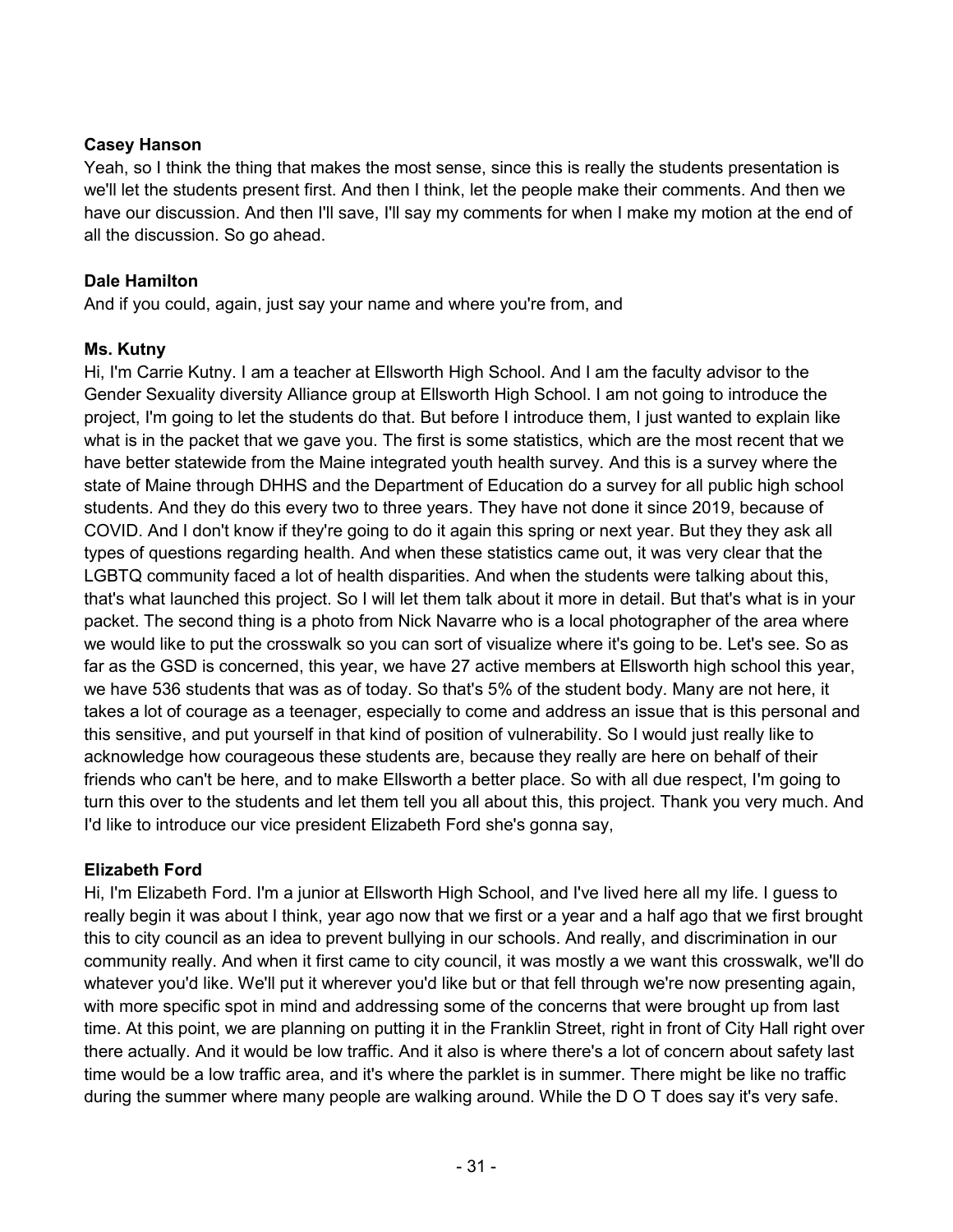**Casey Hanson**
Yeah, so I think the thing that makes the most sense, since this is really the students presentation is we'll let the students present first. And then I think, let the people make their comments. And then we have our discussion. And then I'll save, I'll say my comments for when I make my motion at the end of all the discussion. So go ahead.

**Dale Hamilton**
And if you could, again, just say your name and where you're from, and

**Ms. Kutny**
Hi, I'm Carrie Kutny. I am a teacher at Ellsworth High School. And I am the faculty advisor to the Gender Sexuality diversity Alliance group at Ellsworth High School. I am not going to introduce the project, I'm going to let the students do that. But before I introduce them, I just wanted to explain like what is in the packet that we gave you. The first is some statistics, which are the most recent that we have better statewide from the Maine integrated youth health survey. And this is a survey where the state of Maine through DHHS and the Department of Education do a survey for all public high school students. And they do this every two to three years. They have not done it since 2019, because of COVID. And I don't know if they're going to do it again this spring or next year. But they they ask all types of questions regarding health. And when these statistics came out, it was very clear that the LGBTQ community faced a lot of health disparities. And when the students were talking about this, that's what launched this project. So I will let them talk about it more in detail. But that's what is in your packet. The second thing is a photo from Nick Navarre who is a local photographer of the area where we would like to put the crosswalk so you can sort of visualize where it's going to be. Let's see. So as far as the GSD is concerned, this year, we have 27 active members at Ellsworth high school this year, we have 536 students that was as of today. So that's 5% of the student body. Many are not here, it takes a lot of courage as a teenager, especially to come and address an issue that is this personal and this sensitive, and put yourself in that kind of position of vulnerability. So I would just really like to acknowledge how courageous these students are, because they really are here on behalf of their friends who can't be here, and to make Ellsworth a better place. So with all due respect, I'm going to turn this over to the students and let them tell you all about this, this project. Thank you very much. And I'd like to introduce our vice president Elizabeth Ford she's gonna say,

**Elizabeth Ford**
Hi, I'm Elizabeth Ford. I'm a junior at Ellsworth High School, and I've lived here all my life. I guess to really begin it was about I think, year ago now that we first or a year and a half ago that we first brought this to city council as an idea to prevent bullying in our schools. And really, and discrimination in our community really. And when it first came to city council, it was mostly a we want this crosswalk, we'll do whatever you'd like. We'll put it wherever you'd like but or that fell through we're now presenting again, with more specific spot in mind and addressing some of the concerns that were brought up from last time. At this point, we are planning on putting it in the Franklin Street, right in front of City Hall right over there actually. And it would be low traffic. And it also is where there's a lot of concern about safety last time would be a low traffic area, and it's where the parklet is in summer. There might be like no traffic during the summer where many people are walking around. While the D O T does say it's very safe.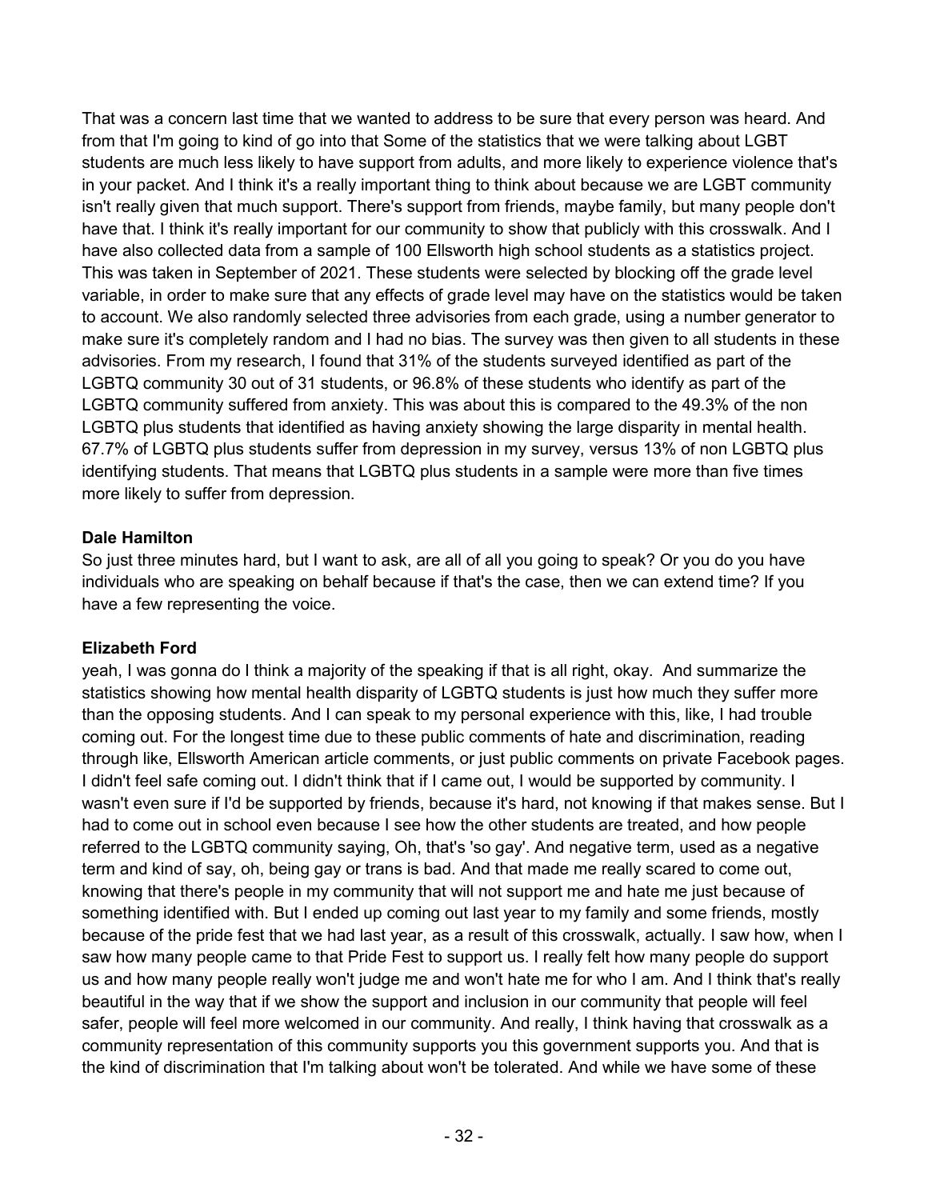That was a concern last time that we wanted to address to be sure that every person was heard. And from that I'm going to kind of go into that Some of the statistics that we were talking about LGBT students are much less likely to have support from adults, and more likely to experience violence that's in your packet. And I think it's a really important thing to think about because we are LGBT community isn't really given that much support. There's support from friends, maybe family, but many people don't have that. I think it's really important for our community to show that publicly with this crosswalk. And I have also collected data from a sample of 100 Ellsworth high school students as a statistics project. This was taken in September of 2021. These students were selected by blocking off the grade level variable, in order to make sure that any effects of grade level may have on the statistics would be taken to account. We also randomly selected three advisories from each grade, using a number generator to make sure it's completely random and I had no bias. The survey was then given to all students in these advisories. From my research, I found that 31% of the students surveyed identified as part of the LGBTQ community 30 out of 31 students, or 96.8% of these students who identify as part of the LGBTQ community suffered from anxiety. This was about this is compared to the 49.3% of the non LGBTQ plus students that identified as having anxiety showing the large disparity in mental health. 67.7% of LGBTQ plus students suffer from depression in my survey, versus 13% of non LGBTQ plus identifying students. That means that LGBTQ plus students in a sample were more than five times more likely to suffer from depression.

**Dale Hamilton**
So just three minutes hard, but I want to ask, are all of all you going to speak? Or you do you have individuals who are speaking on behalf because if that's the case, then we can extend time? If you have a few representing the voice.

**Elizabeth Ford**
yeah, I was gonna do I think a majority of the speaking if that is all right, okay. And summarize the statistics showing how mental health disparity of LGBTQ students is just how much they suffer more than the opposing students. And I can speak to my personal experience with this, like, I had trouble coming out. For the longest time due to these public comments of hate and discrimination, reading through like, Ellsworth American article comments, or just public comments on private Facebook pages. I didn't feel safe coming out. I didn't think that if I came out, I would be supported by community. I wasn't even sure if I'd be supported by friends, because it's hard, not knowing if that makes sense. But I had to come out in school even because I see how the other students are treated, and how people referred to the LGBTQ community saying, Oh, that's 'so gay'. And negative term, used as a negative term and kind of say, oh, being gay or trans is bad. And that made me really scared to come out, knowing that there's people in my community that will not support me and hate me just because of something identified with. But I ended up coming out last year to my family and some friends, mostly because of the pride fest that we had last year, as a result of this crosswalk, actually. I saw how, when I saw how many people came to that Pride Fest to support us. I really felt how many people do support us and how many people really won't judge me and won't hate me for who I am. And I think that's really beautiful in the way that if we show the support and inclusion in our community that people will feel safer, people will feel more welcomed in our community. And really, I think having that crosswalk as a community representation of this community supports you this government supports you. And that is the kind of discrimination that I'm talking about won't be tolerated. And while we have some of these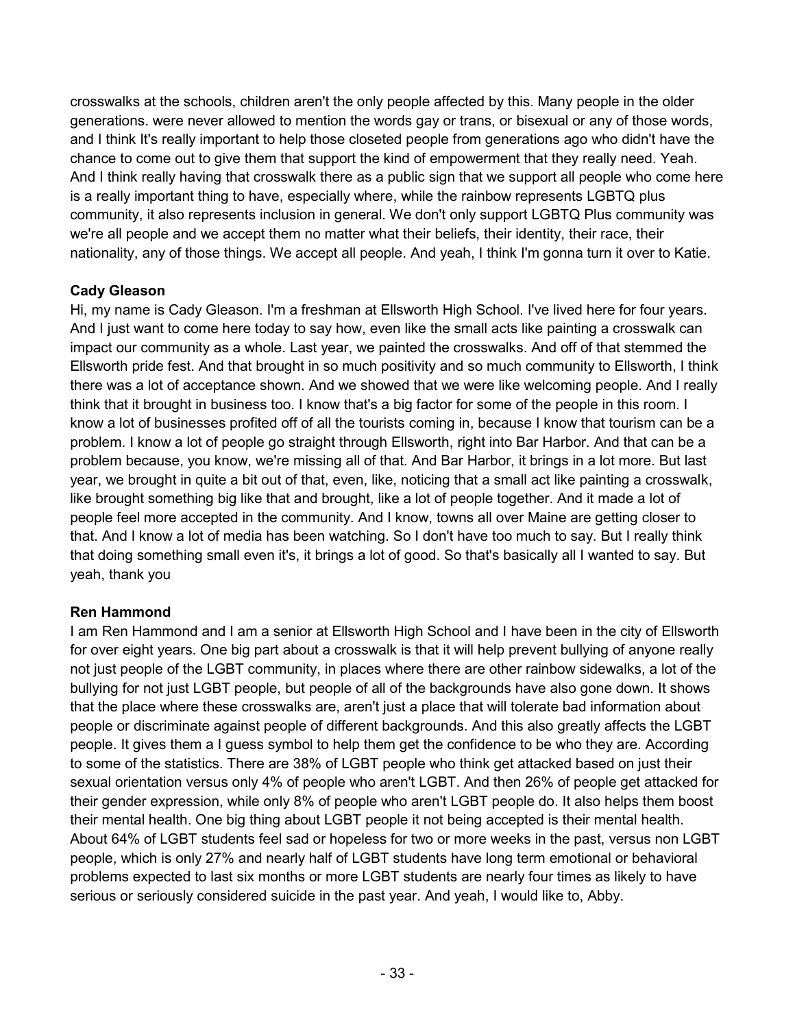crosswalks at the schools, children aren't the only people affected by this. Many people in the older generations. were never allowed to mention the words gay or trans, or bisexual or any of those words, and I think It's really important to help those closeted people from generations ago who didn't have the chance to come out to give them that support the kind of empowerment that they really need. Yeah. And I think really having that crosswalk there as a public sign that we support all people who come here is a really important thing to have, especially where, while the rainbow represents LGBTQ plus community, it also represents inclusion in general. We don't only support LGBTQ Plus community was we're all people and we accept them no matter what their beliefs, their identity, their race, their nationality, any of those things. We accept all people. And yeah, I think I'm gonna turn it over to Katie.

**Cady Gleason**

Hi, my name is Cady Gleason. I'm a freshman at Ellsworth High School. I've lived here for four years. And I just want to come here today to say how, even like the small acts like painting a crosswalk can impact our community as a whole. Last year, we painted the crosswalks. And off of that stemmed the Ellsworth pride fest. And that brought in so much positivity and so much community to Ellsworth, I think there was a lot of acceptance shown. And we showed that we were like welcoming people. And I really think that it brought in business too. I know that's a big factor for some of the people in this room. I know a lot of businesses profited off of all the tourists coming in, because I know that tourism can be a problem. I know a lot of people go straight through Ellsworth, right into Bar Harbor. And that can be a problem because, you know, we're missing all of that. And Bar Harbor, it brings in a lot more. But last year, we brought in quite a bit out of that, even, like, noticing that a small act like painting a crosswalk, like brought something big like that and brought, like a lot of people together. And it made a lot of people feel more accepted in the community. And I know, towns all over Maine are getting closer to that. And I know a lot of media has been watching. So I don't have too much to say. But I really think that doing something small even it's, it brings a lot of good. So that's basically all I wanted to say. But yeah, thank you

**Ren Hammond**

I am Ren Hammond and I am a senior at Ellsworth High School and I have been in the city of Ellsworth for over eight years. One big part about a crosswalk is that it will help prevent bullying of anyone really not just people of the LGBT community, in places where there are other rainbow sidewalks, a lot of the bullying for not just LGBT people, but people of all of the backgrounds have also gone down. It shows that the place where these crosswalks are, aren't just a place that will tolerate bad information about people or discriminate against people of different backgrounds. And this also greatly affects the LGBT people. It gives them a I guess symbol to help them get the confidence to be who they are. According to some of the statistics. There are 38% of LGBT people who think get attacked based on just their sexual orientation versus only 4% of people who aren't LGBT. And then 26% of people get attacked for their gender expression, while only 8% of people who aren't LGBT people do. It also helps them boost their mental health. One big thing about LGBT people it not being accepted is their mental health. About 64% of LGBT students feel sad or hopeless for two or more weeks in the past, versus non LGBT people, which is only 27% and nearly half of LGBT students have long term emotional or behavioral problems expected to last six months or more LGBT students are nearly four times as likely to have serious or seriously considered suicide in the past year. And yeah, I would like to, Abby.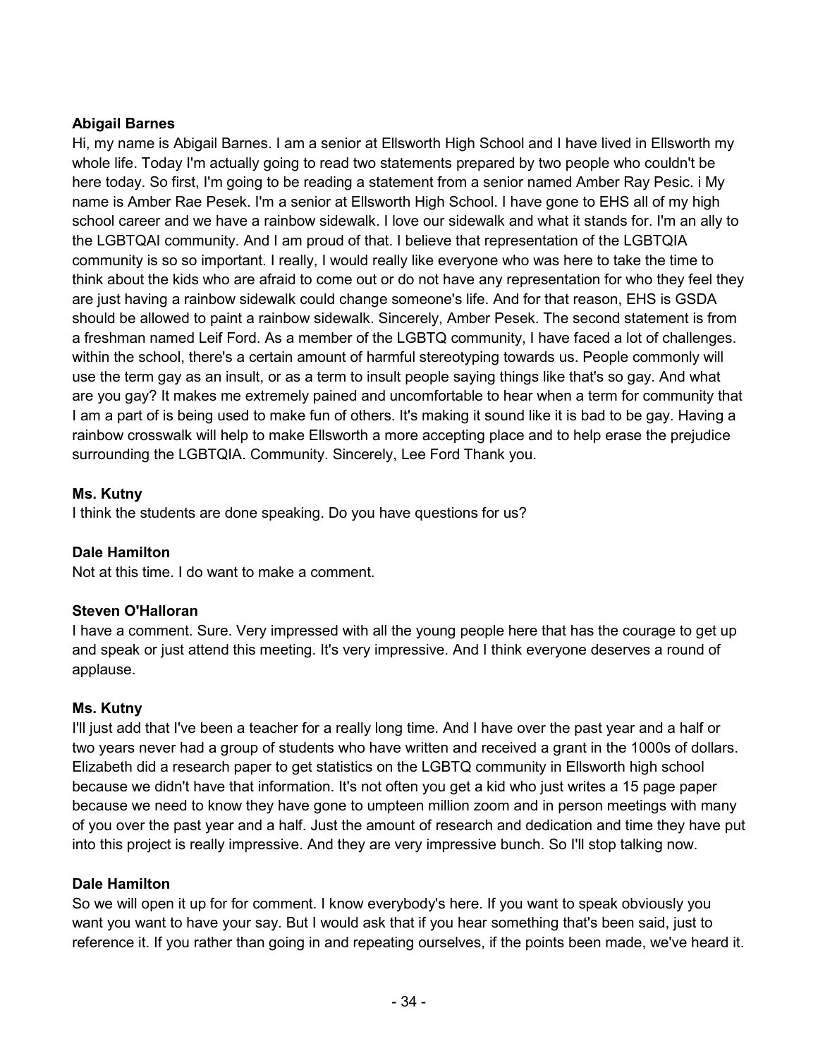**Abigail Barnes**
Hi, my name is Abigail Barnes. I am a senior at Ellsworth High School and I have lived in Ellsworth my whole life. Today I'm actually going to read two statements prepared by two people who couldn't be here today. So first, I'm going to be reading a statement from a senior named Amber Ray Pesic. i My name is Amber Rae Pesek. I'm a senior at Ellsworth High School. I have gone to EHS all of my high school career and we have a rainbow sidewalk. I love our sidewalk and what it stands for. I'm an ally to the LGBTQAI community. And I am proud of that. I believe that representation of the LGBTQIA community is so so important. I really, I would really like everyone who was here to take the time to think about the kids who are afraid to come out or do not have any representation for who they feel they are just having a rainbow sidewalk could change someone's life. And for that reason, EHS is GSDA should be allowed to paint a rainbow sidewalk. Sincerely, Amber Pesek. The second statement is from a freshman named Leif Ford. As a member of the LGBTQ community, I have faced a lot of challenges. within the school, there's a certain amount of harmful stereotyping towards us. People commonly will use the term gay as an insult, or as a term to insult people saying things like that's so gay. And what are you gay? It makes me extremely pained and uncomfortable to hear when a term for community that I am a part of is being used to make fun of others. It's making it sound like it is bad to be gay. Having a rainbow crosswalk will help to make Ellsworth a more accepting place and to help erase the prejudice surrounding the LGBTQIA. Community. Sincerely, Lee Ford Thank you.

**Ms. Kutny**
I think the students are done speaking. Do you have questions for us?

**Dale Hamilton**
Not at this time. I do want to make a comment.

**Steven O'Halloran**
I have a comment. Sure. Very impressed with all the young people here that has the courage to get up and speak or just attend this meeting. It's very impressive. And I think everyone deserves a round of applause.

**Ms. Kutny**
I'll just add that I've been a teacher for a really long time. And I have over the past year and a half or two years never had a group of students who have written and received a grant in the 1000s of dollars. Elizabeth did a research paper to get statistics on the LGBTQ community in Ellsworth high school because we didn't have that information. It's not often you get a kid who just writes a 15 page paper because we need to know they have gone to umpteen million zoom and in person meetings with many of you over the past year and a half. Just the amount of research and dedication and time they have put into this project is really impressive. And they are very impressive bunch. So I'll stop talking now.

**Dale Hamilton**
So we will open it up for for comment. I know everybody's here. If you want to speak obviously you want you want to have your say. But I would ask that if you hear something that's been said, just to reference it. If you rather than going in and repeating ourselves, if the points been made, we've heard it.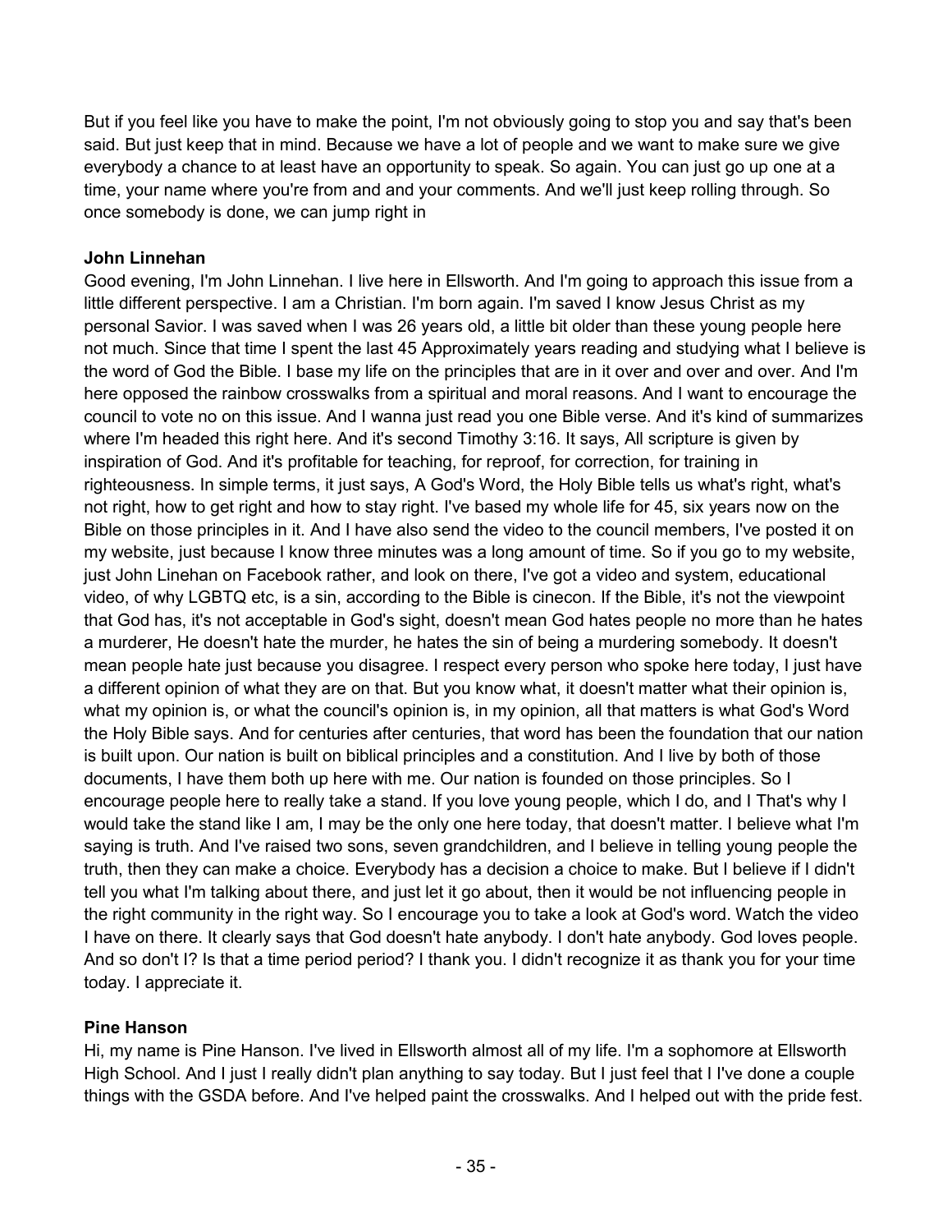But if you feel like you have to make the point, I'm not obviously going to stop you and say that's been said. But just keep that in mind. Because we have a lot of people and we want to make sure we give everybody a chance to at least have an opportunity to speak. So again. You can just go up one at a time, your name where you're from and and your comments. And we'll just keep rolling through. So once somebody is done, we can jump right in

**John Linnehan**

Good evening, I'm John Linnehan. I live here in Ellsworth. And I'm going to approach this issue from a little different perspective. I am a Christian. I'm born again. I'm saved I know Jesus Christ as my personal Savior. I was saved when I was 26 years old, a little bit older than these young people here not much. Since that time I spent the last 45 Approximately years reading and studying what I believe is the word of God the Bible. I base my life on the principles that are in it over and over and over. And I'm here opposed the rainbow crosswalks from a spiritual and moral reasons. And I want to encourage the council to vote no on this issue. And I wanna just read you one Bible verse. And it's kind of summarizes where I'm headed this right here. And it's second Timothy 3:16. It says, All scripture is given by inspiration of God. And it's profitable for teaching, for reproof, for correction, for training in righteousness. In simple terms, it just says, A God's Word, the Holy Bible tells us what's right, what's not right, how to get right and how to stay right. I've based my whole life for 45, six years now on the Bible on those principles in it. And I have also send the video to the council members, I've posted it on my website, just because I know three minutes was a long amount of time. So if you go to my website, just John Linehan on Facebook rather, and look on there, I've got a video and system, educational video, of why LGBTQ etc, is a sin, according to the Bible is cinecon. If the Bible, it's not the viewpoint that God has, it's not acceptable in God's sight, doesn't mean God hates people no more than he hates a murderer, He doesn't hate the murder, he hates the sin of being a murdering somebody. It doesn't mean people hate just because you disagree. I respect every person who spoke here today, I just have a different opinion of what they are on that. But you know what, it doesn't matter what their opinion is, what my opinion is, or what the council's opinion is, in my opinion, all that matters is what God's Word the Holy Bible says. And for centuries after centuries, that word has been the foundation that our nation is built upon. Our nation is built on biblical principles and a constitution. And I live by both of those documents, I have them both up here with me. Our nation is founded on those principles. So I encourage people here to really take a stand. If you love young people, which I do, and I That's why I would take the stand like I am, I may be the only one here today, that doesn't matter. I believe what I'm saying is truth. And I've raised two sons, seven grandchildren, and I believe in telling young people the truth, then they can make a choice. Everybody has a decision a choice to make. But I believe if I didn't tell you what I'm talking about there, and just let it go about, then it would be not influencing people in the right community in the right way. So I encourage you to take a look at God's word. Watch the video I have on there. It clearly says that God doesn't hate anybody. I don't hate anybody. God loves people. And so don't I? Is that a time period period? I thank you. I didn't recognize it as thank you for your time today. I appreciate it.

**Pine Hanson**

Hi, my name is Pine Hanson. I've lived in Ellsworth almost all of my life. I'm a sophomore at Ellsworth High School. And I just I really didn't plan anything to say today. But I just feel that I I've done a couple things with the GSDA before. And I've helped paint the crosswalks. And I helped out with the pride fest.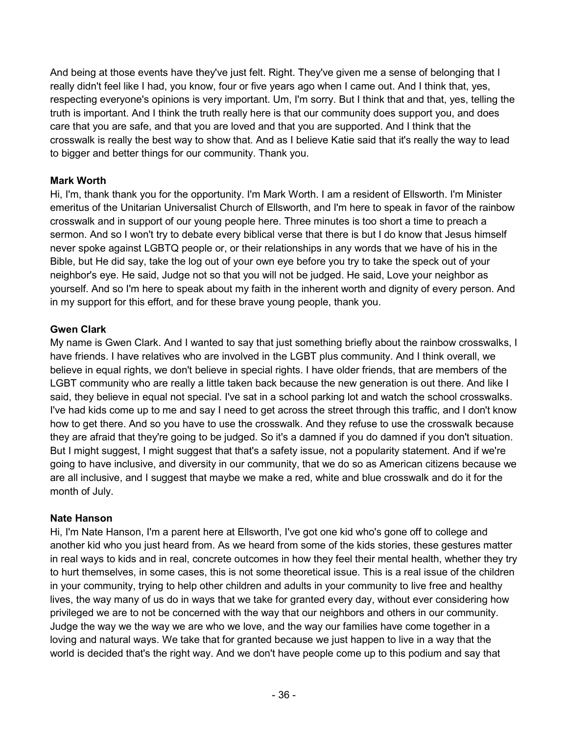And being at those events have they've just felt. Right. They've given me a sense of belonging that I really didn't feel like I had, you know, four or five years ago when I came out. And I think that, yes, respecting everyone's opinions is very important. Um, I'm sorry. But I think that and that, yes, telling the truth is important. And I think the truth really here is that our community does support you, and does care that you are safe, and that you are loved and that you are supported. And I think that the crosswalk is really the best way to show that. And as I believe Katie said that it's really the way to lead to bigger and better things for our community. Thank you.

**Mark Worth**

Hi, I'm, thank thank you for the opportunity. I'm Mark Worth. I am a resident of Ellsworth. I'm Minister emeritus of the Unitarian Universalist Church of Ellsworth, and I'm here to speak in favor of the rainbow crosswalk and in support of our young people here. Three minutes is too short a time to preach a sermon. And so I won't try to debate every biblical verse that there is but I do know that Jesus himself never spoke against LGBTQ people or, or their relationships in any words that we have of his in the Bible, but He did say, take the log out of your own eye before you try to take the speck out of your neighbor's eye. He said, Judge not so that you will not be judged. He said, Love your neighbor as yourself. And so I'm here to speak about my faith in the inherent worth and dignity of every person. And in my support for this effort, and for these brave young people, thank you.

**Gwen Clark**

My name is Gwen Clark. And I wanted to say that just something briefly about the rainbow crosswalks, I have friends. I have relatives who are involved in the LGBT plus community. And I think overall, we believe in equal rights, we don't believe in special rights. I have older friends, that are members of the LGBT community who are really a little taken back because the new generation is out there. And like I said, they believe in equal not special. I've sat in a school parking lot and watch the school crosswalks. I've had kids come up to me and say I need to get across the street through this traffic, and I don't know how to get there. And so you have to use the crosswalk. And they refuse to use the crosswalk because they are afraid that they're going to be judged. So it's a damned if you do damned if you don't situation. But I might suggest, I might suggest that that's a safety issue, not a popularity statement. And if we're going to have inclusive, and diversity in our community, that we do so as American citizens because we are all inclusive, and I suggest that maybe we make a red, white and blue crosswalk and do it for the month of July.

**Nate Hanson**

Hi, I'm Nate Hanson, I'm a parent here at Ellsworth, I've got one kid who's gone off to college and another kid who you just heard from. As we heard from some of the kids stories, these gestures matter in real ways to kids and in real, concrete outcomes in how they feel their mental health, whether they try to hurt themselves, in some cases, this is not some theoretical issue. This is a real issue of the children in your community, trying to help other children and adults in your community to live free and healthy lives, the way many of us do in ways that we take for granted every day, without ever considering how privileged we are to not be concerned with the way that our neighbors and others in our community. Judge the way we the way we are who we love, and the way our families have come together in a loving and natural ways. We take that for granted because we just happen to live in a way that the world is decided that's the right way. And we don't have people come up to this podium and say that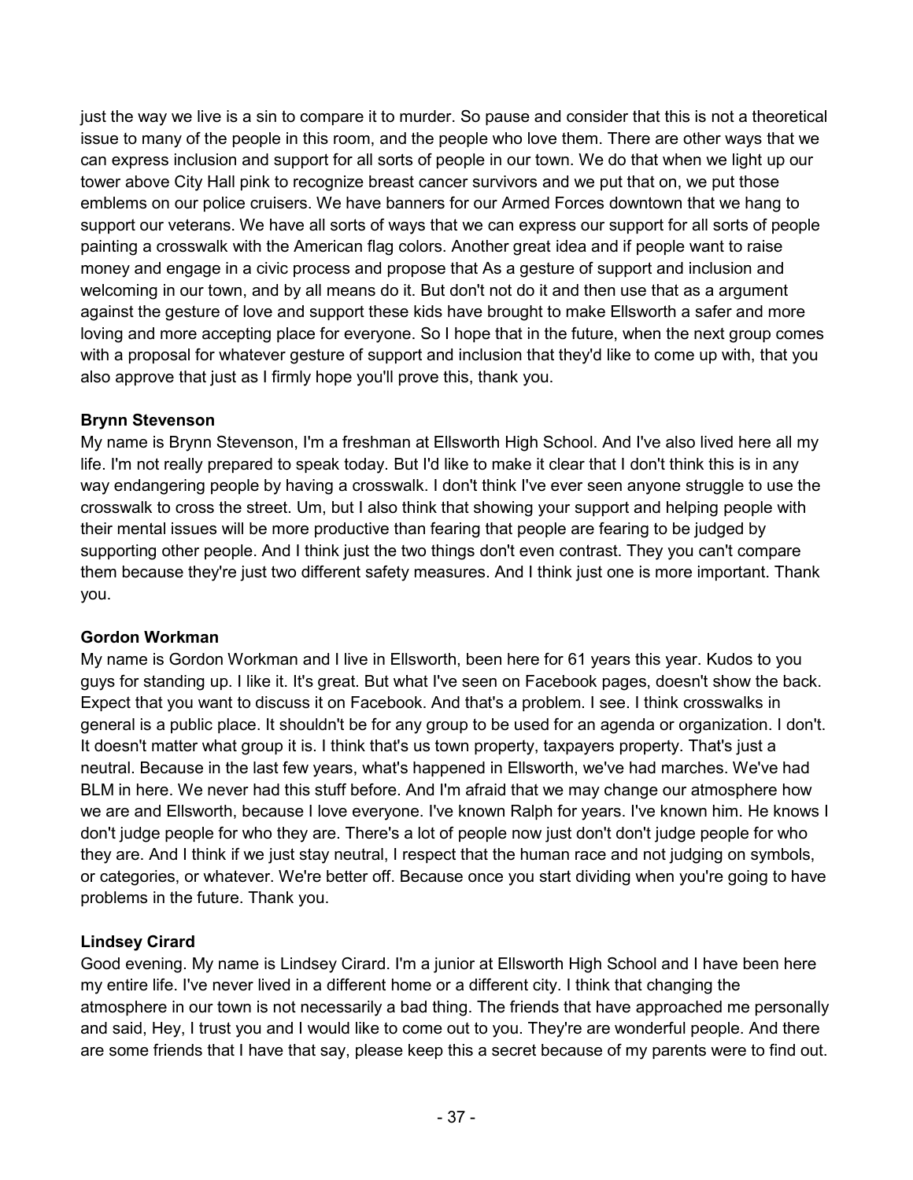just the way we live is a sin to compare it to murder. So pause and consider that this is not a theoretical issue to many of the people in this room, and the people who love them. There are other ways that we can express inclusion and support for all sorts of people in our town. We do that when we light up our tower above City Hall pink to recognize breast cancer survivors and we put that on, we put those emblems on our police cruisers. We have banners for our Armed Forces downtown that we hang to support our veterans. We have all sorts of ways that we can express our support for all sorts of people painting a crosswalk with the American flag colors. Another great idea and if people want to raise money and engage in a civic process and propose that As a gesture of support and inclusion and welcoming in our town, and by all means do it. But don't not do it and then use that as a argument against the gesture of love and support these kids have brought to make Ellsworth a safer and more loving and more accepting place for everyone. So I hope that in the future, when the next group comes with a proposal for whatever gesture of support and inclusion that they'd like to come up with, that you also approve that just as I firmly hope you'll prove this, thank you.

**Brynn Stevenson**

My name is Brynn Stevenson, I'm a freshman at Ellsworth High School. And I've also lived here all my life. I'm not really prepared to speak today. But I'd like to make it clear that I don't think this is in any way endangering people by having a crosswalk. I don't think I've ever seen anyone struggle to use the crosswalk to cross the street. Um, but I also think that showing your support and helping people with their mental issues will be more productive than fearing that people are fearing to be judged by supporting other people. And I think just the two things don't even contrast. They you can't compare them because they're just two different safety measures. And I think just one is more important. Thank you.

**Gordon Workman**

My name is Gordon Workman and I live in Ellsworth, been here for 61 years this year. Kudos to you guys for standing up. I like it. It's great. But what I've seen on Facebook pages, doesn't show the back. Expect that you want to discuss it on Facebook. And that's a problem. I see. I think crosswalks in general is a public place. It shouldn't be for any group to be used for an agenda or organization. I don't. It doesn't matter what group it is. I think that's us town property, taxpayers property. That's just a neutral. Because in the last few years, what's happened in Ellsworth, we've had marches. We've had BLM in here. We never had this stuff before. And I'm afraid that we may change our atmosphere how we are and Ellsworth, because I love everyone. I've known Ralph for years. I've known him. He knows I don't judge people for who they are. There's a lot of people now just don't don't judge people for who they are. And I think if we just stay neutral, I respect that the human race and not judging on symbols, or categories, or whatever. We're better off. Because once you start dividing when you're going to have problems in the future. Thank you.

**Lindsey Cirard**

Good evening. My name is Lindsey Cirard. I'm a junior at Ellsworth High School and I have been here my entire life. I've never lived in a different home or a different city. I think that changing the atmosphere in our town is not necessarily a bad thing. The friends that have approached me personally and said, Hey, I trust you and I would like to come out to you. They're are wonderful people. And there are some friends that I have that say, please keep this a secret because of my parents were to find out.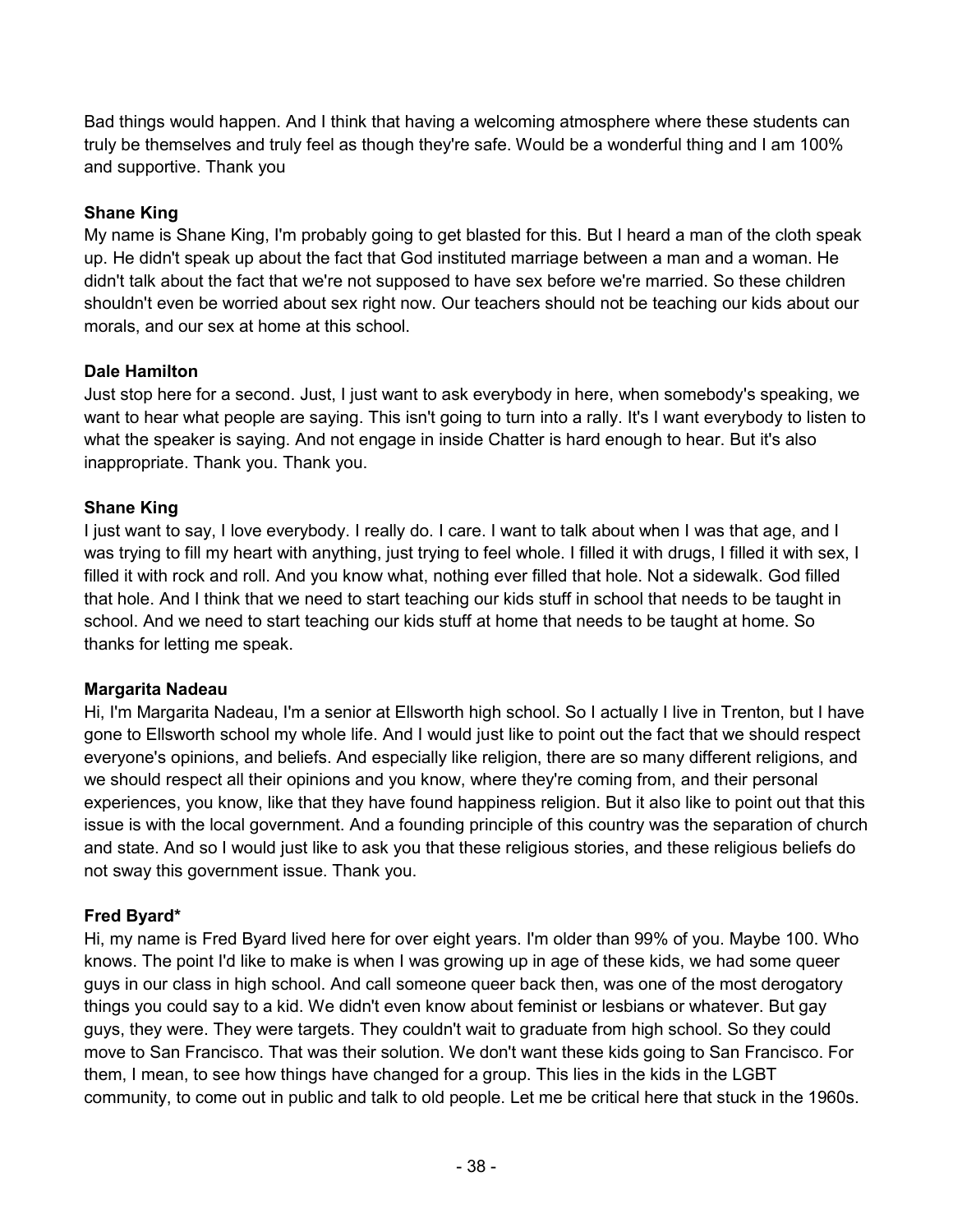Bad things would happen. And I think that having a welcoming atmosphere where these students can truly be themselves and truly feel as though they're safe. Would be a wonderful thing and I am 100% and supportive. Thank you

**Shane King**
My name is Shane King, I'm probably going to get blasted for this. But I heard a man of the cloth speak up. He didn't speak up about the fact that God instituted marriage between a man and a woman. He didn't talk about the fact that we're not supposed to have sex before we're married. So these children shouldn't even be worried about sex right now. Our teachers should not be teaching our kids about our morals, and our sex at home at this school.

**Dale Hamilton**
Just stop here for a second. Just, I just want to ask everybody in here, when somebody's speaking, we want to hear what people are saying. This isn't going to turn into a rally. It's I want everybody to listen to what the speaker is saying. And not engage in inside Chatter is hard enough to hear. But it's also inappropriate. Thank you. Thank you.

**Shane King**
I just want to say, I love everybody. I really do. I care. I want to talk about when I was that age, and I was trying to fill my heart with anything, just trying to feel whole. I filled it with drugs, I filled it with sex, I filled it with rock and roll. And you know what, nothing ever filled that hole. Not a sidewalk. God filled that hole. And I think that we need to start teaching our kids stuff in school that needs to be taught in school. And we need to start teaching our kids stuff at home that needs to be taught at home. So thanks for letting me speak.

**Margarita Nadeau**
Hi, I'm Margarita Nadeau, I'm a senior at Ellsworth high school. So I actually I live in Trenton, but I have gone to Ellsworth school my whole life. And I would just like to point out the fact that we should respect everyone's opinions, and beliefs. And especially like religion, there are so many different religions, and we should respect all their opinions and you know, where they're coming from, and their personal experiences, you know, like that they have found happiness religion. But it also like to point out that this issue is with the local government. And a founding principle of this country was the separation of church and state. And so I would just like to ask you that these religious stories, and these religious beliefs do not sway this government issue. Thank you.

**Fred Byard***
Hi, my name is Fred Byard lived here for over eight years. I'm older than 99% of you. Maybe 100. Who knows. The point I'd like to make is when I was growing up in age of these kids, we had some queer guys in our class in high school. And call someone queer back then, was one of the most derogatory things you could say to a kid. We didn't even know about feminist or lesbians or whatever. But gay guys, they were. They were targets. They couldn't wait to graduate from high school. So they could move to San Francisco. That was their solution. We don't want these kids going to San Francisco. For them, I mean, to see how things have changed for a group. This lies in the kids in the LGBT community, to come out in public and talk to old people. Let me be critical here that stuck in the 1960s.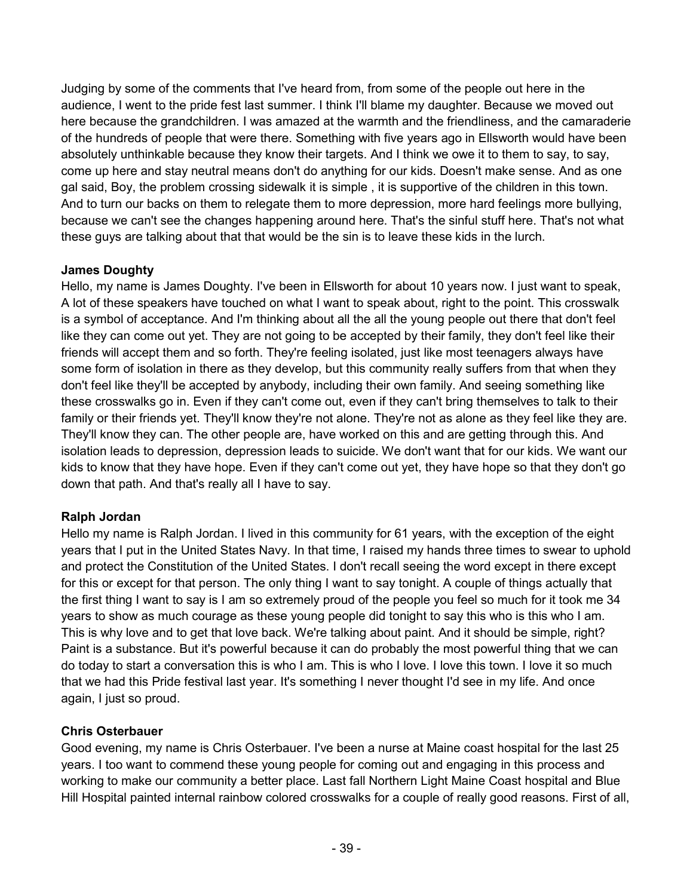Judging by some of the comments that I've heard from, from some of the people out here in the audience, I went to the pride fest last summer. I think I'll blame my daughter. Because we moved out here because the grandchildren. I was amazed at the warmth and the friendliness, and the camaraderie of the hundreds of people that were there. Something with five years ago in Ellsworth would have been absolutely unthinkable because they know their targets. And I think we owe it to them to say, to say, come up here and stay neutral means don't do anything for our kids. Doesn't make sense. And as one gal said, Boy, the problem crossing sidewalk it is simple , it is supportive of the children in this town. And to turn our backs on them to relegate them to more depression, more hard feelings more bullying, because we can't see the changes happening around here. That's the sinful stuff here. That's not what these guys are talking about that that would be the sin is to leave these kids in the lurch.

**James Doughty**

Hello, my name is James Doughty. I've been in Ellsworth for about 10 years now. I just want to speak, A lot of these speakers have touched on what I want to speak about, right to the point. This crosswalk is a symbol of acceptance. And I'm thinking about all the all the young people out there that don't feel like they can come out yet. They are not going to be accepted by their family, they don't feel like their friends will accept them and so forth. They're feeling isolated, just like most teenagers always have some form of isolation in there as they develop, but this community really suffers from that when they don't feel like they'll be accepted by anybody, including their own family. And seeing something like these crosswalks go in. Even if they can't come out, even if they can't bring themselves to talk to their family or their friends yet. They'll know they're not alone. They're not as alone as they feel like they are. They'll know they can. The other people are, have worked on this and are getting through this. And isolation leads to depression, depression leads to suicide. We don't want that for our kids. We want our kids to know that they have hope. Even if they can't come out yet, they have hope so that they don't go down that path. And that's really all I have to say.

**Ralph Jordan**

Hello my name is Ralph Jordan. I lived in this community for 61 years, with the exception of the eight years that I put in the United States Navy. In that time, I raised my hands three times to swear to uphold and protect the Constitution of the United States. I don't recall seeing the word except in there except for this or except for that person. The only thing I want to say tonight. A couple of things actually that the first thing I want to say is I am so extremely proud of the people you feel so much for it took me 34 years to show as much courage as these young people did tonight to say this who is this who I am. This is why love and to get that love back. We're talking about paint. And it should be simple, right? Paint is a substance. But it's powerful because it can do probably the most powerful thing that we can do today to start a conversation this is who I am. This is who I love. I love this town. I love it so much that we had this Pride festival last year. It's something I never thought I'd see in my life. And once again, I just so proud.

**Chris Osterbauer**

Good evening, my name is Chris Osterbauer. I've been a nurse at Maine coast hospital for the last 25 years. I too want to commend these young people for coming out and engaging in this process and working to make our community a better place. Last fall Northern Light Maine Coast hospital and Blue Hill Hospital painted internal rainbow colored crosswalks for a couple of really good reasons. First of all,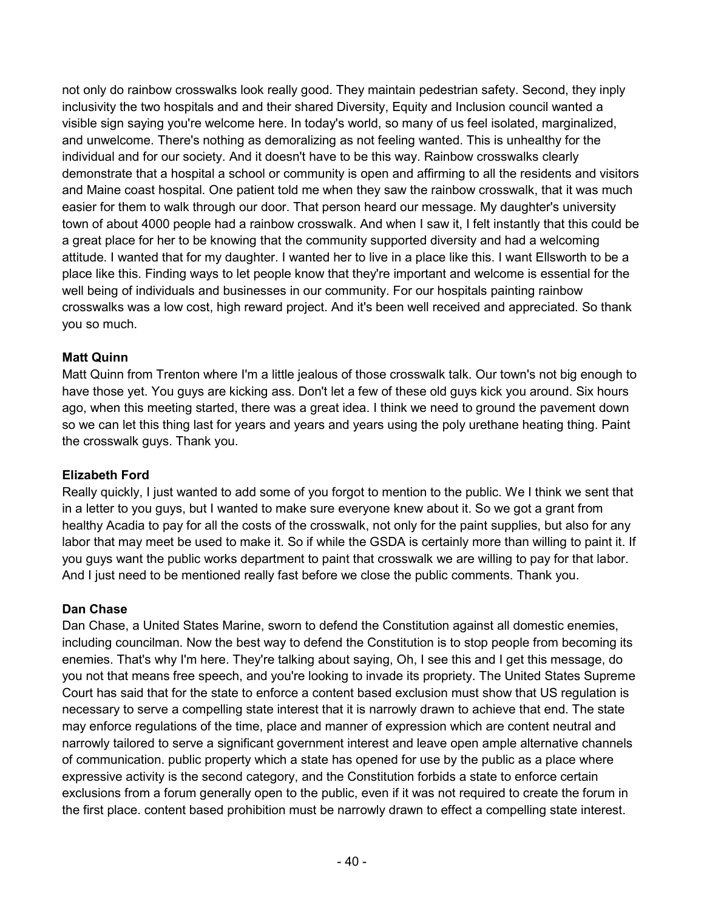not only do rainbow crosswalks look really good. They maintain pedestrian safety. Second, they inply inclusivity the two hospitals and and their shared Diversity, Equity and Inclusion council wanted a visible sign saying you're welcome here. In today's world, so many of us feel isolated, marginalized, and unwelcome. There's nothing as demoralizing as not feeling wanted. This is unhealthy for the individual and for our society. And it doesn't have to be this way. Rainbow crosswalks clearly demonstrate that a hospital a school or community is open and affirming to all the residents and visitors and Maine coast hospital. One patient told me when they saw the rainbow crosswalk, that it was much easier for them to walk through our door. That person heard our message. My daughter's university town of about 4000 people had a rainbow crosswalk. And when I saw it, I felt instantly that this could be a great place for her to be knowing that the community supported diversity and had a welcoming attitude. I wanted that for my daughter. I wanted her to live in a place like this. I want Ellsworth to be a place like this. Finding ways to let people know that they're important and welcome is essential for the well being of individuals and businesses in our community. For our hospitals painting rainbow crosswalks was a low cost, high reward project. And it's been well received and appreciated. So thank you so much.

**Matt Quinn**

Matt Quinn from Trenton where I'm a little jealous of those crosswalk talk. Our town's not big enough to have those yet. You guys are kicking ass. Don't let a few of these old guys kick you around. Six hours ago, when this meeting started, there was a great idea. I think we need to ground the pavement down so we can let this thing last for years and years and years using the poly urethane heating thing. Paint the crosswalk guys. Thank you.

**Elizabeth Ford**

Really quickly, I just wanted to add some of you forgot to mention to the public. We I think we sent that in a letter to you guys, but I wanted to make sure everyone knew about it. So we got a grant from healthy Acadia to pay for all the costs of the crosswalk, not only for the paint supplies, but also for any labor that may meet be used to make it. So if while the GSDA is certainly more than willing to paint it. If you guys want the public works department to paint that crosswalk we are willing to pay for that labor. And I just need to be mentioned really fast before we close the public comments. Thank you.

**Dan Chase**

Dan Chase, a United States Marine, sworn to defend the Constitution against all domestic enemies, including councilman. Now the best way to defend the Constitution is to stop people from becoming its enemies. That's why I'm here. They're talking about saying, Oh, I see this and I get this message, do you not that means free speech, and you're looking to invade its propriety. The United States Supreme Court has said that for the state to enforce a content based exclusion must show that US regulation is necessary to serve a compelling state interest that it is narrowly drawn to achieve that end. The state may enforce regulations of the time, place and manner of expression which are content neutral and narrowly tailored to serve a significant government interest and leave open ample alternative channels of communication. public property which a state has opened for use by the public as a place where expressive activity is the second category, and the Constitution forbids a state to enforce certain exclusions from a forum generally open to the public, even if it was not required to create the forum in the first place. content based prohibition must be narrowly drawn to effect a compelling state interest.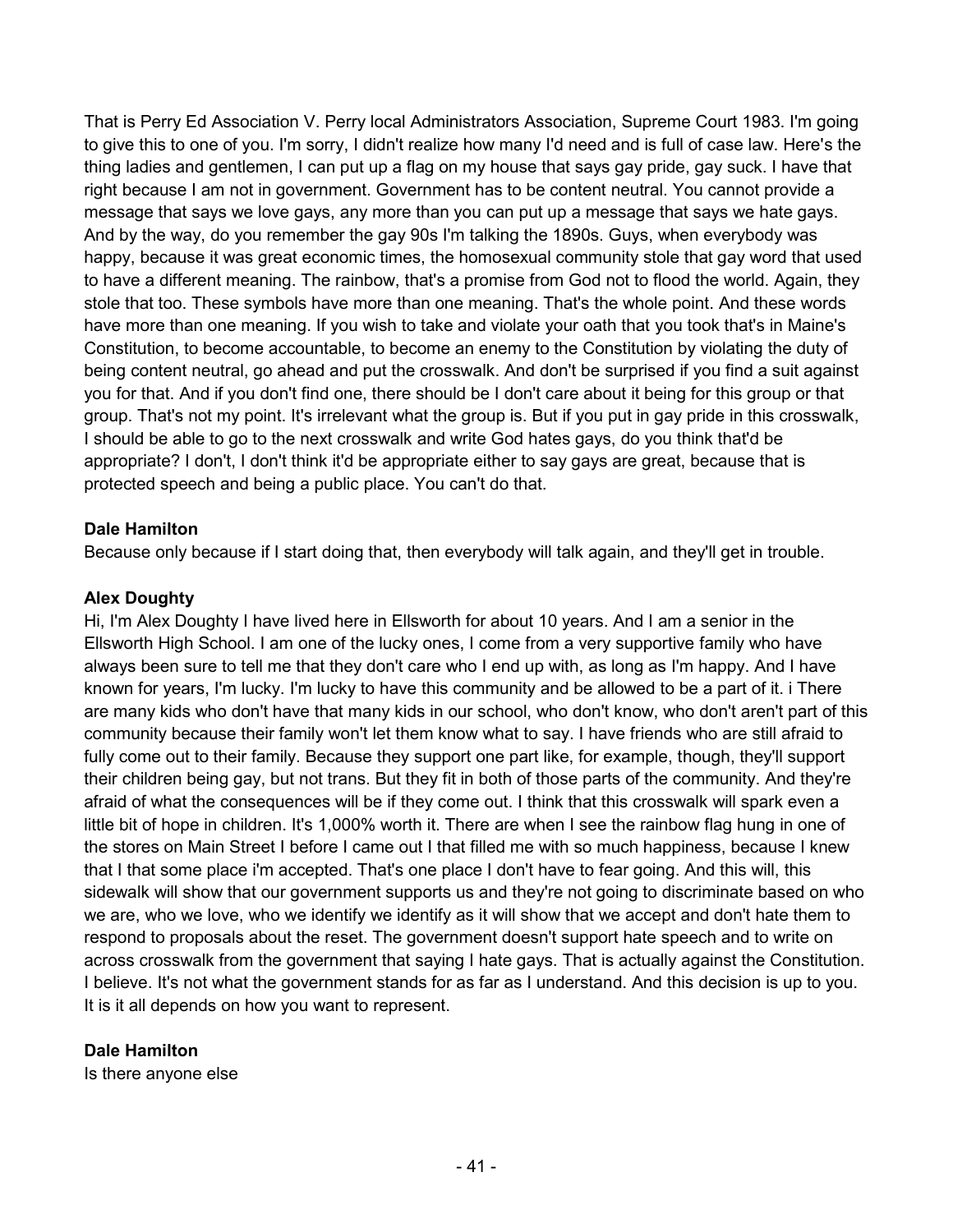That is Perry Ed Association V. Perry local Administrators Association, Supreme Court 1983. I'm going to give this to one of you. I'm sorry, I didn't realize how many I'd need and is full of case law. Here's the thing ladies and gentlemen, I can put up a flag on my house that says gay pride, gay suck. I have that right because I am not in government. Government has to be content neutral. You cannot provide a message that says we love gays, any more than you can put up a message that says we hate gays. And by the way, do you remember the gay 90s I'm talking the 1890s. Guys, when everybody was happy, because it was great economic times, the homosexual community stole that gay word that used to have a different meaning. The rainbow, that's a promise from God not to flood the world. Again, they stole that too. These symbols have more than one meaning. That's the whole point. And these words have more than one meaning. If you wish to take and violate your oath that you took that's in Maine's Constitution, to become accountable, to become an enemy to the Constitution by violating the duty of being content neutral, go ahead and put the crosswalk. And don't be surprised if you find a suit against you for that. And if you don't find one, there should be I don't care about it being for this group or that group. That's not my point. It's irrelevant what the group is. But if you put in gay pride in this crosswalk, I should be able to go to the next crosswalk and write God hates gays, do you think that'd be appropriate? I don't, I don't think it'd be appropriate either to say gays are great, because that is protected speech and being a public place. You can't do that.

**Dale Hamilton**
Because only because if I start doing that, then everybody will talk again, and they'll get in trouble.

**Alex Doughty**
Hi, I'm Alex Doughty I have lived here in Ellsworth for about 10 years. And I am a senior in the Ellsworth High School. I am one of the lucky ones, I come from a very supportive family who have always been sure to tell me that they don't care who I end up with, as long as I'm happy. And I have known for years, I'm lucky. I'm lucky to have this community and be allowed to be a part of it. i There are many kids who don't have that many kids in our school, who don't know, who don't aren't part of this community because their family won't let them know what to say. I have friends who are still afraid to fully come out to their family. Because they support one part like, for example, though, they'll support their children being gay, but not trans. But they fit in both of those parts of the community. And they're afraid of what the consequences will be if they come out. I think that this crosswalk will spark even a little bit of hope in children. It's 1,000% worth it. There are when I see the rainbow flag hung in one of the stores on Main Street I before I came out I that filled me with so much happiness, because I knew that I that some place i'm accepted. That's one place I don't have to fear going. And this will, this sidewalk will show that our government supports us and they're not going to discriminate based on who we are, who we love, who we identify we identify as it will show that we accept and don't hate them to respond to proposals about the reset. The government doesn't support hate speech and to write on across crosswalk from the government that saying I hate gays. That is actually against the Constitution. I believe. It's not what the government stands for as far as I understand. And this decision is up to you. It is it all depends on how you want to represent.

**Dale Hamilton**
Is there anyone else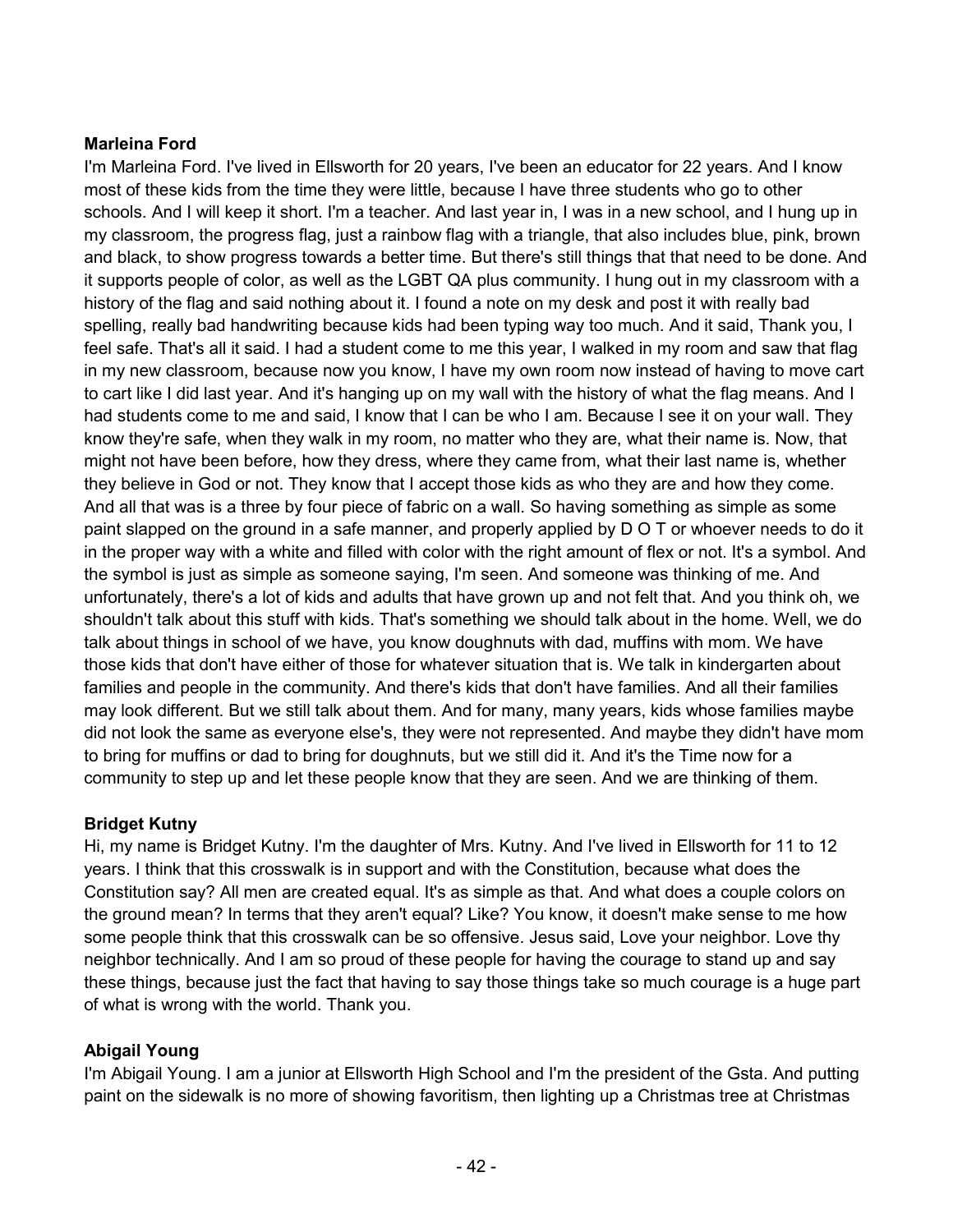**Marleina Ford**

I'm Marleina Ford. I've lived in Ellsworth for 20 years, I've been an educator for 22 years. And I know most of these kids from the time they were little, because I have three students who go to other schools. And I will keep it short. I'm a teacher. And last year in, I was in a new school, and I hung up in my classroom, the progress flag, just a rainbow flag with a triangle, that also includes blue, pink, brown and black, to show progress towards a better time. But there's still things that that need to be done. And it supports people of color, as well as the LGBT QA plus community. I hung out in my classroom with a history of the flag and said nothing about it. I found a note on my desk and post it with really bad spelling, really bad handwriting because kids had been typing way too much. And it said, Thank you, I feel safe. That's all it said. I had a student come to me this year, I walked in my room and saw that flag in my new classroom, because now you know, I have my own room now instead of having to move cart to cart like I did last year. And it's hanging up on my wall with the history of what the flag means. And I had students come to me and said, I know that I can be who I am. Because I see it on your wall. They know they're safe, when they walk in my room, no matter who they are, what their name is. Now, that might not have been before, how they dress, where they came from, what their last name is, whether they believe in God or not. They know that I accept those kids as who they are and how they come. And all that was is a three by four piece of fabric on a wall. So having something as simple as some paint slapped on the ground in a safe manner, and properly applied by D O T or whoever needs to do it in the proper way with a white and filled with color with the right amount of flex or not. It's a symbol. And the symbol is just as simple as someone saying, I'm seen. And someone was thinking of me. And unfortunately, there's a lot of kids and adults that have grown up and not felt that. And you think oh, we shouldn't talk about this stuff with kids. That's something we should talk about in the home. Well, we do talk about things in school of we have, you know doughnuts with dad, muffins with mom. We have those kids that don't have either of those for whatever situation that is. We talk in kindergarten about families and people in the community. And there's kids that don't have families. And all their families may look different. But we still talk about them. And for many, many years, kids whose families maybe did not look the same as everyone else's, they were not represented. And maybe they didn't have mom to bring for muffins or dad to bring for doughnuts, but we still did it. And it's the Time now for a community to step up and let these people know that they are seen. And we are thinking of them.

**Bridget Kutny**

Hi, my name is Bridget Kutny. I'm the daughter of Mrs. Kutny. And I've lived in Ellsworth for 11 to 12 years. I think that this crosswalk is in support and with the Constitution, because what does the Constitution say? All men are created equal. It's as simple as that. And what does a couple colors on the ground mean? In terms that they aren't equal? Like? You know, it doesn't make sense to me how some people think that this crosswalk can be so offensive. Jesus said, Love your neighbor. Love thy neighbor technically. And I am so proud of these people for having the courage to stand up and say these things, because just the fact that having to say those things take so much courage is a huge part of what is wrong with the world. Thank you.

**Abigail Young**

I'm Abigail Young. I am a junior at Ellsworth High School and I'm the president of the Gsta. And putting paint on the sidewalk is no more of showing favoritism, then lighting up a Christmas tree at Christmas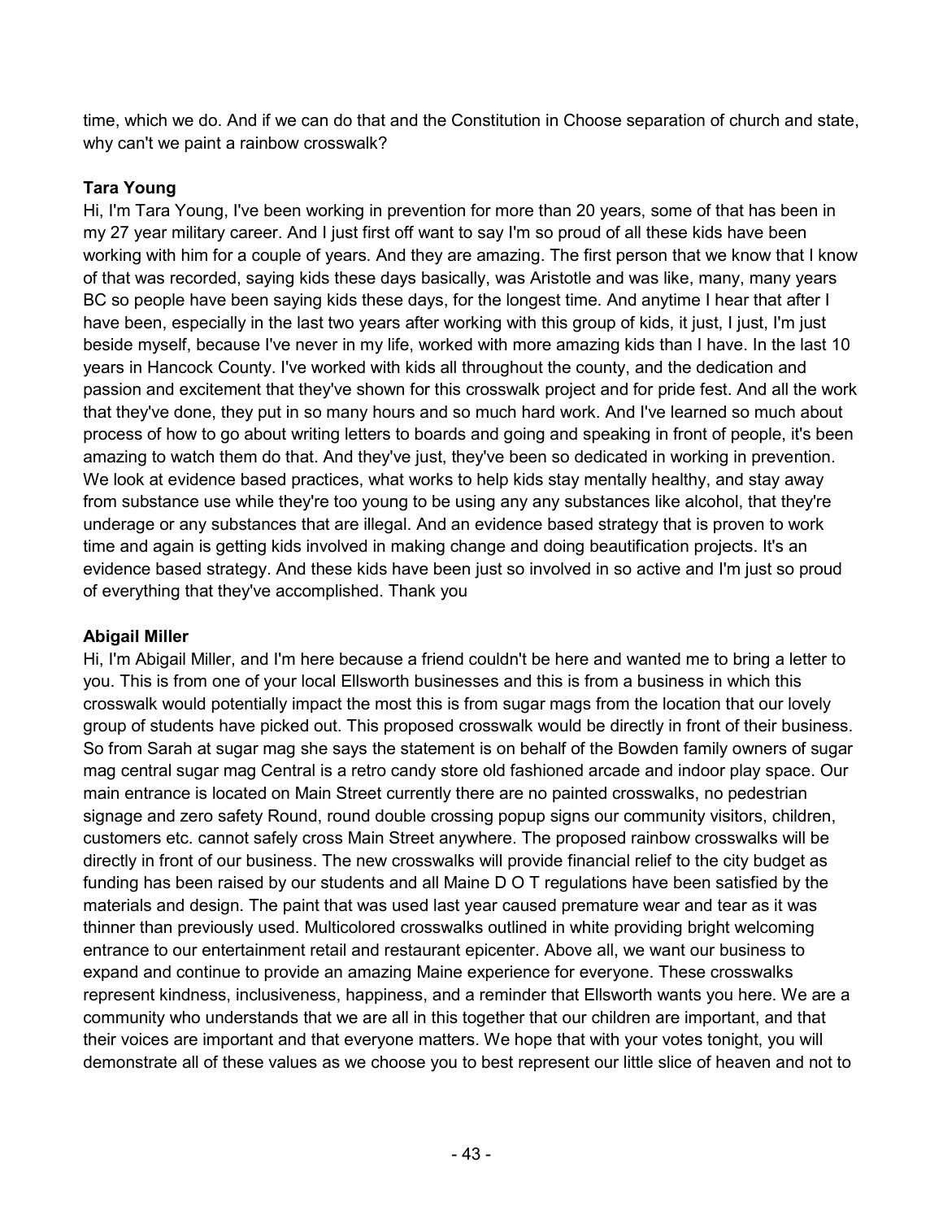time, which we do. And if we can do that and the Constitution in Choose separation of church and state, why can't we paint a rainbow crosswalk?

**Tara Young**

Hi, I'm Tara Young, I've been working in prevention for more than 20 years, some of that has been in my 27 year military career. And I just first off want to say I'm so proud of all these kids have been working with him for a couple of years. And they are amazing. The first person that we know that I know of that was recorded, saying kids these days basically, was Aristotle and was like, many, many years BC so people have been saying kids these days, for the longest time. And anytime I hear that after I have been, especially in the last two years after working with this group of kids, it just, I just, I'm just beside myself, because I've never in my life, worked with more amazing kids than I have. In the last 10 years in Hancock County. I've worked with kids all throughout the county, and the dedication and passion and excitement that they've shown for this crosswalk project and for pride fest. And all the work that they've done, they put in so many hours and so much hard work. And I've learned so much about process of how to go about writing letters to boards and going and speaking in front of people, it's been amazing to watch them do that. And they've just, they've been so dedicated in working in prevention. We look at evidence based practices, what works to help kids stay mentally healthy, and stay away from substance use while they're too young to be using any any substances like alcohol, that they're underage or any substances that are illegal. And an evidence based strategy that is proven to work time and again is getting kids involved in making change and doing beautification projects. It's an evidence based strategy. And these kids have been just so involved in so active and I'm just so proud of everything that they've accomplished. Thank you

**Abigail Miller**

Hi, I'm Abigail Miller, and I'm here because a friend couldn't be here and wanted me to bring a letter to you. This is from one of your local Ellsworth businesses and this is from a business in which this crosswalk would potentially impact the most this is from sugar mags from the location that our lovely group of students have picked out. This proposed crosswalk would be directly in front of their business. So from Sarah at sugar mag she says the statement is on behalf of the Bowden family owners of sugar mag central sugar mag Central is a retro candy store old fashioned arcade and indoor play space. Our main entrance is located on Main Street currently there are no painted crosswalks, no pedestrian signage and zero safety Round, round double crossing popup signs our community visitors, children, customers etc. cannot safely cross Main Street anywhere. The proposed rainbow crosswalks will be directly in front of our business. The new crosswalks will provide financial relief to the city budget as funding has been raised by our students and all Maine D O T regulations have been satisfied by the materials and design. The paint that was used last year caused premature wear and tear as it was thinner than previously used. Multicolored crosswalks outlined in white providing bright welcoming entrance to our entertainment retail and restaurant epicenter. Above all, we want our business to expand and continue to provide an amazing Maine experience for everyone. These crosswalks represent kindness, inclusiveness, happiness, and a reminder that Ellsworth wants you here. We are a community who understands that we are all in this together that our children are important, and that their voices are important and that everyone matters. We hope that with your votes tonight, you will demonstrate all of these values as we choose you to best represent our little slice of heaven and not to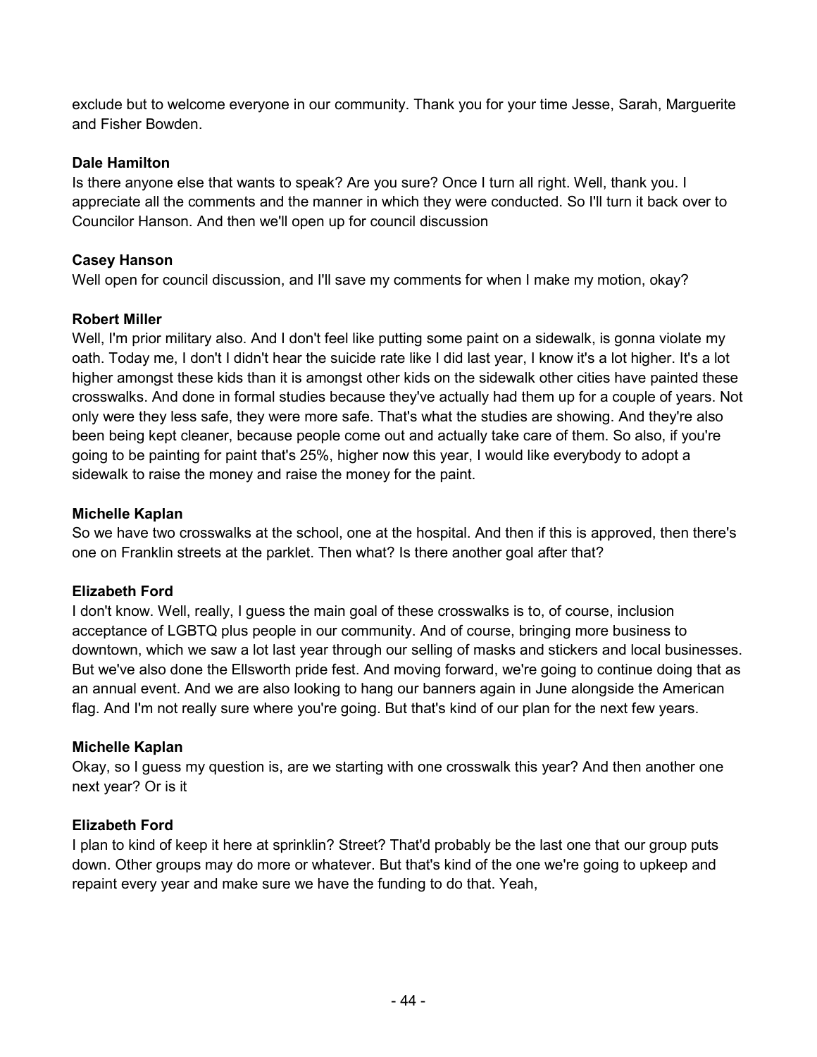exclude but to welcome everyone in our community. Thank you for your time Jesse, Sarah, Marguerite and Fisher Bowden.

**Dale Hamilton**
Is there anyone else that wants to speak? Are you sure? Once I turn all right. Well, thank you. I appreciate all the comments and the manner in which they were conducted. So I'll turn it back over to Councilor Hanson. And then we'll open up for council discussion

**Casey Hanson**
Well open for council discussion, and I'll save my comments for when I make my motion, okay?

**Robert Miller**
Well, I'm prior military also. And I don't feel like putting some paint on a sidewalk, is gonna violate my oath. Today me, I don't I didn't hear the suicide rate like I did last year, I know it's a lot higher. It's a lot higher amongst these kids than it is amongst other kids on the sidewalk other cities have painted these crosswalks. And done in formal studies because they've actually had them up for a couple of years. Not only were they less safe, they were more safe. That's what the studies are showing. And they're also been being kept cleaner, because people come out and actually take care of them. So also, if you're going to be painting for paint that's 25%, higher now this year, I would like everybody to adopt a sidewalk to raise the money and raise the money for the paint.

**Michelle Kaplan**
So we have two crosswalks at the school, one at the hospital. And then if this is approved, then there's one on Franklin streets at the parklet. Then what? Is there another goal after that?

**Elizabeth Ford**
I don't know. Well, really, I guess the main goal of these crosswalks is to, of course, inclusion acceptance of LGBTQ plus people in our community. And of course, bringing more business to downtown, which we saw a lot last year through our selling of masks and stickers and local businesses. But we've also done the Ellsworth pride fest. And moving forward, we're going to continue doing that as an annual event. And we are also looking to hang our banners again in June alongside the American flag. And I'm not really sure where you're going. But that's kind of our plan for the next few years.

**Michelle Kaplan**
Okay, so I guess my question is, are we starting with one crosswalk this year? And then another one next year? Or is it

**Elizabeth Ford**
I plan to kind of keep it here at sprinklin? Street? That'd probably be the last one that our group puts down. Other groups may do more or whatever. But that's kind of the one we're going to upkeep and repaint every year and make sure we have the funding to do that. Yeah,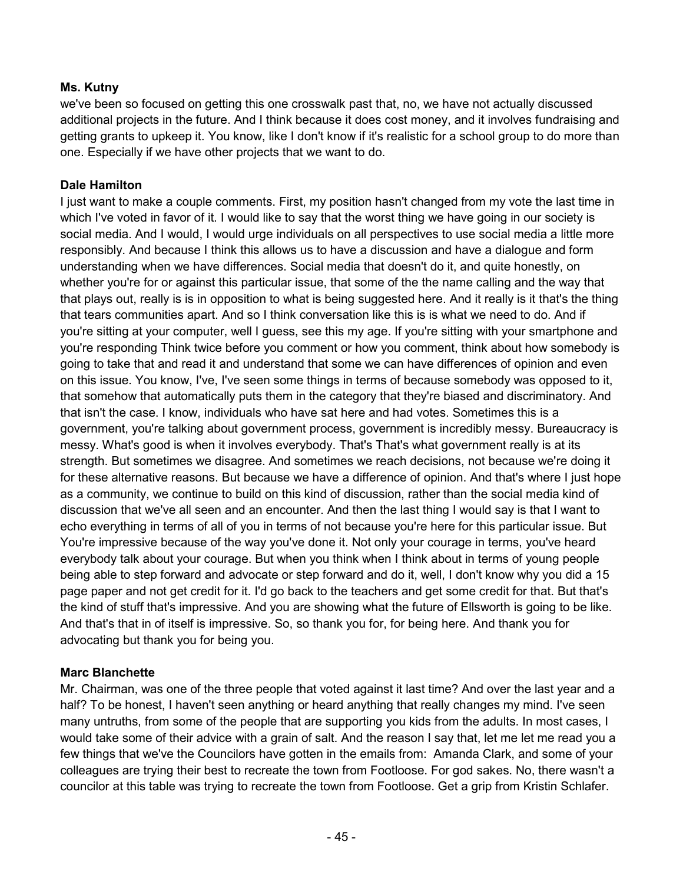**Ms. Kutny**

we've been so focused on getting this one crosswalk past that, no, we have not actually discussed additional projects in the future. And I think because it does cost money, and it involves fundraising and getting grants to upkeep it. You know, like I don't know if it's realistic for a school group to do more than one. Especially if we have other projects that we want to do.

**Dale Hamilton**

I just want to make a couple comments. First, my position hasn't changed from my vote the last time in which I've voted in favor of it. I would like to say that the worst thing we have going in our society is social media. And I would, I would urge individuals on all perspectives to use social media a little more responsibly. And because I think this allows us to have a discussion and have a dialogue and form understanding when we have differences. Social media that doesn't do it, and quite honestly, on whether you're for or against this particular issue, that some of the the name calling and the way that that plays out, really is is in opposition to what is being suggested here. And it really is it that's the thing that tears communities apart. And so I think conversation like this is is what we need to do. And if you're sitting at your computer, well I guess, see this my age. If you're sitting with your smartphone and you're responding Think twice before you comment or how you comment, think about how somebody is going to take that and read it and understand that some we can have differences of opinion and even on this issue. You know, I've, I've seen some things in terms of because somebody was opposed to it, that somehow that automatically puts them in the category that they're biased and discriminatory. And that isn't the case. I know, individuals who have sat here and had votes. Sometimes this is a government, you're talking about government process, government is incredibly messy. Bureaucracy is messy. What's good is when it involves everybody. That's That's what government really is at its strength. But sometimes we disagree. And sometimes we reach decisions, not because we're doing it for these alternative reasons. But because we have a difference of opinion. And that's where I just hope as a community, we continue to build on this kind of discussion, rather than the social media kind of discussion that we've all seen and an encounter. And then the last thing I would say is that I want to echo everything in terms of all of you in terms of not because you're here for this particular issue. But You're impressive because of the way you've done it. Not only your courage in terms, you've heard everybody talk about your courage. But when you think when I think about in terms of young people being able to step forward and advocate or step forward and do it, well, I don't know why you did a 15 page paper and not get credit for it. I'd go back to the teachers and get some credit for that. But that's the kind of stuff that's impressive. And you are showing what the future of Ellsworth is going to be like. And that's that in of itself is impressive. So, so thank you for, for being here. And thank you for advocating but thank you for being you.

**Marc Blanchette**

Mr. Chairman, was one of the three people that voted against it last time? And over the last year and a half? To be honest, I haven't seen anything or heard anything that really changes my mind. I've seen many untruths, from some of the people that are supporting you kids from the adults. In most cases, I would take some of their advice with a grain of salt. And the reason I say that, let me let me read you a few things that we've the Councilors have gotten in the emails from: Amanda Clark, and some of your colleagues are trying their best to recreate the town from Footloose. For god sakes. No, there wasn't a councilor at this table was trying to recreate the town from Footloose. Get a grip from Kristin Schlafer.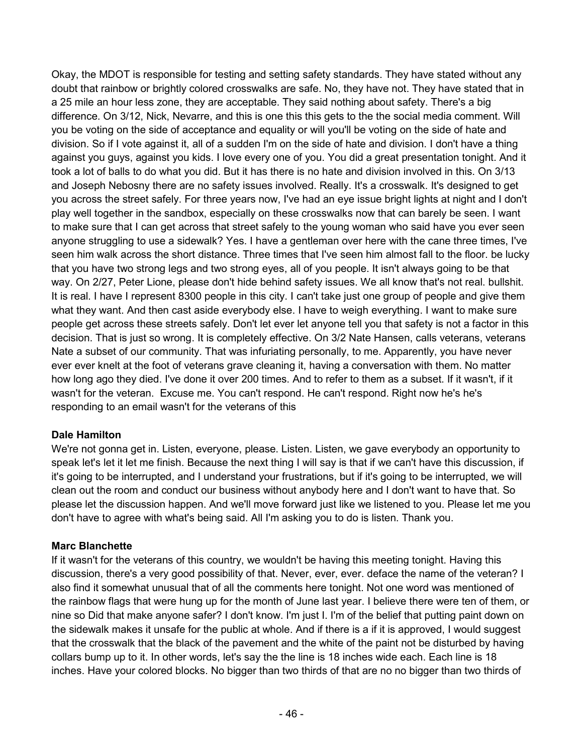Okay, the MDOT is responsible for testing and setting safety standards. They have stated without any doubt that rainbow or brightly colored crosswalks are safe. No, they have not. They have stated that in a 25 mile an hour less zone, they are acceptable. They said nothing about safety. There's a big difference. On 3/12, Nick, Nevarre, and this is one this this gets to the the social media comment. Will you be voting on the side of acceptance and equality or will you'll be voting on the side of hate and division. So if I vote against it, all of a sudden I'm on the side of hate and division. I don't have a thing against you guys, against you kids. I love every one of you. You did a great presentation tonight. And it took a lot of balls to do what you did. But it has there is no hate and division involved in this. On 3/13 and Joseph Nebosny there are no safety issues involved. Really. It's a crosswalk. It's designed to get you across the street safely. For three years now, I've had an eye issue bright lights at night and I don't play well together in the sandbox, especially on these crosswalks now that can barely be seen. I want to make sure that I can get across that street safely to the young woman who said have you ever seen anyone struggling to use a sidewalk? Yes. I have a gentleman over here with the cane three times, I've seen him walk across the short distance. Three times that I've seen him almost fall to the floor. be lucky that you have two strong legs and two strong eyes, all of you people. It isn't always going to be that way. On 2/27, Peter Lione, please don't hide behind safety issues. We all know that's not real. bullshit. It is real. I have I represent 8300 people in this city. I can't take just one group of people and give them what they want. And then cast aside everybody else. I have to weigh everything. I want to make sure people get across these streets safely. Don't let ever let anyone tell you that safety is not a factor in this decision. That is just so wrong. It is completely effective. On 3/2 Nate Hansen, calls veterans, veterans Nate a subset of our community. That was infuriating personally, to me. Apparently, you have never ever ever knelt at the foot of veterans grave cleaning it, having a conversation with them. No matter how long ago they died. I've done it over 200 times. And to refer to them as a subset. If it wasn't, if it wasn't for the veteran. Excuse me. You can't respond. He can't respond. Right now he's he's responding to an email wasn't for the veterans of this

**Dale Hamilton**

We're not gonna get in. Listen, everyone, please. Listen. Listen, we gave everybody an opportunity to speak let's let it let me finish. Because the next thing I will say is that if we can't have this discussion, if it's going to be interrupted, and I understand your frustrations, but if it's going to be interrupted, we will clean out the room and conduct our business without anybody here and I don't want to have that. So please let the discussion happen. And we'll move forward just like we listened to you. Please let me you don't have to agree with what's being said. All I'm asking you to do is listen. Thank you.

**Marc Blanchette**

If it wasn't for the veterans of this country, we wouldn't be having this meeting tonight. Having this discussion, there's a very good possibility of that. Never, ever, ever. deface the name of the veteran? I also find it somewhat unusual that of all the comments here tonight. Not one word was mentioned of the rainbow flags that were hung up for the month of June last year. I believe there were ten of them, or nine so Did that make anyone safer? I don't know. I'm just I. I'm of the belief that putting paint down on the sidewalk makes it unsafe for the public at whole. And if there is a if it is approved, I would suggest that the crosswalk that the black of the pavement and the white of the paint not be disturbed by having collars bump up to it. In other words, let's say the the line is 18 inches wide each. Each line is 18 inches. Have your colored blocks. No bigger than two thirds of that are no no bigger than two thirds of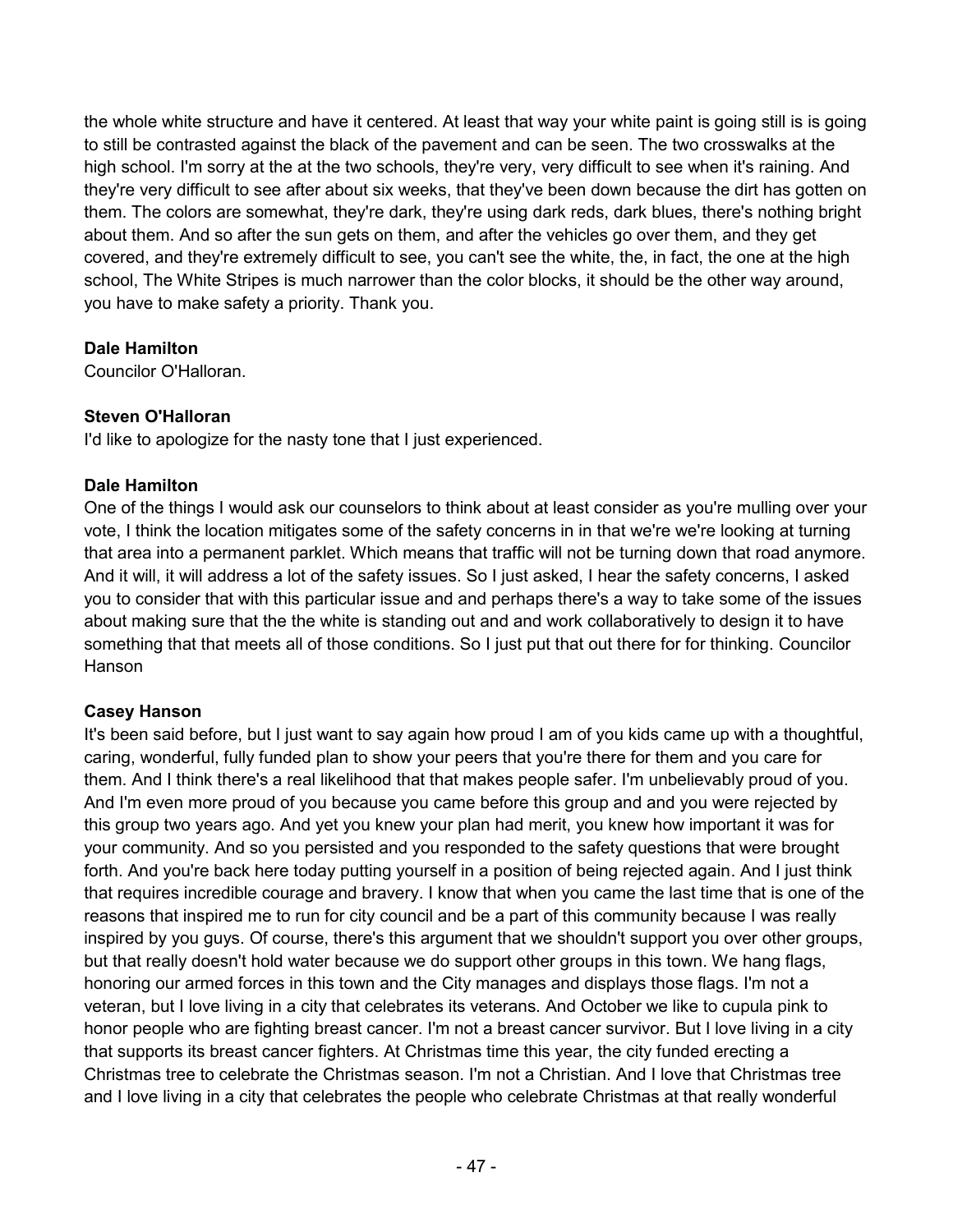the whole white structure and have it centered. At least that way your white paint is going still is is going to still be contrasted against the black of the pavement and can be seen. The two crosswalks at the high school. I'm sorry at the at the two schools, they're very, very difficult to see when it's raining. And they're very difficult to see after about six weeks, that they've been down because the dirt has gotten on them. The colors are somewhat, they're dark, they're using dark reds, dark blues, there's nothing bright about them. And so after the sun gets on them, and after the vehicles go over them, and they get covered, and they're extremely difficult to see, you can't see the white, the, in fact, the one at the high school, The White Stripes is much narrower than the color blocks, it should be the other way around, you have to make safety a priority. Thank you.

**Dale Hamilton**
Councilor O'Halloran.

**Steven O'Halloran**
I'd like to apologize for the nasty tone that I just experienced.

**Dale Hamilton**
One of the things I would ask our counselors to think about at least consider as you're mulling over your vote, I think the location mitigates some of the safety concerns in in that we're we're looking at turning that area into a permanent parklet. Which means that traffic will not be turning down that road anymore. And it will, it will address a lot of the safety issues. So I just asked, I hear the safety concerns, I asked you to consider that with this particular issue and and perhaps there's a way to take some of the issues about making sure that the the white is standing out and and work collaboratively to design it to have something that that meets all of those conditions. So I just put that out there for for thinking. Councilor Hanson

**Casey Hanson**
It's been said before, but I just want to say again how proud I am of you kids came up with a thoughtful, caring, wonderful, fully funded plan to show your peers that you're there for them and you care for them. And I think there's a real likelihood that that makes people safer. I'm unbelievably proud of you. And I'm even more proud of you because you came before this group and and you were rejected by this group two years ago. And yet you knew your plan had merit, you knew how important it was for your community. And so you persisted and you responded to the safety questions that were brought forth. And you're back here today putting yourself in a position of being rejected again. And I just think that requires incredible courage and bravery. I know that when you came the last time that is one of the reasons that inspired me to run for city council and be a part of this community because I was really inspired by you guys. Of course, there's this argument that we shouldn't support you over other groups, but that really doesn't hold water because we do support other groups in this town. We hang flags, honoring our armed forces in this town and the City manages and displays those flags. I'm not a veteran, but I love living in a city that celebrates its veterans. And October we like to cupula pink to honor people who are fighting breast cancer. I'm not a breast cancer survivor. But I love living in a city that supports its breast cancer fighters. At Christmas time this year, the city funded erecting a Christmas tree to celebrate the Christmas season. I'm not a Christian. And I love that Christmas tree and I love living in a city that celebrates the people who celebrate Christmas at that really wonderful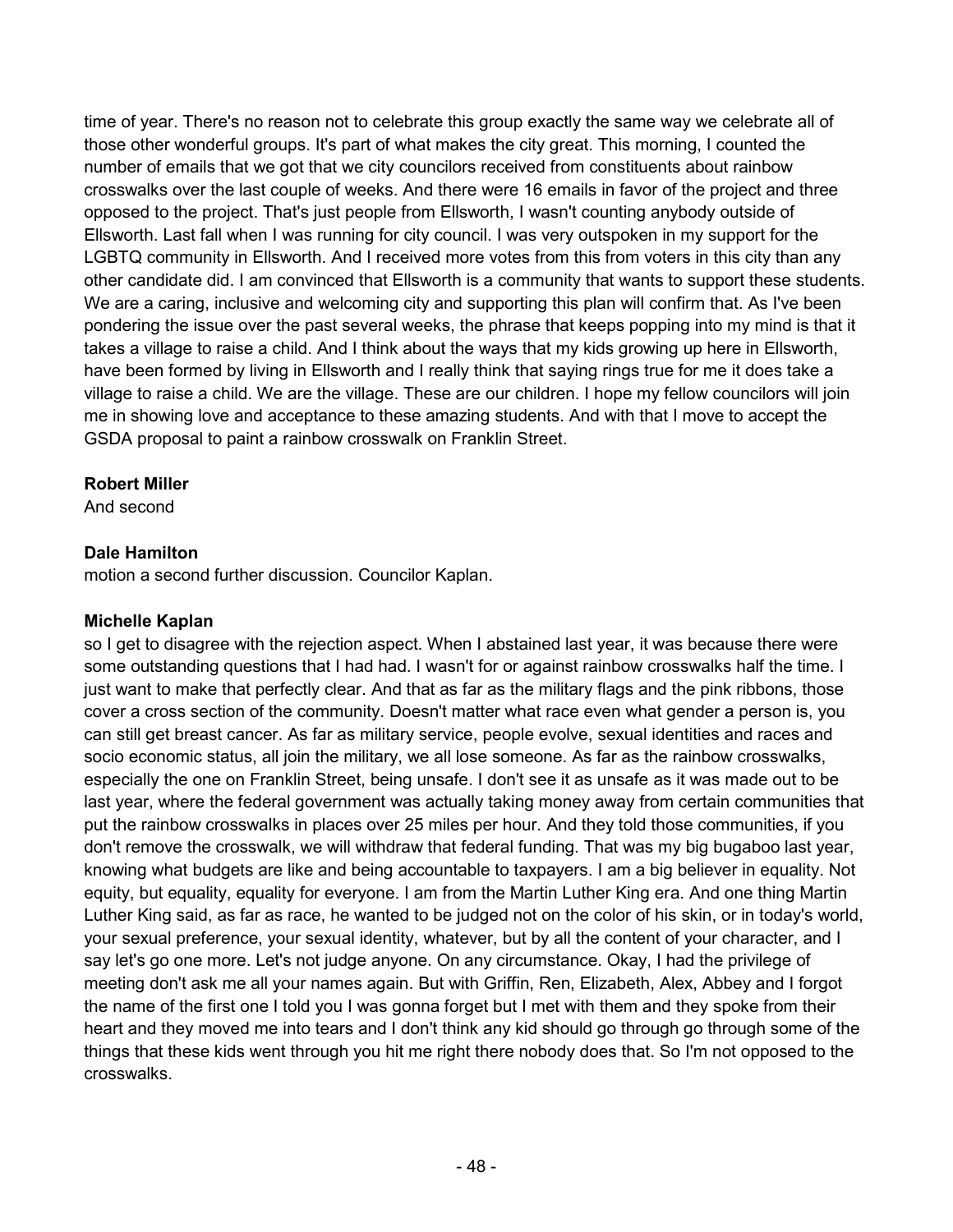time of year. There's no reason not to celebrate this group exactly the same way we celebrate all of those other wonderful groups. It's part of what makes the city great. This morning, I counted the number of emails that we got that we city councilors received from constituents about rainbow crosswalks over the last couple of weeks. And there were 16 emails in favor of the project and three opposed to the project. That's just people from Ellsworth, I wasn't counting anybody outside of Ellsworth. Last fall when I was running for city council. I was very outspoken in my support for the LGBTQ community in Ellsworth. And I received more votes from this from voters in this city than any other candidate did. I am convinced that Ellsworth is a community that wants to support these students. We are a caring, inclusive and welcoming city and supporting this plan will confirm that. As I've been pondering the issue over the past several weeks, the phrase that keeps popping into my mind is that it takes a village to raise a child. And I think about the ways that my kids growing up here in Ellsworth, have been formed by living in Ellsworth and I really think that saying rings true for me it does take a village to raise a child. We are the village. These are our children. I hope my fellow councilors will join me in showing love and acceptance to these amazing students. And with that I move to accept the GSDA proposal to paint a rainbow crosswalk on Franklin Street.

**Robert Miller**
And second

**Dale Hamilton**
motion a second further discussion. Councilor Kaplan.

**Michelle Kaplan**
so I get to disagree with the rejection aspect. When I abstained last year, it was because there were some outstanding questions that I had had. I wasn't for or against rainbow crosswalks half the time. I just want to make that perfectly clear. And that as far as the military flags and the pink ribbons, those cover a cross section of the community. Doesn't matter what race even what gender a person is, you can still get breast cancer. As far as military service, people evolve, sexual identities and races and socio economic status, all join the military, we all lose someone. As far as the rainbow crosswalks, especially the one on Franklin Street, being unsafe. I don't see it as unsafe as it was made out to be last year, where the federal government was actually taking money away from certain communities that put the rainbow crosswalks in places over 25 miles per hour. And they told those communities, if you don't remove the crosswalk, we will withdraw that federal funding. That was my big bugaboo last year, knowing what budgets are like and being accountable to taxpayers. I am a big believer in equality. Not equity, but equality, equality for everyone. I am from the Martin Luther King era. And one thing Martin Luther King said, as far as race, he wanted to be judged not on the color of his skin, or in today's world, your sexual preference, your sexual identity, whatever, but by all the content of your character, and I say let's go one more. Let's not judge anyone. On any circumstance. Okay, I had the privilege of meeting don't ask me all your names again. But with Griffin, Ren, Elizabeth, Alex, Abbey and I forgot the name of the first one I told you I was gonna forget but I met with them and they spoke from their heart and they moved me into tears and I don't think any kid should go through go through some of the things that these kids went through you hit me right there nobody does that. So I'm not opposed to the crosswalks.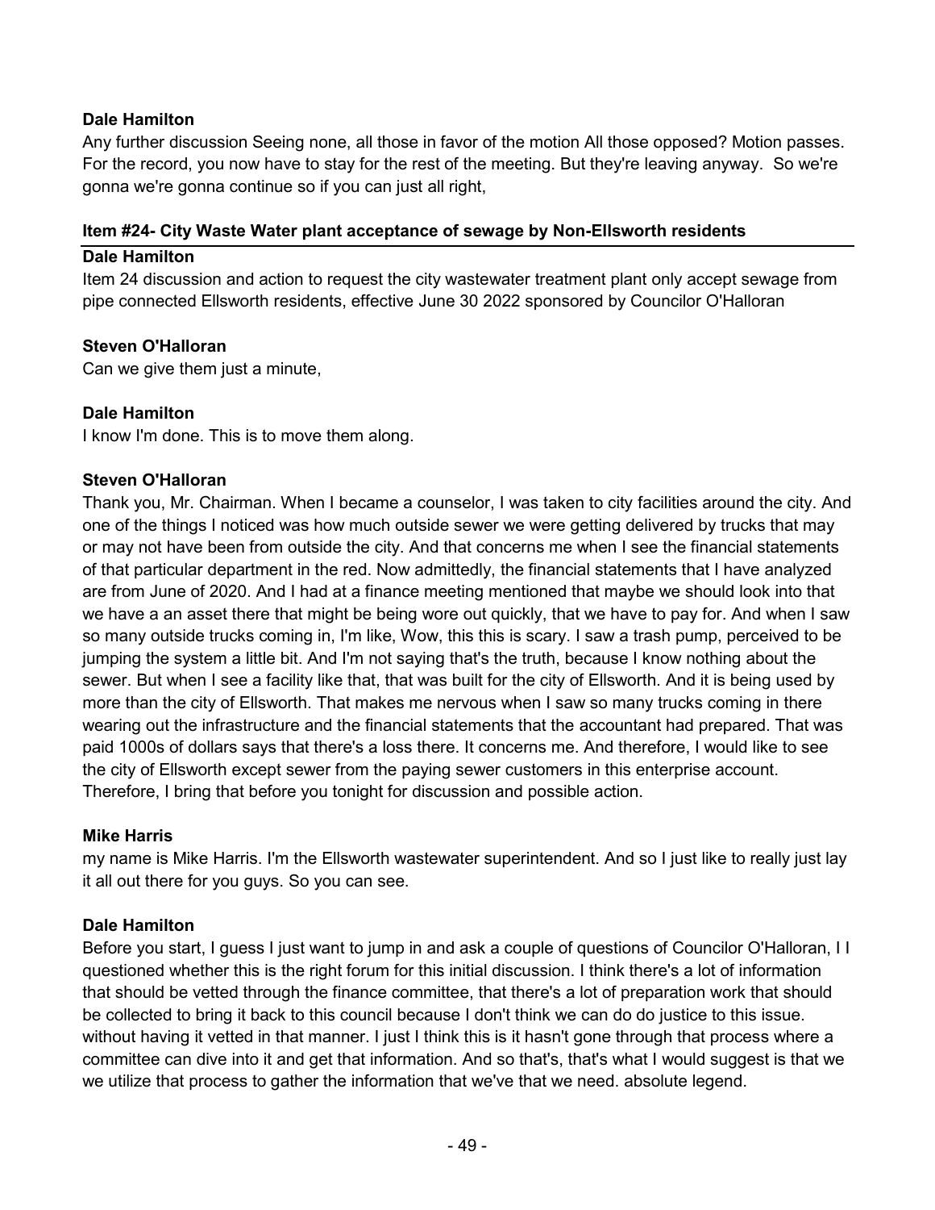**Dale Hamilton**

Any further discussion Seeing none, all those in favor of the motion All those opposed? Motion passes. For the record, you now have to stay for the rest of the meeting. But they're leaving anyway. So we're gonna we're gonna continue so if you can just all right,

**Item #24- City Waste Water plant acceptance of sewage by Non-Ellsworth residents**

**Dale Hamilton**

Item 24 discussion and action to request the city wastewater treatment plant only accept sewage from pipe connected Ellsworth residents, effective June 30 2022 sponsored by Councilor O'Halloran

**Steven O'Halloran**

Can we give them just a minute,

**Dale Hamilton**

I know I'm done. This is to move them along.

**Steven O'Halloran**

Thank you, Mr. Chairman. When I became a counselor, I was taken to city facilities around the city. And one of the things I noticed was how much outside sewer we were getting delivered by trucks that may or may not have been from outside the city. And that concerns me when I see the financial statements of that particular department in the red. Now admittedly, the financial statements that I have analyzed are from June of 2020. And I had at a finance meeting mentioned that maybe we should look into that we have a an asset there that might be being wore out quickly, that we have to pay for. And when I saw so many outside trucks coming in, I'm like, Wow, this this is scary. I saw a trash pump, perceived to be jumping the system a little bit. And I'm not saying that's the truth, because I know nothing about the sewer. But when I see a facility like that, that was built for the city of Ellsworth. And it is being used by more than the city of Ellsworth. That makes me nervous when I saw so many trucks coming in there wearing out the infrastructure and the financial statements that the accountant had prepared. That was paid 1000s of dollars says that there's a loss there. It concerns me. And therefore, I would like to see the city of Ellsworth except sewer from the paying sewer customers in this enterprise account. Therefore, I bring that before you tonight for discussion and possible action.

**Mike Harris**

my name is Mike Harris. I'm the Ellsworth wastewater superintendent. And so I just like to really just lay it all out there for you guys. So you can see.

**Dale Hamilton**

Before you start, I guess I just want to jump in and ask a couple of questions of Councilor O'Halloran, I I questioned whether this is the right forum for this initial discussion. I think there's a lot of information that should be vetted through the finance committee, that there's a lot of preparation work that should be collected to bring it back to this council because I don't think we can do do justice to this issue. without having it vetted in that manner. I just I think this is it hasn't gone through that process where a committee can dive into it and get that information. And so that's, that's what I would suggest is that we we utilize that process to gather the information that we've that we need. absolute legend.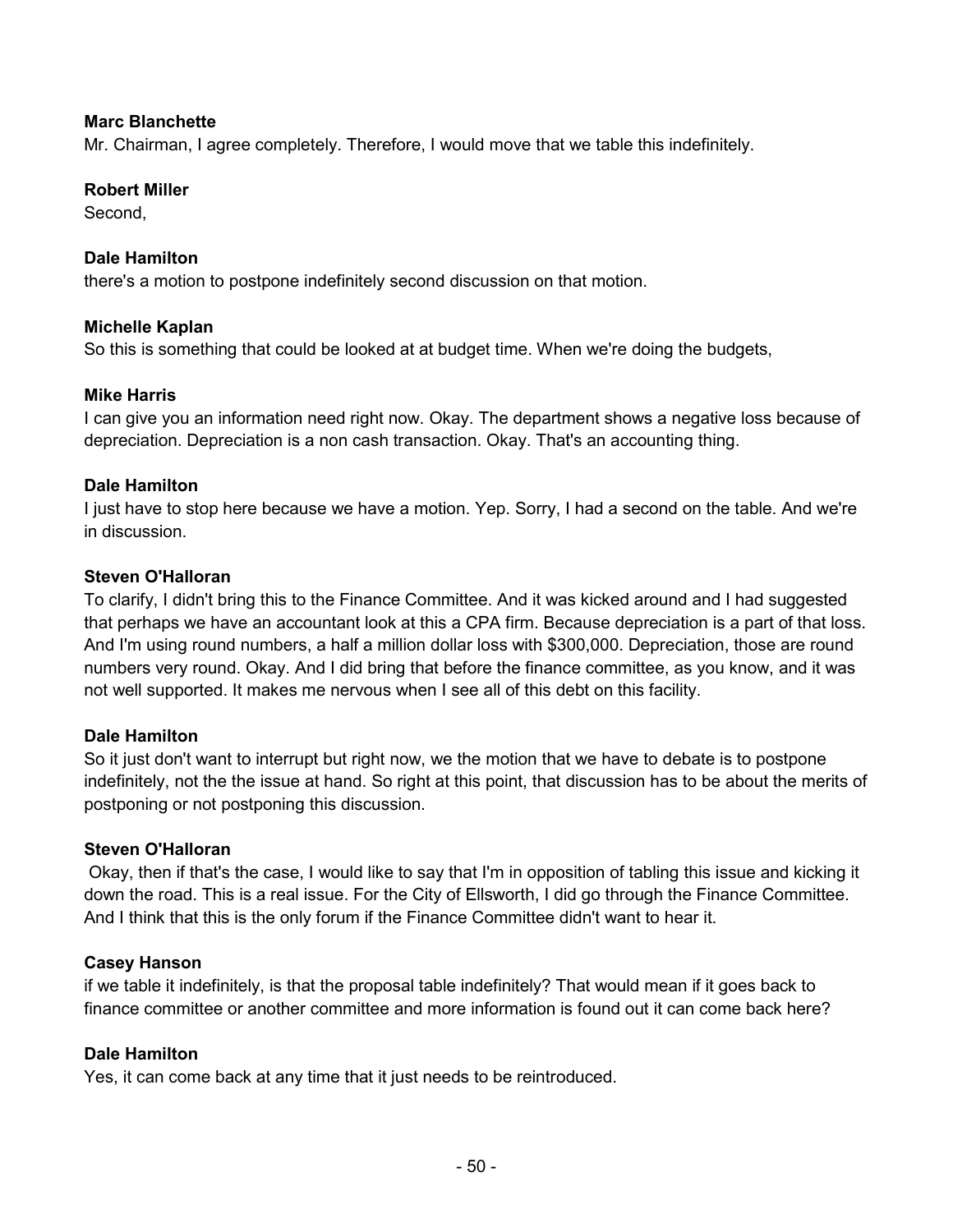**Marc Blanchette**
Mr. Chairman, I agree completely. Therefore, I would move that we table this indefinitely.

**Robert Miller**
Second,

**Dale Hamilton**
there's a motion to postpone indefinitely second discussion on that motion.

**Michelle Kaplan**
So this is something that could be looked at at budget time. When we're doing the budgets,

**Mike Harris**
I can give you an information need right now. Okay. The department shows a negative loss because of depreciation. Depreciation is a non cash transaction. Okay. That's an accounting thing.

**Dale Hamilton**
I just have to stop here because we have a motion. Yep. Sorry, I had a second on the table. And we're in discussion.

**Steven O'Halloran**
To clarify, I didn't bring this to the Finance Committee. And it was kicked around and I had suggested that perhaps we have an accountant look at this a CPA firm. Because depreciation is a part of that loss. And I'm using round numbers, a half a million dollar loss with $300,000. Depreciation, those are round numbers very round. Okay. And I did bring that before the finance committee, as you know, and it was not well supported. It makes me nervous when I see all of this debt on this facility.

**Dale Hamilton**
So it just don't want to interrupt but right now, we the motion that we have to debate is to postpone indefinitely, not the the issue at hand. So right at this point, that discussion has to be about the merits of postponing or not postponing this discussion.

**Steven O'Halloran**
Okay, then if that's the case, I would like to say that I'm in opposition of tabling this issue and kicking it down the road. This is a real issue. For the City of Ellsworth, I did go through the Finance Committee. And I think that this is the only forum if the Finance Committee didn't want to hear it.

**Casey Hanson**
if we table it indefinitely, is that the proposal table indefinitely? That would mean if it goes back to finance committee or another committee and more information is found out it can come back here?

**Dale Hamilton**
Yes, it can come back at any time that it just needs to be reintroduced.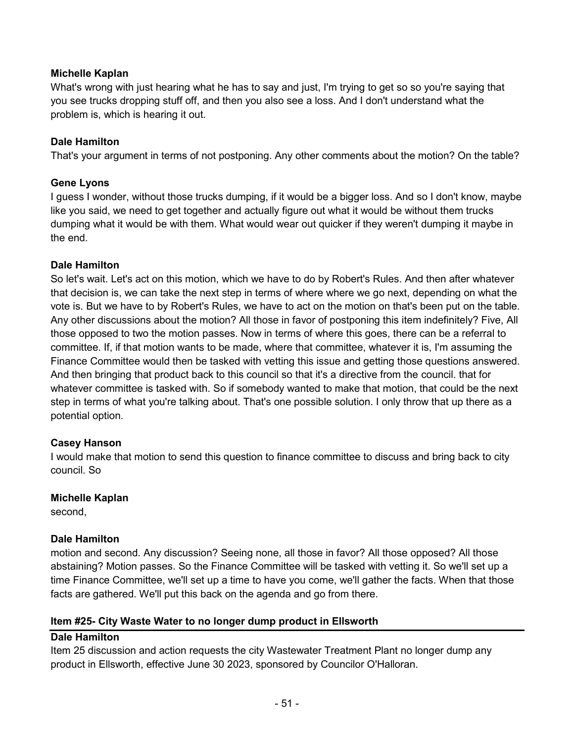**Michelle Kaplan**
What's wrong with just hearing what he has to say and just, I'm trying to get so so you're saying that you see trucks dropping stuff off, and then you also see a loss. And I don't understand what the problem is, which is hearing it out.

**Dale Hamilton**
That's your argument in terms of not postponing. Any other comments about the motion? On the table?

**Gene Lyons**
I guess I wonder, without those trucks dumping, if it would be a bigger loss. And so I don't know, maybe like you said, we need to get together and actually figure out what it would be without them trucks dumping what it would be with them. What would wear out quicker if they weren't dumping it maybe in the end.

**Dale Hamilton**
So let's wait. Let's act on this motion, which we have to do by Robert's Rules. And then after whatever that decision is, we can take the next step in terms of where where we go next, depending on what the vote is. But we have to by Robert's Rules, we have to act on the motion on that's been put on the table. Any other discussions about the motion? All those in favor of postponing this item indefinitely? Five, All those opposed to two the motion passes. Now in terms of where this goes, there can be a referral to committee. If, if that motion wants to be made, where that committee, whatever it is, I'm assuming the Finance Committee would then be tasked with vetting this issue and getting those questions answered. And then bringing that product back to this council so that it's a directive from the council. that for whatever committee is tasked with. So if somebody wanted to make that motion, that could be the next step in terms of what you're talking about. That's one possible solution. I only throw that up there as a potential option.

**Casey Hanson**
I would make that motion to send this question to finance committee to discuss and bring back to city council. So

**Michelle Kaplan**
second,

**Dale Hamilton**
motion and second. Any discussion? Seeing none, all those in favor? All those opposed? All those abstaining? Motion passes. So the Finance Committee will be tasked with vetting it. So we'll set up a time Finance Committee, we'll set up a time to have you come, we'll gather the facts. When that those facts are gathered. We'll put this back on the agenda and go from there.

## Item #25- City Waste Water to no longer dump product in Ellsworth

**Dale Hamilton**
Item 25 discussion and action requests the city Wastewater Treatment Plant no longer dump any product in Ellsworth, effective June 30 2023, sponsored by Councilor O'Halloran.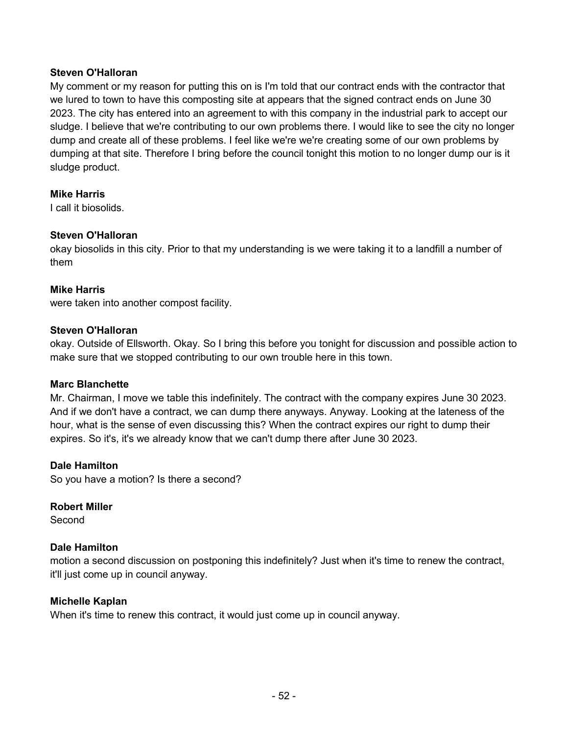**Steven O'Halloran**
My comment or my reason for putting this on is I'm told that our contract ends with the contractor that we lured to town to have this composting site at appears that the signed contract ends on June 30 2023. The city has entered into an agreement to with this company in the industrial park to accept our sludge. I believe that we're contributing to our own problems there. I would like to see the city no longer dump and create all of these problems. I feel like we're we're creating some of our own problems by dumping at that site. Therefore I bring before the council tonight this motion to no longer dump our is it sludge product.

**Mike Harris**
I call it biosolids.

**Steven O'Halloran**
okay biosolids in this city. Prior to that my understanding is we were taking it to a landfill a number of them

**Mike Harris**
were taken into another compost facility.

**Steven O'Halloran**
okay. Outside of Ellsworth. Okay. So I bring this before you tonight for discussion and possible action to make sure that we stopped contributing to our own trouble here in this town.

**Marc Blanchette**
Mr. Chairman, I move we table this indefinitely. The contract with the company expires June 30 2023. And if we don't have a contract, we can dump there anyways. Anyway. Looking at the lateness of the hour, what is the sense of even discussing this? When the contract expires our right to dump their expires. So it's, it's we already know that we can't dump there after June 30 2023.

**Dale Hamilton**
So you have a motion? Is there a second?

**Robert Miller**
Second

**Dale Hamilton**
motion a second discussion on postponing this indefinitely? Just when it's time to renew the contract, it'll just come up in council anyway.

**Michelle Kaplan**
When it's time to renew this contract, it would just come up in council anyway.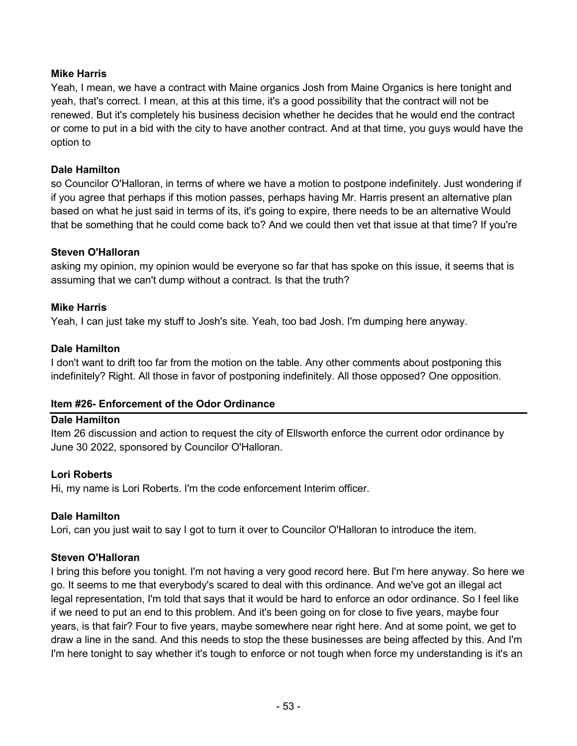**Mike Harris**
Yeah, I mean, we have a contract with Maine organics Josh from Maine Organics is here tonight and yeah, that's correct. I mean, at this at this time, it's a good possibility that the contract will not be renewed. But it's completely his business decision whether he decides that he would end the contract or come to put in a bid with the city to have another contract. And at that time, you guys would have the option to

**Dale Hamilton**
so Councilor O'Halloran, in terms of where we have a motion to postpone indefinitely. Just wondering if if you agree that perhaps if this motion passes, perhaps having Mr. Harris present an alternative plan based on what he just said in terms of its, it's going to expire, there needs to be an alternative Would that be something that he could come back to? And we could then vet that issue at that time? If you're

**Steven O'Halloran**
asking my opinion, my opinion would be everyone so far that has spoke on this issue, it seems that is assuming that we can't dump without a contract. Is that the truth?

**Mike Harris**
Yeah, I can just take my stuff to Josh's site. Yeah, too bad Josh. I'm dumping here anyway.

**Dale Hamilton**
I don't want to drift too far from the motion on the table. Any other comments about postponing this indefinitely? Right. All those in favor of postponing indefinitely. All those opposed? One opposition.

## Item #26- Enforcement of the Odor Ordinance

**Dale Hamilton**
Item 26 discussion and action to request the city of Ellsworth enforce the current odor ordinance by June 30 2022, sponsored by Councilor O'Halloran.

**Lori Roberts**
Hi, my name is Lori Roberts. I'm the code enforcement Interim officer.

**Dale Hamilton**
Lori, can you just wait to say I got to turn it over to Councilor O'Halloran to introduce the item.

**Steven O'Halloran**
I bring this before you tonight. I'm not having a very good record here. But I'm here anyway. So here we go. It seems to me that everybody's scared to deal with this ordinance. And we've got an illegal act legal representation, I'm told that says that it would be hard to enforce an odor ordinance. So I feel like if we need to put an end to this problem. And it's been going on for close to five years, maybe four years, is that fair? Four to five years, maybe somewhere near right here. And at some point, we get to draw a line in the sand. And this needs to stop the these businesses are being affected by this. And I'm I'm here tonight to say whether it's tough to enforce or not tough when force my understanding is it's an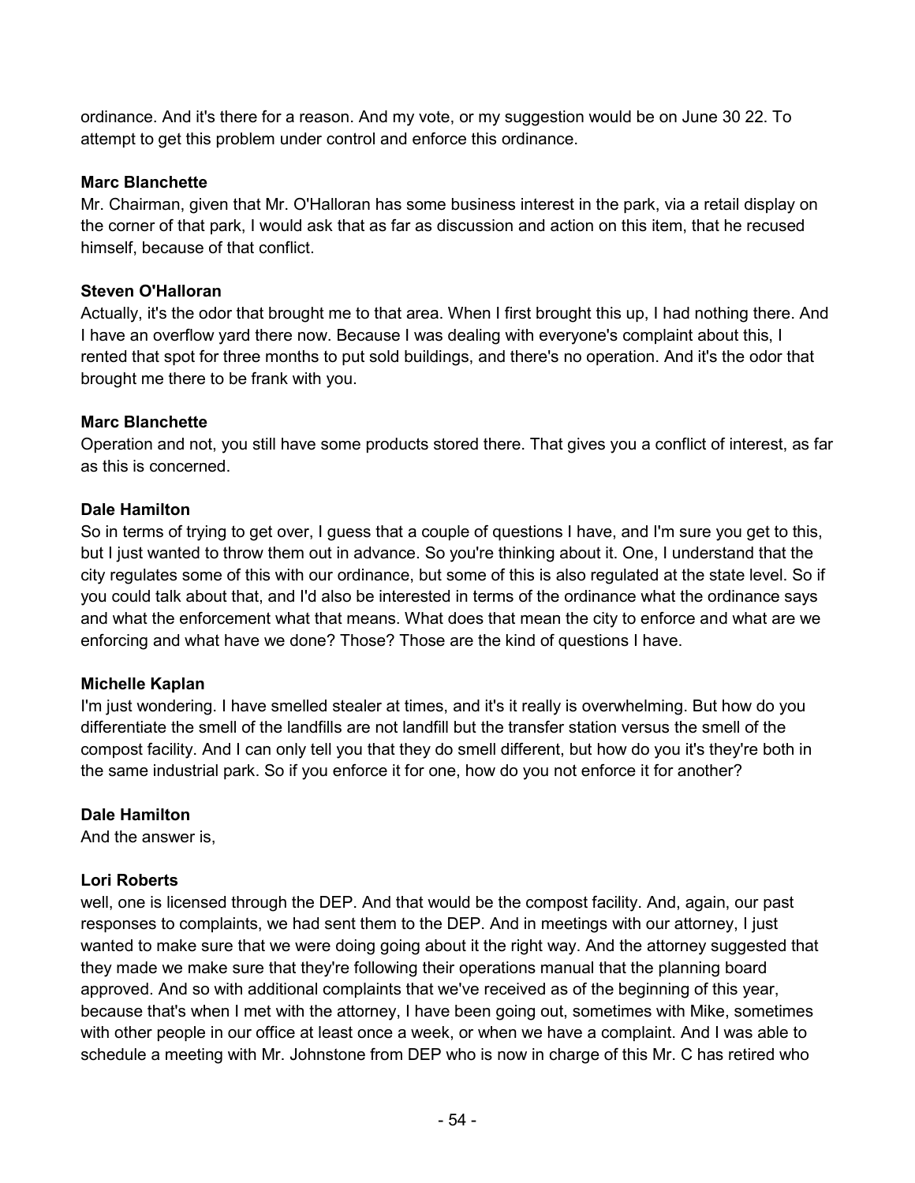ordinance. And it's there for a reason. And my vote, or my suggestion would be on June 30 22. To attempt to get this problem under control and enforce this ordinance.

**Marc Blanchette**
Mr. Chairman, given that Mr. O'Halloran has some business interest in the park, via a retail display on the corner of that park, I would ask that as far as discussion and action on this item, that he recused himself, because of that conflict.

**Steven O'Halloran**
Actually, it's the odor that brought me to that area. When I first brought this up, I had nothing there. And I have an overflow yard there now. Because I was dealing with everyone's complaint about this, I rented that spot for three months to put sold buildings, and there's no operation. And it's the odor that brought me there to be frank with you.

**Marc Blanchette**
Operation and not, you still have some products stored there. That gives you a conflict of interest, as far as this is concerned.

**Dale Hamilton**
So in terms of trying to get over, I guess that a couple of questions I have, and I'm sure you get to this, but I just wanted to throw them out in advance. So you're thinking about it. One, I understand that the city regulates some of this with our ordinance, but some of this is also regulated at the state level. So if you could talk about that, and I'd also be interested in terms of the ordinance what the ordinance says and what the enforcement what that means. What does that mean the city to enforce and what are we enforcing and what have we done? Those? Those are the kind of questions I have.

**Michelle Kaplan**
I'm just wondering. I have smelled stealer at times, and it's it really is overwhelming. But how do you differentiate the smell of the landfills are not landfill but the transfer station versus the smell of the compost facility. And I can only tell you that they do smell different, but how do you it's they're both in the same industrial park. So if you enforce it for one, how do you not enforce it for another?

**Dale Hamilton**
And the answer is,

**Lori Roberts**
well, one is licensed through the DEP. And that would be the compost facility. And, again, our past responses to complaints, we had sent them to the DEP. And in meetings with our attorney, I just wanted to make sure that we were doing going about it the right way. And the attorney suggested that they made we make sure that they're following their operations manual that the planning board approved. And so with additional complaints that we've received as of the beginning of this year, because that's when I met with the attorney, I have been going out, sometimes with Mike, sometimes with other people in our office at least once a week, or when we have a complaint. And I was able to schedule a meeting with Mr. Johnstone from DEP who is now in charge of this Mr. C has retired who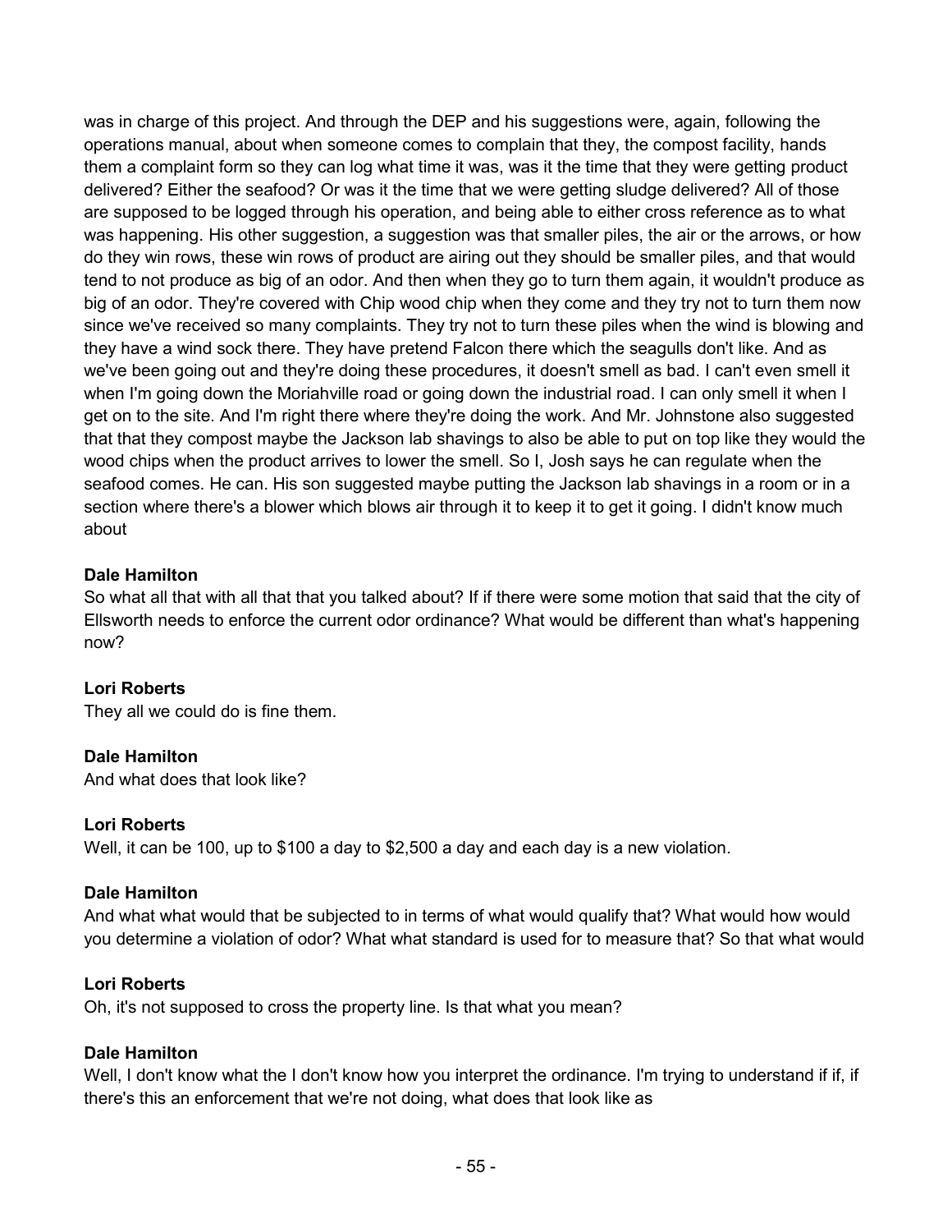was in charge of this project. And through the DEP and his suggestions were, again, following the operations manual, about when someone comes to complain that they, the compost facility, hands them a complaint form so they can log what time it was, was it the time that they were getting product delivered? Either the seafood? Or was it the time that we were getting sludge delivered? All of those are supposed to be logged through his operation, and being able to either cross reference as to what was happening. His other suggestion, a suggestion was that smaller piles, the air or the arrows, or how do they win rows, these win rows of product are airing out they should be smaller piles, and that would tend to not produce as big of an odor. And then when they go to turn them again, it wouldn't produce as big of an odor. They're covered with Chip wood chip when they come and they try not to turn them now since we've received so many complaints. They try not to turn these piles when the wind is blowing and they have a wind sock there. They have pretend Falcon there which the seagulls don't like. And as we've been going out and they're doing these procedures, it doesn't smell as bad. I can't even smell it when I'm going down the Moriahville road or going down the industrial road. I can only smell it when I get on to the site. And I'm right there where they're doing the work. And Mr. Johnstone also suggested that that they compost maybe the Jackson lab shavings to also be able to put on top like they would the wood chips when the product arrives to lower the smell. So I, Josh says he can regulate when the seafood comes. He can. His son suggested maybe putting the Jackson lab shavings in a room or in a section where there's a blower which blows air through it to keep it to get it going. I didn't know much about

**Dale Hamilton**
So what all that with all that that you talked about? If if there were some motion that said that the city of Ellsworth needs to enforce the current odor ordinance? What would be different than what's happening now?

**Lori Roberts**
They all we could do is fine them.

**Dale Hamilton**
And what does that look like?

**Lori Roberts**
Well, it can be 100, up to $100 a day to $2,500 a day and each day is a new violation.

**Dale Hamilton**
And what what would that be subjected to in terms of what would qualify that? What would how would you determine a violation of odor? What what standard is used for to measure that? So that what would

**Lori Roberts**
Oh, it's not supposed to cross the property line. Is that what you mean?

**Dale Hamilton**
Well, I don't know what the I don't know how you interpret the ordinance. I'm trying to understand if if, if there's this an enforcement that we're not doing, what does that look like as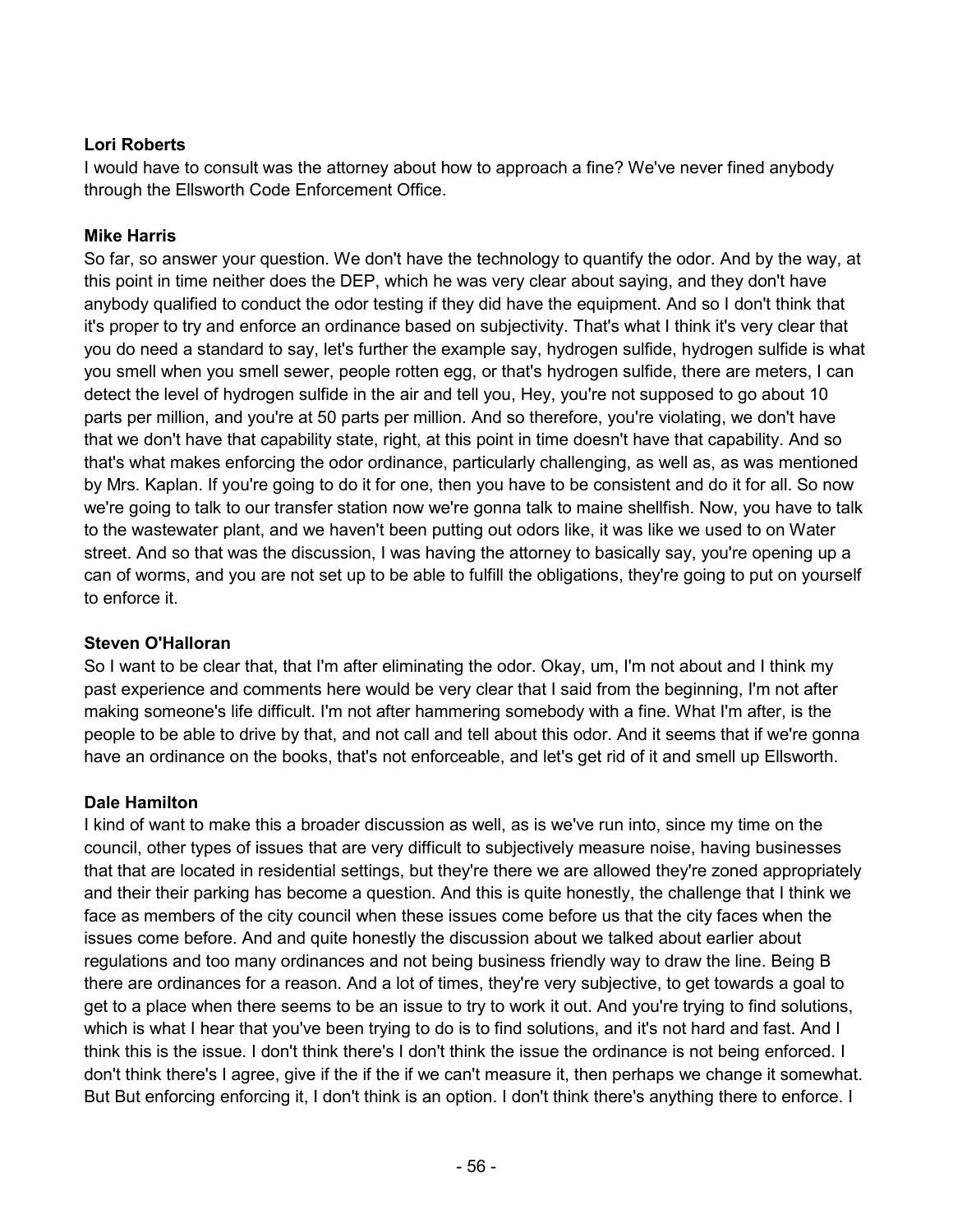**Lori Roberts**
I would have to consult was the attorney about how to approach a fine? We've never fined anybody through the Ellsworth Code Enforcement Office.

**Mike Harris**
So far, so answer your question. We don't have the technology to quantify the odor. And by the way, at this point in time neither does the DEP, which he was very clear about saying, and they don't have anybody qualified to conduct the odor testing if they did have the equipment. And so I don't think that it's proper to try and enforce an ordinance based on subjectivity. That's what I think it's very clear that you do need a standard to say, let's further the example say, hydrogen sulfide, hydrogen sulfide is what you smell when you smell sewer, people rotten egg, or that's hydrogen sulfide, there are meters, I can detect the level of hydrogen sulfide in the air and tell you, Hey, you're not supposed to go about 10 parts per million, and you're at 50 parts per million. And so therefore, you're violating, we don't have that we don't have that capability state, right, at this point in time doesn't have that capability. And so that's what makes enforcing the odor ordinance, particularly challenging, as well as, as was mentioned by Mrs. Kaplan. If you're going to do it for one, then you have to be consistent and do it for all. So now we're going to talk to our transfer station now we're gonna talk to maine shellfish. Now, you have to talk to the wastewater plant, and we haven't been putting out odors like, it was like we used to on Water street. And so that was the discussion, I was having the attorney to basically say, you're opening up a can of worms, and you are not set up to be able to fulfill the obligations, they're going to put on yourself to enforce it.

**Steven O'Halloran**
So I want to be clear that, that I'm after eliminating the odor. Okay, um, I'm not about and I think my past experience and comments here would be very clear that I said from the beginning, I'm not after making someone's life difficult. I'm not after hammering somebody with a fine. What I'm after, is the people to be able to drive by that, and not call and tell about this odor. And it seems that if we're gonna have an ordinance on the books, that's not enforceable, and let's get rid of it and smell up Ellsworth.

**Dale Hamilton**
I kind of want to make this a broader discussion as well, as is we've run into, since my time on the council, other types of issues that are very difficult to subjectively measure noise, having businesses that that are located in residential settings, but they're there we are allowed they're zoned appropriately and their their parking has become a question. And this is quite honestly, the challenge that I think we face as members of the city council when these issues come before us that the city faces when the issues come before. And and quite honestly the discussion about we talked about earlier about regulations and too many ordinances and not being business friendly way to draw the line. Being B there are ordinances for a reason. And a lot of times, they're very subjective, to get towards a goal to get to a place when there seems to be an issue to try to work it out. And you're trying to find solutions, which is what I hear that you've been trying to do is to find solutions, and it's not hard and fast. And I think this is the issue. I don't think there's I don't think the issue the ordinance is not being enforced. I don't think there's I agree, give if the if the if we can't measure it, then perhaps we change it somewhat. But But enforcing enforcing it, I don't think is an option. I don't think there's anything there to enforce. I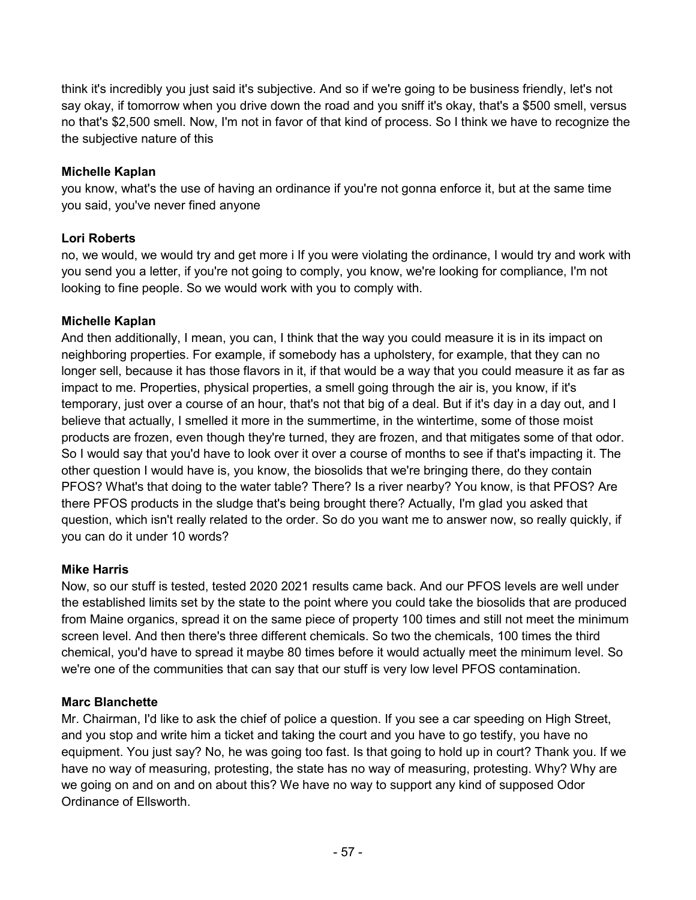think it's incredibly you just said it's subjective. And so if we're going to be business friendly, let's not say okay, if tomorrow when you drive down the road and you sniff it's okay, that's a $500 smell, versus no that's $2,500 smell. Now, I'm not in favor of that kind of process. So I think we have to recognize the the subjective nature of this

**Michelle Kaplan**
you know, what's the use of having an ordinance if you're not gonna enforce it, but at the same time you said, you've never fined anyone

**Lori Roberts**
no, we would, we would try and get more i If you were violating the ordinance, I would try and work with you send you a letter, if you're not going to comply, you know, we're looking for compliance, I'm not looking to fine people. So we would work with you to comply with.

**Michelle Kaplan**
And then additionally, I mean, you can, I think that the way you could measure it is in its impact on neighboring properties. For example, if somebody has a upholstery, for example, that they can no longer sell, because it has those flavors in it, if that would be a way that you could measure it as far as impact to me. Properties, physical properties, a smell going through the air is, you know, if it's temporary, just over a course of an hour, that's not that big of a deal. But if it's day in a day out, and I believe that actually, I smelled it more in the summertime, in the wintertime, some of those moist products are frozen, even though they're turned, they are frozen, and that mitigates some of that odor. So I would say that you'd have to look over it over a course of months to see if that's impacting it. The other question I would have is, you know, the biosolids that we're bringing there, do they contain PFOS? What's that doing to the water table? There? Is a river nearby? You know, is that PFOS? Are there PFOS products in the sludge that's being brought there? Actually, I'm glad you asked that question, which isn't really related to the order. So do you want me to answer now, so really quickly, if you can do it under 10 words?

**Mike Harris**
Now, so our stuff is tested, tested 2020 2021 results came back. And our PFOS levels are well under the established limits set by the state to the point where you could take the biosolids that are produced from Maine organics, spread it on the same piece of property 100 times and still not meet the minimum screen level. And then there's three different chemicals. So two the chemicals, 100 times the third chemical, you'd have to spread it maybe 80 times before it would actually meet the minimum level. So we're one of the communities that can say that our stuff is very low level PFOS contamination.

**Marc Blanchette**
Mr. Chairman, I'd like to ask the chief of police a question. If you see a car speeding on High Street, and you stop and write him a ticket and taking the court and you have to go testify, you have no equipment. You just say? No, he was going too fast. Is that going to hold up in court? Thank you. If we have no way of measuring, protesting, the state has no way of measuring, protesting. Why? Why are we going on and on and on about this? We have no way to support any kind of supposed Odor Ordinance of Ellsworth.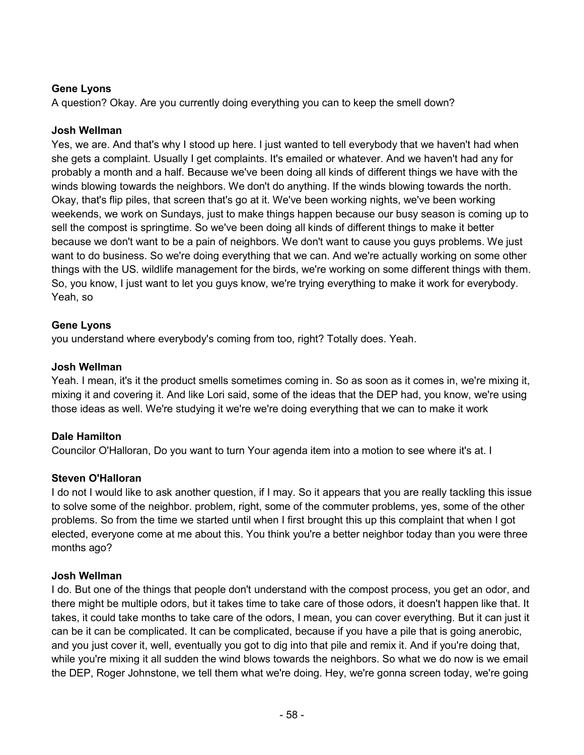**Gene Lyons**

A question? Okay. Are you currently doing everything you can to keep the smell down?

**Josh Wellman**

Yes, we are. And that's why I stood up here. I just wanted to tell everybody that we haven't had when she gets a complaint. Usually I get complaints. It's emailed or whatever. And we haven't had any for probably a month and a half. Because we've been doing all kinds of different things we have with the winds blowing towards the neighbors. We don't do anything. If the winds blowing towards the north. Okay, that's flip piles, that screen that's go at it. We've been working nights, we've been working weekends, we work on Sundays, just to make things happen because our busy season is coming up to sell the compost is springtime. So we've been doing all kinds of different things to make it better because we don't want to be a pain of neighbors. We don't want to cause you guys problems. We just want to do business. So we're doing everything that we can. And we're actually working on some other things with the US. wildlife management for the birds, we're working on some different things with them. So, you know, I just want to let you guys know, we're trying everything to make it work for everybody. Yeah, so

**Gene Lyons**

you understand where everybody's coming from too, right? Totally does. Yeah.

**Josh Wellman**

Yeah. I mean, it's it the product smells sometimes coming in. So as soon as it comes in, we're mixing it, mixing it and covering it. And like Lori said, some of the ideas that the DEP had, you know, we're using those ideas as well. We're studying it we're we're doing everything that we can to make it work

**Dale Hamilton**

Councilor O'Halloran, Do you want to turn Your agenda item into a motion to see where it's at. I

**Steven O'Halloran**

I do not I would like to ask another question, if I may. So it appears that you are really tackling this issue to solve some of the neighbor. problem, right, some of the commuter problems, yes, some of the other problems. So from the time we started until when I first brought this up this complaint that when I got elected, everyone come at me about this. You think you're a better neighbor today than you were three months ago?

**Josh Wellman**

I do. But one of the things that people don't understand with the compost process, you get an odor, and there might be multiple odors, but it takes time to take care of those odors, it doesn't happen like that. It takes, it could take months to take care of the odors, I mean, you can cover everything. But it can just it can be it can be complicated. It can be complicated, because if you have a pile that is going anerobic, and you just cover it, well, eventually you got to dig into that pile and remix it. And if you're doing that, while you're mixing it all sudden the wind blows towards the neighbors. So what we do now is we email the DEP, Roger Johnstone, we tell them what we're doing. Hey, we're gonna screen today, we're going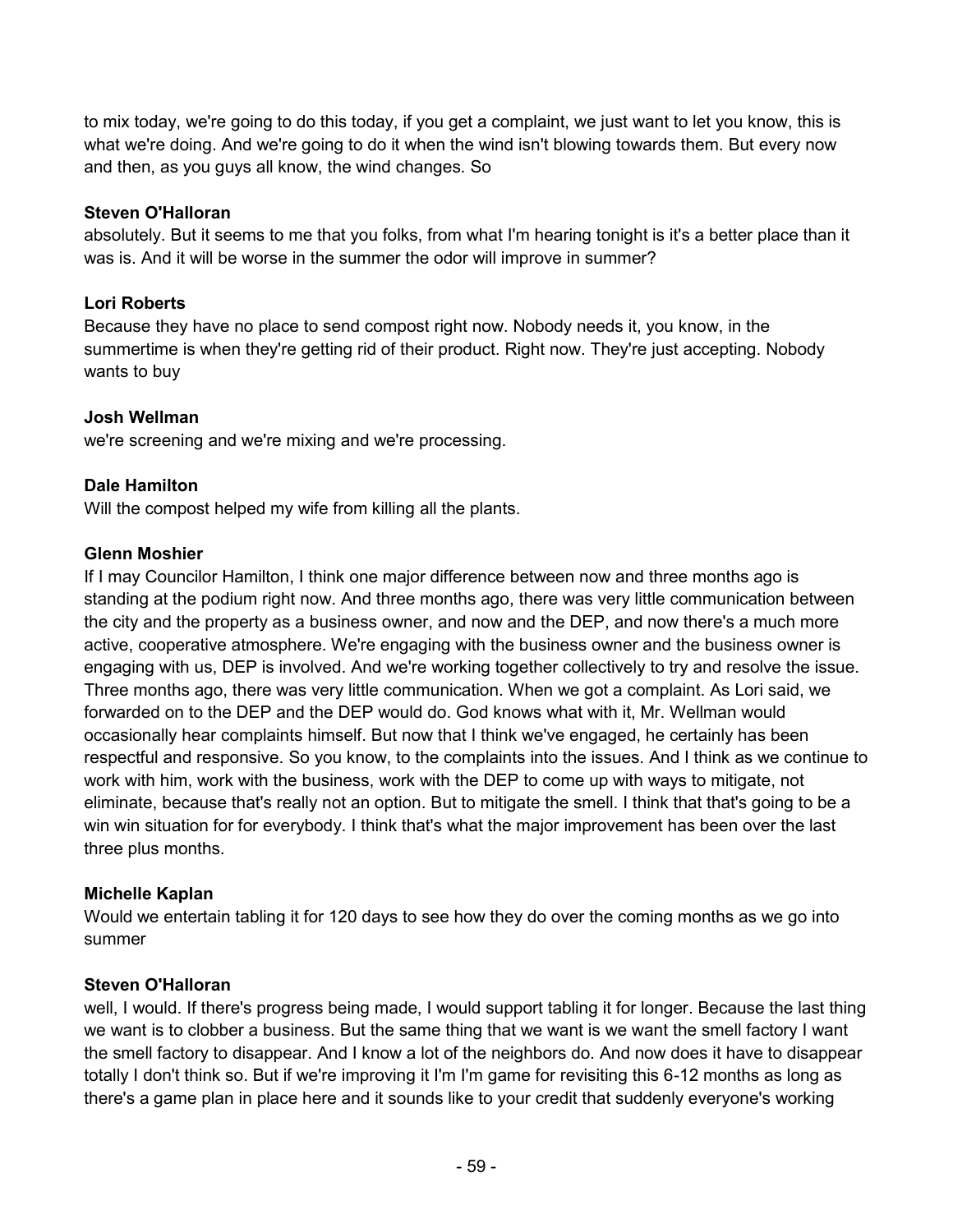to mix today, we're going to do this today, if you get a complaint, we just want to let you know, this is what we're doing. And we're going to do it when the wind isn't blowing towards them. But every now and then, as you guys all know, the wind changes. So

**Steven O'Halloran**
absolutely. But it seems to me that you folks, from what I'm hearing tonight is it's a better place than it was is. And it will be worse in the summer the odor will improve in summer?

**Lori Roberts**
Because they have no place to send compost right now. Nobody needs it, you know, in the summertime is when they're getting rid of their product. Right now. They're just accepting. Nobody wants to buy

**Josh Wellman**
we're screening and we're mixing and we're processing.

**Dale Hamilton**
Will the compost helped my wife from killing all the plants.

**Glenn Moshier**
If I may Councilor Hamilton, I think one major difference between now and three months ago is standing at the podium right now. And three months ago, there was very little communication between the city and the property as a business owner, and now and the DEP, and now there's a much more active, cooperative atmosphere. We're engaging with the business owner and the business owner is engaging with us, DEP is involved. And we're working together collectively to try and resolve the issue. Three months ago, there was very little communication. When we got a complaint. As Lori said, we forwarded on to the DEP and the DEP would do. God knows what with it, Mr. Wellman would occasionally hear complaints himself. But now that I think we've engaged, he certainly has been respectful and responsive. So you know, to the complaints into the issues. And I think as we continue to work with him, work with the business, work with the DEP to come up with ways to mitigate, not eliminate, because that's really not an option. But to mitigate the smell. I think that that's going to be a win win situation for for everybody. I think that's what the major improvement has been over the last three plus months.

**Michelle Kaplan**
Would we entertain tabling it for 120 days to see how they do over the coming months as we go into summer

**Steven O'Halloran**
well, I would. If there's progress being made, I would support tabling it for longer. Because the last thing we want is to clobber a business. But the same thing that we want is we want the smell factory I want the smell factory to disappear. And I know a lot of the neighbors do. And now does it have to disappear totally I don't think so. But if we're improving it I'm I'm game for revisiting this 6-12 months as long as there's a game plan in place here and it sounds like to your credit that suddenly everyone's working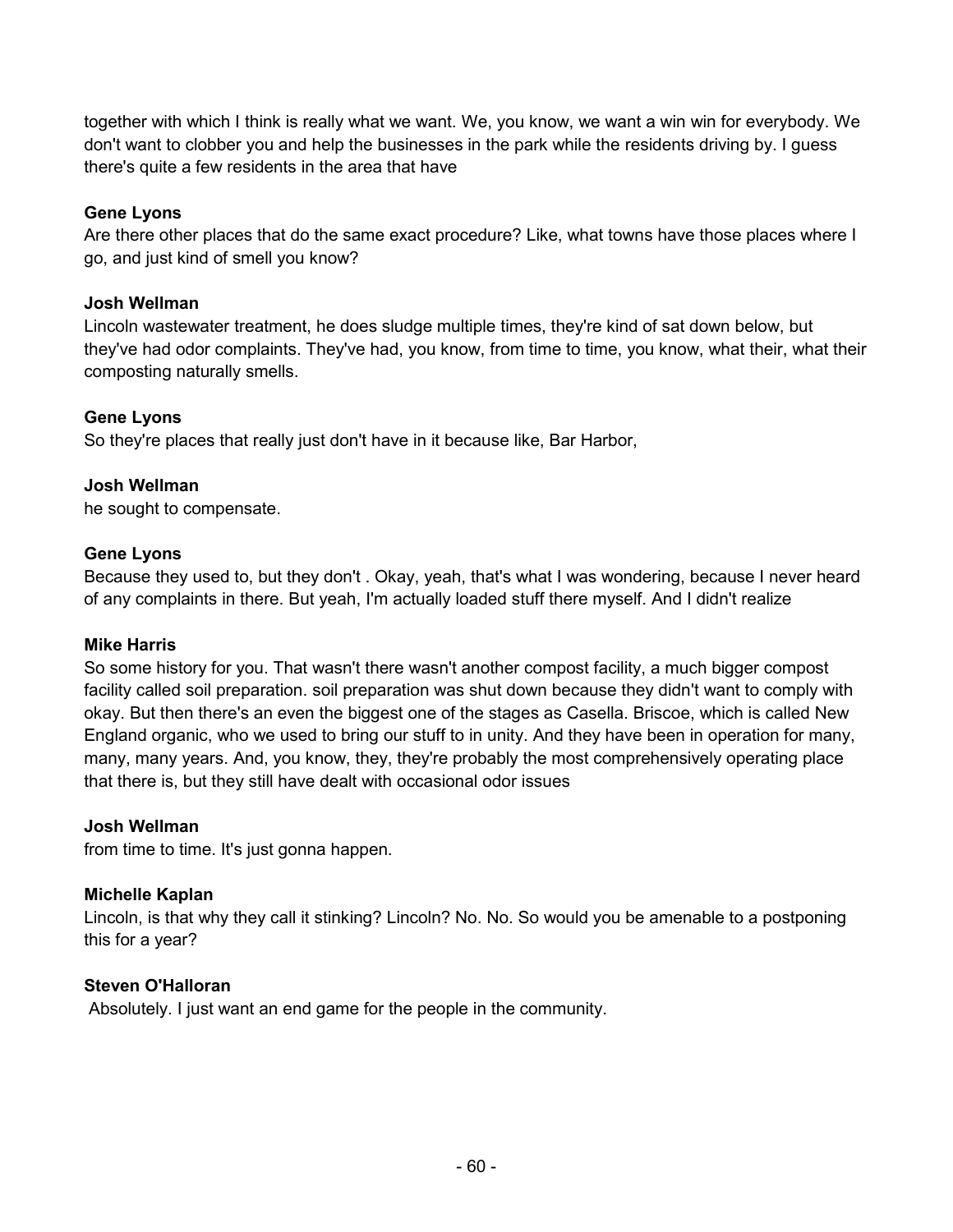together with which I think is really what we want. We, you know, we want a win win for everybody. We don't want to clobber you and help the businesses in the park while the residents driving by. I guess there's quite a few residents in the area that have

**Gene Lyons**
Are there other places that do the same exact procedure? Like, what towns have those places where I go, and just kind of smell you know?

**Josh Wellman**
Lincoln wastewater treatment, he does sludge multiple times, they're kind of sat down below, but they've had odor complaints. They've had, you know, from time to time, you know, what their, what their composting naturally smells.

**Gene Lyons**
So they're places that really just don't have in it because like, Bar Harbor,

**Josh Wellman**
he sought to compensate.

**Gene Lyons**
Because they used to, but they don't . Okay, yeah, that's what I was wondering, because I never heard of any complaints in there. But yeah, I'm actually loaded stuff there myself. And I didn't realize

**Mike Harris**
So some history for you. That wasn't there wasn't another compost facility, a much bigger compost facility called soil preparation. soil preparation was shut down because they didn't want to comply with okay. But then there's an even the biggest one of the stages as Casella. Briscoe, which is called New England organic, who we used to bring our stuff to in unity. And they have been in operation for many, many, many years. And, you know, they, they're probably the most comprehensively operating place that there is, but they still have dealt with occasional odor issues

**Josh Wellman**
from time to time. It's just gonna happen.

**Michelle Kaplan**
Lincoln, is that why they call it stinking? Lincoln? No. No. So would you be amenable to a postponing this for a year?

**Steven O'Halloran**
Absolutely. I just want an end game for the people in the community.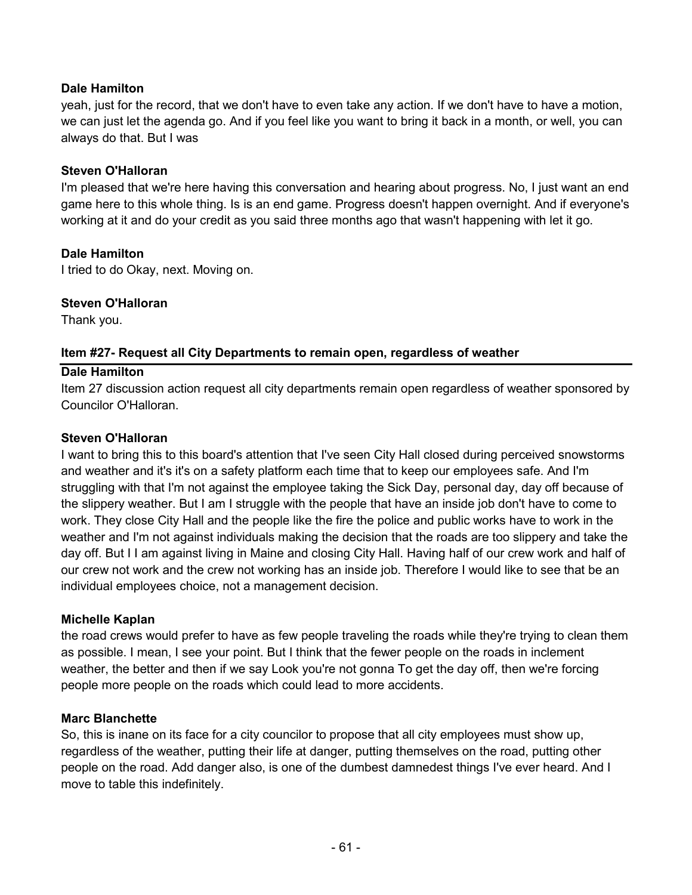**Dale Hamilton**

yeah, just for the record, that we don't have to even take any action. If we don't have to have a motion, we can just let the agenda go. And if you feel like you want to bring it back in a month, or well, you can always do that. But I was

**Steven O'Halloran**

I'm pleased that we're here having this conversation and hearing about progress. No, I just want an end game here to this whole thing. Is is an end game. Progress doesn't happen overnight. And if everyone's working at it and do your credit as you said three months ago that wasn't happening with let it go.

**Dale Hamilton**

I tried to do Okay, next. Moving on.

**Steven O'Halloran**

Thank you.

### Item #27- Request all City Departments to remain open, regardless of weather

**Dale Hamilton**

Item 27 discussion action request all city departments remain open regardless of weather sponsored by Councilor O'Halloran.

**Steven O'Halloran**

I want to bring this to this board's attention that I've seen City Hall closed during perceived snowstorms and weather and it's it's on a safety platform each time that to keep our employees safe. And I'm struggling with that I'm not against the employee taking the Sick Day, personal day, day off because of the slippery weather. But I am I struggle with the people that have an inside job don't have to come to work. They close City Hall and the people like the fire the police and public works have to work in the weather and I'm not against individuals making the decision that the roads are too slippery and take the day off. But I I am against living in Maine and closing City Hall. Having half of our crew work and half of our crew not work and the crew not working has an inside job. Therefore I would like to see that be an individual employees choice, not a management decision.

**Michelle Kaplan**

the road crews would prefer to have as few people traveling the roads while they're trying to clean them as possible. I mean, I see your point. But I think that the fewer people on the roads in inclement weather, the better and then if we say Look you're not gonna To get the day off, then we're forcing people more people on the roads which could lead to more accidents.

**Marc Blanchette**

So, this is inane on its face for a city councilor to propose that all city employees must show up, regardless of the weather, putting their life at danger, putting themselves on the road, putting other people on the road. Add danger also, is one of the dumbest damnedest things I've ever heard. And I move to table this indefinitely.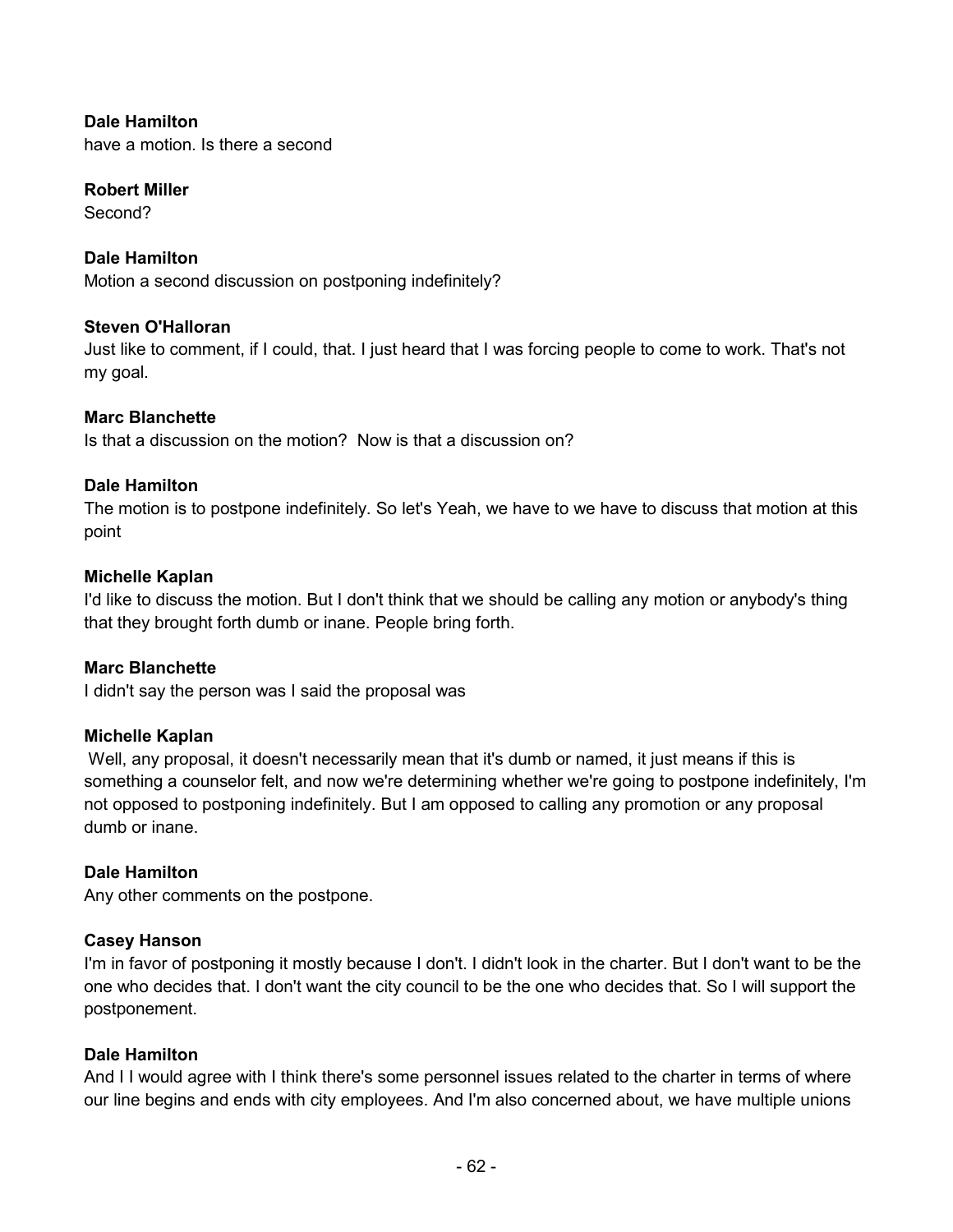**Dale Hamilton**
have a motion. Is there a second

**Robert Miller**
Second?

**Dale Hamilton**
Motion a second discussion on postponing indefinitely?

**Steven O'Halloran**
Just like to comment, if I could, that. I just heard that I was forcing people to come to work. That's not my goal.

**Marc Blanchette**
Is that a discussion on the motion? Now is that a discussion on?

**Dale Hamilton**
The motion is to postpone indefinitely. So let's Yeah, we have to we have to discuss that motion at this point

**Michelle Kaplan**
I'd like to discuss the motion. But I don't think that we should be calling any motion or anybody's thing that they brought forth dumb or inane. People bring forth.

**Marc Blanchette**
I didn't say the person was I said the proposal was

**Michelle Kaplan**
Well, any proposal, it doesn't necessarily mean that it's dumb or named, it just means if this is something a counselor felt, and now we're determining whether we're going to postpone indefinitely, I'm not opposed to postponing indefinitely. But I am opposed to calling any promotion or any proposal dumb or inane.

**Dale Hamilton**
Any other comments on the postpone.

**Casey Hanson**
I'm in favor of postponing it mostly because I don't. I didn't look in the charter. But I don't want to be the one who decides that. I don't want the city council to be the one who decides that. So I will support the postponement.

**Dale Hamilton**
And I I would agree with I think there's some personnel issues related to the charter in terms of where our line begins and ends with city employees. And I'm also concerned about, we have multiple unions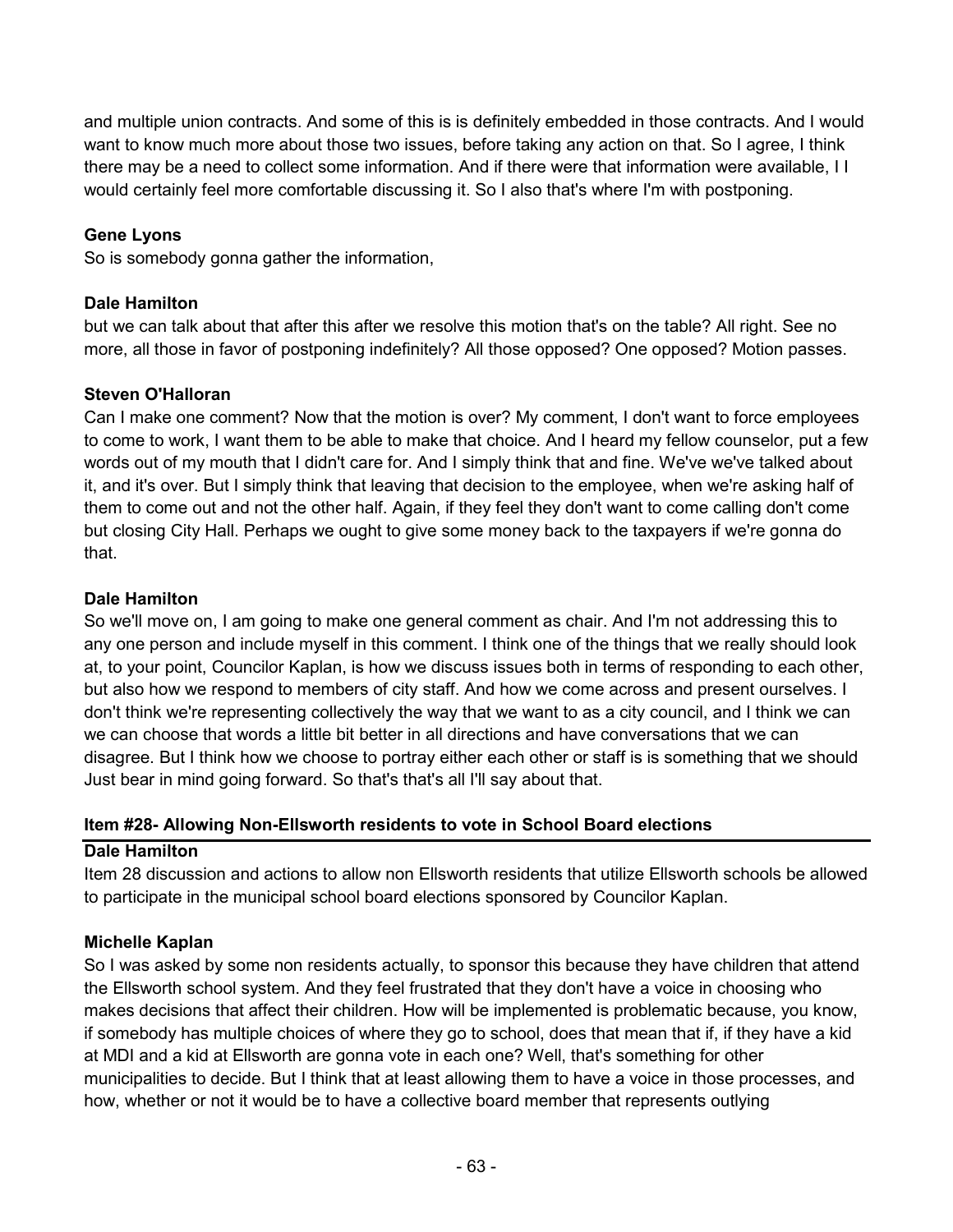and multiple union contracts. And some of this is is definitely embedded in those contracts. And I would want to know much more about those two issues, before taking any action on that. So I agree, I think there may be a need to collect some information. And if there were that information were available, I I would certainly feel more comfortable discussing it. So I also that's where I'm with postponing.

**Gene Lyons**
So is somebody gonna gather the information,

**Dale Hamilton**
but we can talk about that after this after we resolve this motion that's on the table? All right. See no more, all those in favor of postponing indefinitely? All those opposed? One opposed? Motion passes.

**Steven O'Halloran**
Can I make one comment? Now that the motion is over? My comment, I don't want to force employees to come to work, I want them to be able to make that choice. And I heard my fellow counselor, put a few words out of my mouth that I didn't care for. And I simply think that and fine. We've we've talked about it, and it's over. But I simply think that leaving that decision to the employee, when we're asking half of them to come out and not the other half. Again, if they feel they don't want to come calling don't come but closing City Hall. Perhaps we ought to give some money back to the taxpayers if we're gonna do that.

**Dale Hamilton**
So we'll move on, I am going to make one general comment as chair. And I'm not addressing this to any one person and include myself in this comment. I think one of the things that we really should look at, to your point, Councilor Kaplan, is how we discuss issues both in terms of responding to each other, but also how we respond to members of city staff. And how we come across and present ourselves. I don't think we're representing collectively the way that we want to as a city council, and I think we can we can choose that words a little bit better in all directions and have conversations that we can disagree. But I think how we choose to portray either each other or staff is is something that we should Just bear in mind going forward. So that's that's all I'll say about that.

## Item #28- Allowing Non-Ellsworth residents to vote in School Board elections

**Dale Hamilton**
Item 28 discussion and actions to allow non Ellsworth residents that utilize Ellsworth schools be allowed to participate in the municipal school board elections sponsored by Councilor Kaplan.

**Michelle Kaplan**
So I was asked by some non residents actually, to sponsor this because they have children that attend the Ellsworth school system. And they feel frustrated that they don't have a voice in choosing who makes decisions that affect their children. How will be implemented is problematic because, you know, if somebody has multiple choices of where they go to school, does that mean that if, if they have a kid at MDI and a kid at Ellsworth are gonna vote in each one? Well, that's something for other municipalities to decide. But I think that at least allowing them to have a voice in those processes, and how, whether or not it would be to have a collective board member that represents outlying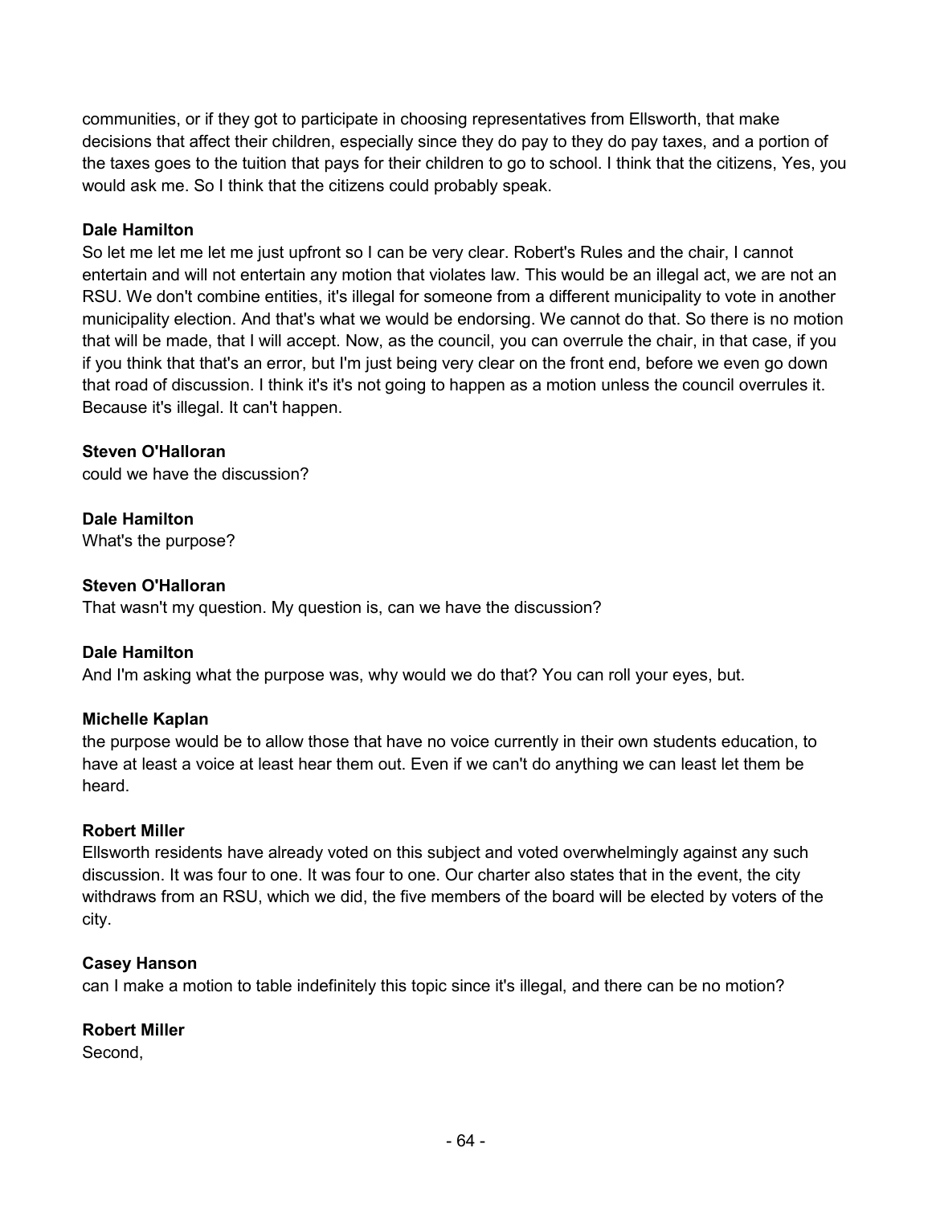communities, or if they got to participate in choosing representatives from Ellsworth, that make decisions that affect their children, especially since they do pay to they do pay taxes, and a portion of the taxes goes to the tuition that pays for their children to go to school. I think that the citizens, Yes, you would ask me. So I think that the citizens could probably speak.

**Dale Hamilton**
So let me let me let me just upfront so I can be very clear. Robert's Rules and the chair, I cannot entertain and will not entertain any motion that violates law. This would be an illegal act, we are not an RSU. We don't combine entities, it's illegal for someone from a different municipality to vote in another municipality election. And that's what we would be endorsing. We cannot do that. So there is no motion that will be made, that I will accept. Now, as the council, you can overrule the chair, in that case, if you if you think that that's an error, but I'm just being very clear on the front end, before we even go down that road of discussion. I think it's it's not going to happen as a motion unless the council overrules it. Because it's illegal. It can't happen.

**Steven O'Halloran**
could we have the discussion?

**Dale Hamilton**
What's the purpose?

**Steven O'Halloran**
That wasn't my question. My question is, can we have the discussion?

**Dale Hamilton**
And I'm asking what the purpose was, why would we do that? You can roll your eyes, but.

**Michelle Kaplan**
the purpose would be to allow those that have no voice currently in their own students education, to have at least a voice at least hear them out. Even if we can't do anything we can least let them be heard.

**Robert Miller**
Ellsworth residents have already voted on this subject and voted overwhelmingly against any such discussion. It was four to one. It was four to one. Our charter also states that in the event, the city withdraws from an RSU, which we did, the five members of the board will be elected by voters of the city.

**Casey Hanson**
can I make a motion to table indefinitely this topic since it's illegal, and there can be no motion?

**Robert Miller**
Second,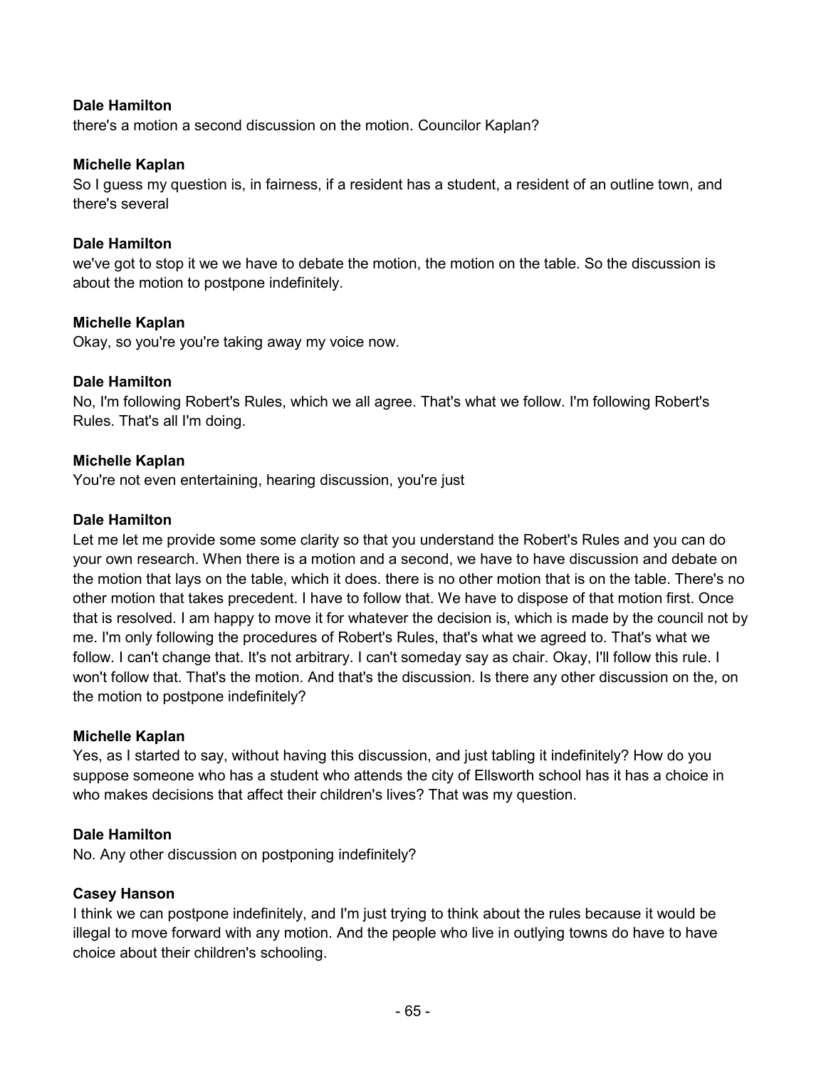**Dale Hamilton**
there's a motion a second discussion on the motion. Councilor Kaplan?

**Michelle Kaplan**
So I guess my question is, in fairness, if a resident has a student, a resident of an outline town, and there's several

**Dale Hamilton**
we've got to stop it we we have to debate the motion, the motion on the table. So the discussion is about the motion to postpone indefinitely.

**Michelle Kaplan**
Okay, so you're you're taking away my voice now.

**Dale Hamilton**
No, I'm following Robert's Rules, which we all agree. That's what we follow. I'm following Robert's Rules. That's all I'm doing.

**Michelle Kaplan**
You're not even entertaining, hearing discussion, you're just

**Dale Hamilton**
Let me let me provide some some clarity so that you understand the Robert's Rules and you can do your own research. When there is a motion and a second, we have to have discussion and debate on the motion that lays on the table, which it does. there is no other motion that is on the table. There's no other motion that takes precedent. I have to follow that. We have to dispose of that motion first. Once that is resolved. I am happy to move it for whatever the decision is, which is made by the council not by me. I'm only following the procedures of Robert's Rules, that's what we agreed to. That's what we follow. I can't change that. It's not arbitrary. I can't someday say as chair. Okay, I'll follow this rule. I won't follow that. That's the motion. And that's the discussion. Is there any other discussion on the, on the motion to postpone indefinitely?

**Michelle Kaplan**
Yes, as I started to say, without having this discussion, and just tabling it indefinitely? How do you suppose someone who has a student who attends the city of Ellsworth school has it has a choice in who makes decisions that affect their children's lives? That was my question.

**Dale Hamilton**
No. Any other discussion on postponing indefinitely?

**Casey Hanson**
I think we can postpone indefinitely, and I'm just trying to think about the rules because it would be illegal to move forward with any motion. And the people who live in outlying towns do have to have choice about their children's schooling.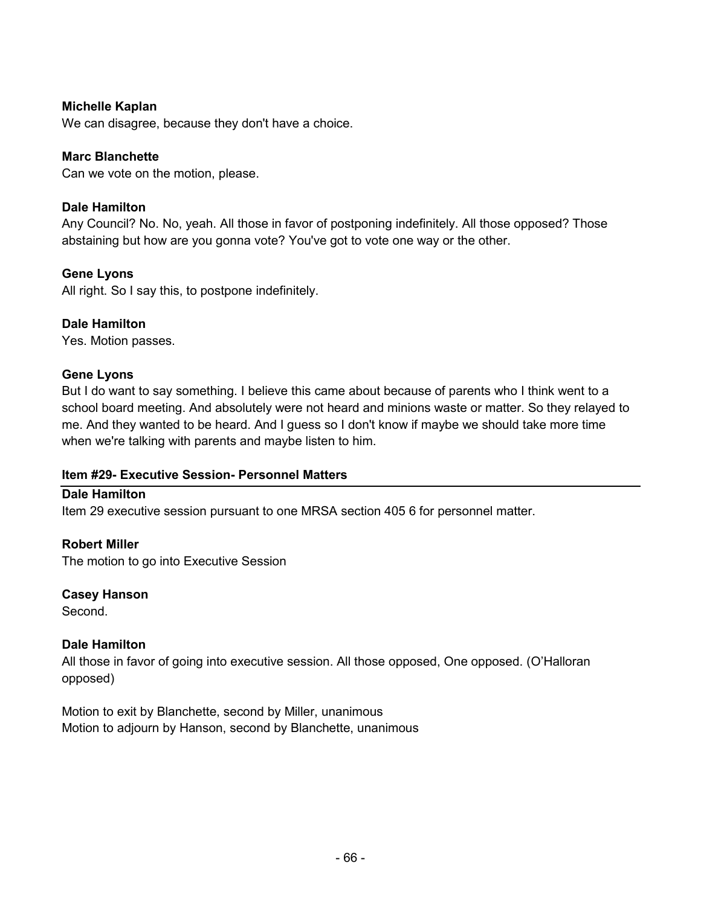**Michelle Kaplan**
We can disagree, because they don't have a choice.

**Marc Blanchette**
Can we vote on the motion, please.

**Dale Hamilton**
Any Council? No. No, yeah. All those in favor of postponing indefinitely. All those opposed? Those abstaining but how are you gonna vote? You've got to vote one way or the other.

**Gene Lyons**
All right. So I say this, to postpone indefinitely.

**Dale Hamilton**
Yes. Motion passes.

**Gene Lyons**
But I do want to say something. I believe this came about because of parents who I think went to a school board meeting. And absolutely were not heard and minions waste or matter. So they relayed to me. And they wanted to be heard. And I guess so I don't know if maybe we should take more time when we're talking with parents and maybe listen to him.

### Item #29- Executive Session- Personnel Matters

**Dale Hamilton**
Item 29 executive session pursuant to one MRSA section 405 6 for personnel matter.

**Robert Miller**
The motion to go into Executive Session

**Casey Hanson**
Second.

**Dale Hamilton**
All those in favor of going into executive session. All those opposed, One opposed. (O'Halloran opposed)

Motion to exit by Blanchette, second by Miller, unanimous
Motion to adjourn by Hanson, second by Blanchette, unanimous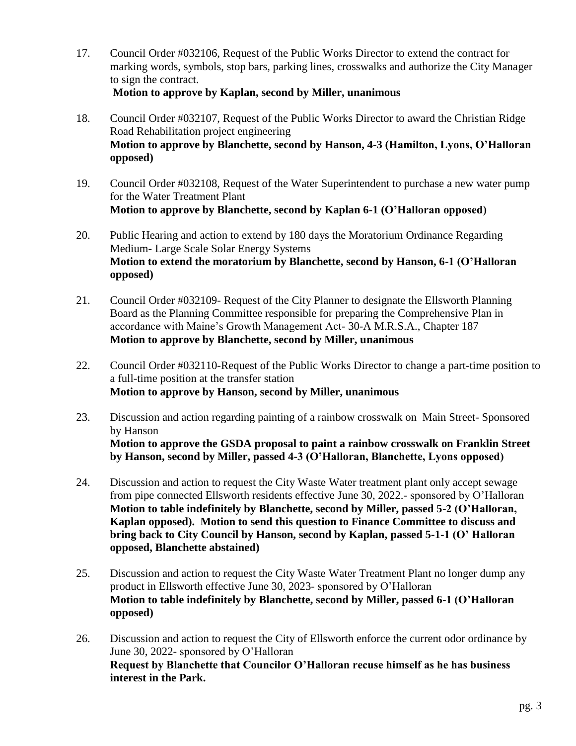17. Council Order #032106, Request of the Public Works Director to extend the contract for marking words, symbols, stop bars, parking lines, crosswalks and authorize the City Manager to sign the contract.
 **Motion to approve by Kaplan, second by Miller, unanimous**

18. Council Order #032107, Request of the Public Works Director to award the Christian Ridge Road Rehabilitation project engineering
 **Motion to approve by Blanchette, second by Hanson, 4-3 (Hamilton, Lyons, O'Halloran opposed)**

19. Council Order #032108, Request of the Water Superintendent to purchase a new water pump for the Water Treatment Plant
 **Motion to approve by Blanchette, second by Kaplan 6-1 (O'Halloran opposed)**

20. Public Hearing and action to extend by 180 days the Moratorium Ordinance Regarding Medium- Large Scale Solar Energy Systems
 **Motion to extend the moratorium by Blanchette, second by Hanson, 6-1 (O'Halloran opposed)**

21. Council Order #032109- Request of the City Planner to designate the Ellsworth Planning Board as the Planning Committee responsible for preparing the Comprehensive Plan in accordance with Maine's Growth Management Act- 30-A M.R.S.A., Chapter 187
 **Motion to approve by Blanchette, second by Miller, unanimous**

22. Council Order #032110-Request of the Public Works Director to change a part-time position to a full-time position at the transfer station
 **Motion to approve by Hanson, second by Miller, unanimous**

23. Discussion and action regarding painting of a rainbow crosswalk on Main Street- Sponsored by Hanson
 **Motion to approve the GSDA proposal to paint a rainbow crosswalk on Franklin Street by Hanson, second by Miller, passed 4-3 (O'Halloran, Blanchette, Lyons opposed)**

24. Discussion and action to request the City Waste Water treatment plant only accept sewage from pipe connected Ellsworth residents effective June 30, 2022.- sponsored by O'Halloran
 **Motion to table indefinitely by Blanchette, second by Miller, passed 5-2 (O'Halloran, Kaplan opposed). Motion to send this question to Finance Committee to discuss and bring back to City Council by Hanson, second by Kaplan, passed 5-1-1 (O' Halloran opposed, Blanchette abstained)**

25. Discussion and action to request the City Waste Water Treatment Plant no longer dump any product in Ellsworth effective June 30, 2023- sponsored by O'Halloran
 **Motion to table indefinitely by Blanchette, second by Miller, passed 6-1 (O'Halloran opposed)**

26. Discussion and action to request the City of Ellsworth enforce the current odor ordinance by June 30, 2022- sponsored by O'Halloran
 **Request by Blanchette that Councilor O'Halloran recuse himself as he has business interest in the Park.**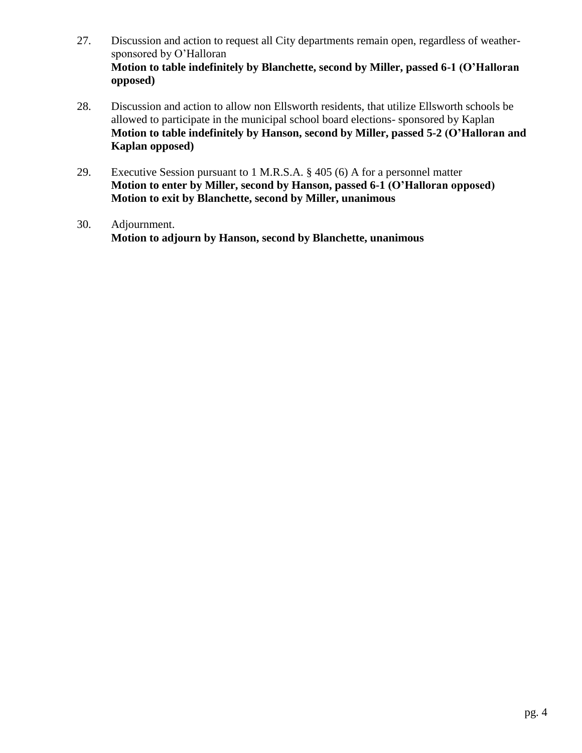27. Discussion and action to request all City departments remain open, regardless of weather- sponsored by O'Halloran
    **Motion to table indefinitely by Blanchette, second by Miller, passed 6-1 (O'Halloran opposed)**

28. Discussion and action to allow non Ellsworth residents, that utilize Ellsworth schools be allowed to participate in the municipal school board elections- sponsored by Kaplan
    **Motion to table indefinitely by Hanson, second by Miller, passed 5-2 (O'Halloran and Kaplan opposed)**

29. Executive Session pursuant to 1 M.R.S.A. § 405 (6) A for a personnel matter
    **Motion to enter by Miller, second by Hanson, passed 6-1 (O'Halloran opposed)**
    **Motion to exit by Blanchette, second by Miller, unanimous**

30. Adjournment.
    **Motion to adjourn by Hanson, second by Blanchette, unanimous**